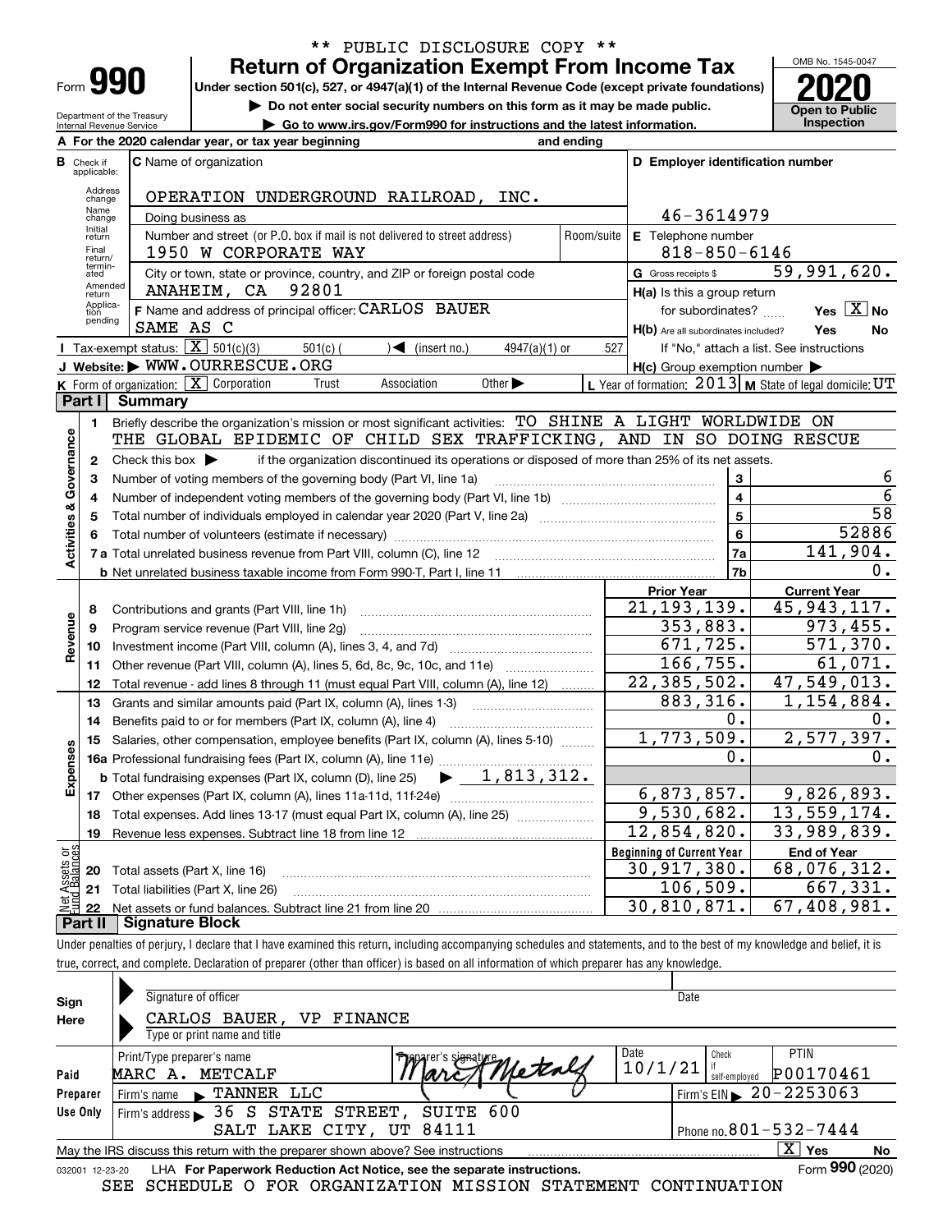\*\* PUBLIC DISCLOSURE COPY \*\*

Form **990**

# Return of Organization Exempt From Income Tax

**Under section 501(c), 527, or 4947(a)(1) of the Internal Revenue Code (except private foundations)**

▶ **Do not enter social security numbers on this form as it may be made public.**

▶ **Go to www.irs.gov/Form990 for instructions and the latest information.**

OMB No. 1545-0047

**2020**

**Open to Public Inspection**

Department of the Treasury
Internal Revenue Service

**A** For the 2020 calendar year, or tax year beginning and ending

**B** Check if applicable: Address change, Name change, Initial return, Final return/terminated, Amended return, Application pending

**C** Name of organization: OPERATION UNDERGROUND RAILROAD, INC.

Doing business as

Number and street (or P.O. box if mail is not delivered to street address): 1950 W CORPORATE WAY — Room/suite

City or town, state or province, country, and ZIP or foreign postal code: ANAHEIM, CA 92801

**D** Employer identification number: 46-3614979

**E** Telephone number: 818-850-6146

**G** Gross receipts $ 59,991,620.

**F** Name and address of principal officer: CARLOS BAUER
SAME AS C

**H(a)** Is this a group return for subordinates? Yes [X] No

**H(b)** Are all subordinates included? Yes No
If "No," attach a list. See instructions

**H(c)** Group exemption number ▶

**I** Tax-exempt status: [X] 501(c)(3) 501(c) ( ) ◀ (insert no.) 4947(a)(1) or 527

**J** Website: ▶ WWW.OURRESCUE.ORG

**K** Form of organization: [X] Corporation Trust Association Other ▶

**L** Year of formation: 2013 **M** State of legal domicile: UT

## Part I Summary

**Activities & Governance**

1 Briefly describe the organization's mission or most significant activities: TO SHINE A LIGHT WORLDWIDE ON THE GLOBAL EPIDEMIC OF CHILD SEX TRAFFICKING, AND IN SO DOING RESCUE

2 Check this box ▶ if the organization discontinued its operations or disposed of more than 25% of its net assets.

| | | | |
|---|---|---|---|
| 3 | Number of voting members of the governing body (Part VI, line 1a) | 3 | 6 |
| 4 | Number of independent voting members of the governing body (Part VI, line 1b) | 4 | 6 |
| 5 | Total number of individuals employed in calendar year 2020 (Part V, line 2a) | 5 | 58 |
| 6 | Total number of volunteers (estimate if necessary) | 6 | 52886 |
| 7a | Total unrelated business revenue from Part VIII, column (C), line 12 | 7a | 141,904. |
| b | Net unrelated business taxable income from Form 990-T, Part I, line 11 | 7b | 0. |

| | | Prior Year | Current Year |
|---|---|---|---|
| **Revenue** | | | |
| 8 | Contributions and grants (Part VIII, line 1h) | 21,193,139. | 45,943,117. |
| 9 | Program service revenue (Part VIII, line 2g) | 353,883. | 973,455. |
| 10 | Investment income (Part VIII, column (A), lines 3, 4, and 7d) | 671,725. | 571,370. |
| 11 | Other revenue (Part VIII, column (A), lines 5, 6d, 8c, 9c, 10c, and 11e) | 166,755. | 61,071. |
| 12 | Total revenue - add lines 8 through 11 (must equal Part VIII, column (A), line 12) | 22,385,502. | 47,549,013. |
| **Expenses** | | | |
| 13 | Grants and similar amounts paid (Part IX, column (A), lines 1-3) | 883,316. | 1,154,884. |
| 14 | Benefits paid to or for members (Part IX, column (A), line 4) | 0. | 0. |
| 15 | Salaries, other compensation, employee benefits (Part IX, column (A), lines 5-10) | 1,773,509. | 2,577,397. |
| 16a | Professional fundraising fees (Part IX, column (A), line 11e) | 0. | 0. |
| b | Total fundraising expenses (Part IX, column (D), line 25) ▶ 1,813,312. | | |
| 17 | Other expenses (Part IX, column (A), lines 11a-11d, 11f-24e) | 6,873,857. | 9,826,893. |
| 18 | Total expenses. Add lines 13-17 (must equal Part IX, column (A), line 25) | 9,530,682. | 13,559,174. |
| 19 | Revenue less expenses. Subtract line 18 from line 12 | 12,854,820. | 33,989,839. |
| **Net Assets or Fund Balances** | | **Beginning of Current Year** | **End of Year** |
| 20 | Total assets (Part X, line 16) | 30,917,380. | 68,076,312. |
| 21 | Total liabilities (Part X, line 26) | 106,509. | 667,331. |
| 22 | Net assets or fund balances. Subtract line 21 from line 20 | 30,810,871. | 67,408,981. |

## Part II Signature Block

Under penalties of perjury, I declare that I have examined this return, including accompanying schedules and statements, and to the best of my knowledge and belief, it is true, correct, and complete. Declaration of preparer (other than officer) is based on all information of which preparer has any knowledge.

**Sign Here**

Signature of officer — Date

CARLOS BAUER, VP FINANCE
Type or print name and title

**Paid Preparer Use Only**

| Print/Type preparer's name | Preparer's signature | Date | Check if self-employed | PTIN |
|---|---|---|---|---|
| MARC A. METCALF | Marc A Metcalf | 10/1/21 | | P00170461 |

Firm's name ▶ TANNER LLC — Firm's EIN ▶ 20-2253063

Firm's address ▶ 36 S STATE STREET, SUITE 600, SALT LAKE CITY, UT 84111 — Phone no. 801-532-7444

May the IRS discuss this return with the preparer shown above? See instructions [X] Yes No

032001 12-23-20 LHA **For Paperwork Reduction Act Notice, see the separate instructions.** Form **990** (2020)

SEE SCHEDULE O FOR ORGANIZATION MISSION STATEMENT CONTINUATION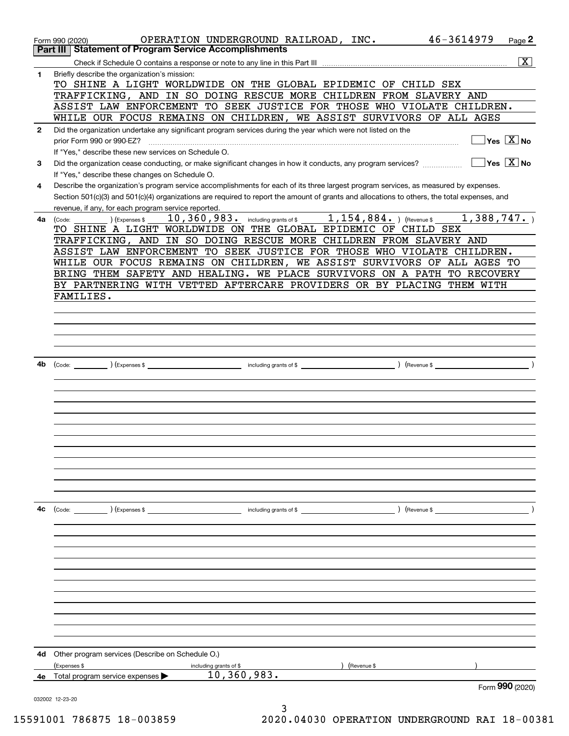Form 990 (2020) OPERATION UNDERGROUND RAILROAD, INC. 46-3614979 Page **2**

## Part III | Statement of Program Service Accomplishments

Check if Schedule O contains a response or note to any line in this Part III .......... [X]

**1** Briefly describe the organization's mission:

TO SHINE A LIGHT WORLDWIDE ON THE GLOBAL EPIDEMIC OF CHILD SEX TRAFFICKING, AND IN SO DOING RESCUE MORE CHILDREN FROM SLAVERY AND ASSIST LAW ENFORCEMENT TO SEEK JUSTICE FOR THOSE WHO VIOLATE CHILDREN. WHILE OUR FOCUS REMAINS ON CHILDREN, WE ASSIST SURVIVORS OF ALL AGES

**2** Did the organization undertake any significant program services during the year which were not listed on the prior Form 990 or 990-EZ? .......... [ ] Yes [X] No

If "Yes," describe these new services on Schedule O.

**3** Did the organization cease conducting, or make significant changes in how it conducts, any program services? .......... [ ] Yes [X] No

If "Yes," describe these changes on Schedule O.

**4** Describe the organization's program service accomplishments for each of its three largest program services, as measured by expenses. Section 501(c)(3) and 501(c)(4) organizations are required to report the amount of grants and allocations to others, the total expenses, and revenue, if any, for each program service reported.

**4a** (Code: ) (Expenses $ 10,360,983. including grants of $ 1,154,884. ) (Revenue $ 1,388,747. )

TO SHINE A LIGHT WORLDWIDE ON THE GLOBAL EPIDEMIC OF CHILD SEX TRAFFICKING, AND IN SO DOING RESCUE MORE CHILDREN FROM SLAVERY AND ASSIST LAW ENFORCEMENT TO SEEK JUSTICE FOR THOSE WHO VIOLATE CHILDREN. WHILE OUR FOCUS REMAINS ON CHILDREN, WE ASSIST SURVIVORS OF ALL AGES TO BRING THEM SAFETY AND HEALING. WE PLACE SURVIVORS ON A PATH TO RECOVERY BY PARTNERING WITH VETTED AFTERCARE PROVIDERS OR BY PLACING THEM WITH FAMILIES.

**4b** (Code: ) (Expenses $ including grants of $ ) (Revenue $ )

**4c** (Code: ) (Expenses $ including grants of $ ) (Revenue $ )

**4d** Other program services (Describe on Schedule O.)

(Expenses $ including grants of $ ) (Revenue $ )

**4e** Total program service expenses ▶ 10,360,983.

Form **990** (2020)

032002 12-23-20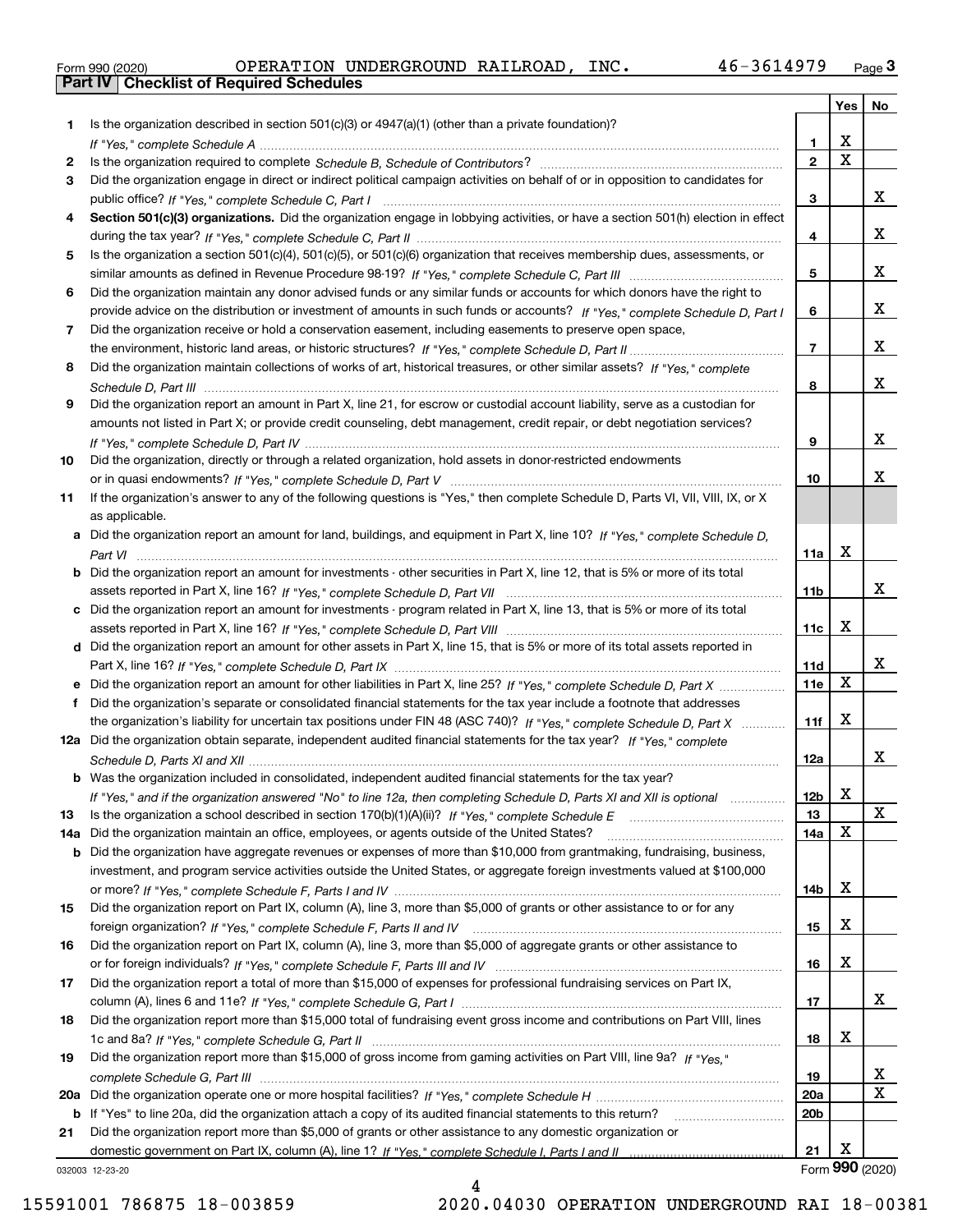Form 990 (2020) OPERATION UNDERGROUND RAILROAD, INC. 46-3614979

## Part IV Checklist of Required Schedules

| | | | Yes | No |
|---|---|---|---|---|
| 1 | Is the organization described in section 501(c)(3) or 4947(a)(1) (other than a private foundation)? *If "Yes," complete Schedule A* | 1 | X | |
| 2 | Is the organization required to complete *Schedule B, Schedule of Contributors*? | 2 | X | |
| 3 | Did the organization engage in direct or indirect political campaign activities on behalf of or in opposition to candidates for public office? *If "Yes," complete Schedule C, Part I* | 3 | | X |
| 4 | **Section 501(c)(3) organizations.** Did the organization engage in lobbying activities, or have a section 501(h) election in effect during the tax year? *If "Yes," complete Schedule C, Part II* | 4 | | X |
| 5 | Is the organization a section 501(c)(4), 501(c)(5), or 501(c)(6) organization that receives membership dues, assessments, or similar amounts as defined in Revenue Procedure 98-19? *If "Yes," complete Schedule C, Part III* | 5 | | X |
| 6 | Did the organization maintain any donor advised funds or any similar funds or accounts for which donors have the right to provide advice on the distribution or investment of amounts in such funds or accounts? *If "Yes," complete Schedule D, Part I* | 6 | | X |
| 7 | Did the organization receive or hold a conservation easement, including easements to preserve open space, the environment, historic land areas, or historic structures? *If "Yes," complete Schedule D, Part II* | 7 | | X |
| 8 | Did the organization maintain collections of works of art, historical treasures, or other similar assets? *If "Yes," complete Schedule D, Part III* | 8 | | X |
| 9 | Did the organization report an amount in Part X, line 21, for escrow or custodial account liability, serve as a custodian for amounts not listed in Part X; or provide credit counseling, debt management, credit repair, or debt negotiation services? *If "Yes," complete Schedule D, Part IV* | 9 | | X |
| 10 | Did the organization, directly or through a related organization, hold assets in donor-restricted endowments or in quasi endowments? *If "Yes," complete Schedule D, Part V* | 10 | | X |
| 11 | If the organization's answer to any of the following questions is "Yes," then complete Schedule D, Parts VI, VII, VIII, IX, or X as applicable. | | | |
| a | Did the organization report an amount for land, buildings, and equipment in Part X, line 10? *If "Yes," complete Schedule D, Part VI* | 11a | X | |
| b | Did the organization report an amount for investments - other securities in Part X, line 12, that is 5% or more of its total assets reported in Part X, line 16? *If "Yes," complete Schedule D, Part VII* | 11b | | X |
| c | Did the organization report an amount for investments - program related in Part X, line 13, that is 5% or more of its total assets reported in Part X, line 16? *If "Yes," complete Schedule D, Part VIII* | 11c | X | |
| d | Did the organization report an amount for other assets in Part X, line 15, that is 5% or more of its total assets reported in Part X, line 16? *If "Yes," complete Schedule D, Part IX* | 11d | | X |
| e | Did the organization report an amount for other liabilities in Part X, line 25? *If "Yes," complete Schedule D, Part X* | 11e | X | |
| f | Did the organization's separate or consolidated financial statements for the tax year include a footnote that addresses the organization's liability for uncertain tax positions under FIN 48 (ASC 740)? *If "Yes," complete Schedule D, Part X* | 11f | X | |
| 12a | Did the organization obtain separate, independent audited financial statements for the tax year? *If "Yes," complete Schedule D, Parts XI and XII* | 12a | | X |
| b | Was the organization included in consolidated, independent audited financial statements for the tax year? *If "Yes," and if the organization answered "No" to line 12a, then completing Schedule D, Parts XI and XII is optional* | 12b | X | |
| 13 | Is the organization a school described in section 170(b)(1)(A)(ii)? *If "Yes," complete Schedule E* | 13 | | X |
| 14a | Did the organization maintain an office, employees, or agents outside of the United States? | 14a | X | |
| b | Did the organization have aggregate revenues or expenses of more than $10,000 from grantmaking, fundraising, business, investment, and program service activities outside the United States, or aggregate foreign investments valued at $100,000 or more? *If "Yes," complete Schedule F, Parts I and IV* | 14b | X | |
| 15 | Did the organization report on Part IX, column (A), line 3, more than $5,000 of grants or other assistance to or for any foreign organization? *If "Yes," complete Schedule F, Parts II and IV* | 15 | X | |
| 16 | Did the organization report on Part IX, column (A), line 3, more than $5,000 of aggregate grants or other assistance to or for foreign individuals? *If "Yes," complete Schedule F, Parts III and IV* | 16 | X | |
| 17 | Did the organization report a total of more than $15,000 of expenses for professional fundraising services on Part IX, column (A), lines 6 and 11e? *If "Yes," complete Schedule G, Part I* | 17 | | X |
| 18 | Did the organization report more than $15,000 total of fundraising event gross income and contributions on Part VIII, lines 1c and 8a? *If "Yes," complete Schedule G, Part II* | 18 | X | |
| 19 | Did the organization report more than $15,000 of gross income from gaming activities on Part VIII, line 9a? *If "Yes," complete Schedule G, Part III* | 19 | | X |
| 20a | Did the organization operate one or more hospital facilities? *If "Yes," complete Schedule H* | 20a | | X |
| b | If "Yes" to line 20a, did the organization attach a copy of its audited financial statements to this return? | 20b | | |
| 21 | Did the organization report more than $5,000 of grants or other assistance to any domestic organization or domestic government on Part IX, column (A), line 1? *If "Yes," complete Schedule I, Parts I and II* | 21 | X | |

032003 12-23-20 Form **990** (2020)

15591001 786875 18-003859 2020.04030 OPERATION UNDERGROUND RAI 18-00381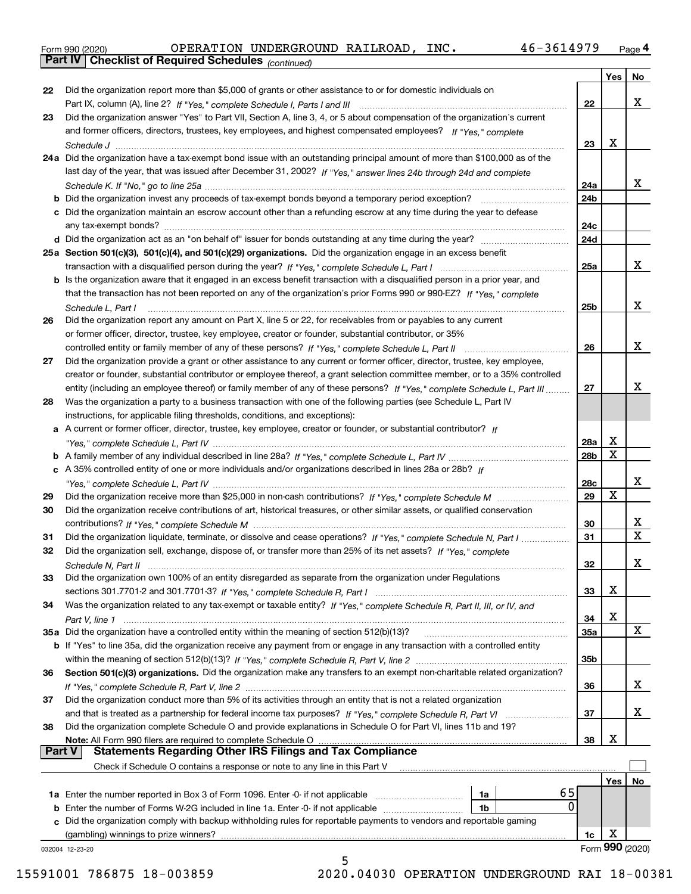Form 990 (2020) OPERATION UNDERGROUND RAILROAD, INC. 46-3614979 Page **4**

**Part IV | Checklist of Required Schedules** *(continued)*

| | | | Yes | No |
|---|---|---|---|---|
| **22** | Did the organization report more than $5,000 of grants or other assistance to or for domestic individuals on Part IX, column (A), line 2? *If "Yes," complete Schedule I, Parts I and III* | **22** | | X |
| **23** | Did the organization answer "Yes" to Part VII, Section A, line 3, 4, or 5 about compensation of the organization's current and former officers, directors, trustees, key employees, and highest compensated employees? *If "Yes," complete Schedule J* | **23** | X | |
| **24a** | Did the organization have a tax-exempt bond issue with an outstanding principal amount of more than $100,000 as of the last day of the year, that was issued after December 31, 2002? *If "Yes," answer lines 24b through 24d and complete Schedule K. If "No," go to line 25a* | **24a** | | X |
| **b** | Did the organization invest any proceeds of tax-exempt bonds beyond a temporary period exception? | **24b** | | |
| **c** | Did the organization maintain an escrow account other than a refunding escrow at any time during the year to defease any tax-exempt bonds? | **24c** | | |
| **d** | Did the organization act as an "on behalf of" issuer for bonds outstanding at any time during the year? | **24d** | | |
| **25a** | **Section 501(c)(3), 501(c)(4), and 501(c)(29) organizations.** Did the organization engage in an excess benefit transaction with a disqualified person during the year? *If "Yes," complete Schedule L, Part I* | **25a** | | X |
| **b** | Is the organization aware that it engaged in an excess benefit transaction with a disqualified person in a prior year, and that the transaction has not been reported on any of the organization's prior Forms 990 or 990-EZ? *If "Yes," complete Schedule L, Part I* | **25b** | | X |
| **26** | Did the organization report any amount on Part X, line 5 or 22, for receivables from or payables to any current or former officer, director, trustee, key employee, creator or founder, substantial contributor, or 35% controlled entity or family member of any of these persons? *If "Yes," complete Schedule L, Part II* | **26** | | X |
| **27** | Did the organization provide a grant or other assistance to any current or former officer, director, trustee, key employee, creator or founder, substantial contributor or employee thereof, a grant selection committee member, or to a 35% controlled entity (including an employee thereof) or family member of any of these persons? *If "Yes," complete Schedule L, Part III* | **27** | | X |
| **28** | Was the organization a party to a business transaction with one of the following parties (see Schedule L, Part IV instructions, for applicable filing thresholds, conditions, and exceptions): | | | |
| **a** | A current or former officer, director, trustee, key employee, creator or founder, or substantial contributor? *If "Yes," complete Schedule L, Part IV* | **28a** | X | |
| **b** | A family member of any individual described in line 28a? *If "Yes," complete Schedule L, Part IV* | **28b** | X | |
| **c** | A 35% controlled entity of one or more individuals and/or organizations described in lines 28a or 28b? *If "Yes," complete Schedule L, Part IV* | **28c** | | X |
| **29** | Did the organization receive more than $25,000 in non-cash contributions? *If "Yes," complete Schedule M* | **29** | X | |
| **30** | Did the organization receive contributions of art, historical treasures, or other similar assets, or qualified conservation contributions? *If "Yes," complete Schedule M* | **30** | | X |
| **31** | Did the organization liquidate, terminate, or dissolve and cease operations? *If "Yes," complete Schedule N, Part I* | **31** | | X |
| **32** | Did the organization sell, exchange, dispose of, or transfer more than 25% of its net assets? *If "Yes," complete Schedule N, Part II* | **32** | | X |
| **33** | Did the organization own 100% of an entity disregarded as separate from the organization under Regulations sections 301.7701-2 and 301.7701-3? *If "Yes," complete Schedule R, Part I* | **33** | X | |
| **34** | Was the organization related to any tax-exempt or taxable entity? *If "Yes," complete Schedule R, Part II, III, or IV, and Part V, line 1* | **34** | X | |
| **35a** | Did the organization have a controlled entity within the meaning of section 512(b)(13)? | **35a** | | X |
| **b** | If "Yes" to line 35a, did the organization receive any payment from or engage in any transaction with a controlled entity within the meaning of section 512(b)(13)? *If "Yes," complete Schedule R, Part V, line 2* | **35b** | | |
| **36** | **Section 501(c)(3) organizations.** Did the organization make any transfers to an exempt non-charitable related organization? *If "Yes," complete Schedule R, Part V, line 2* | **36** | | X |
| **37** | Did the organization conduct more than 5% of its activities through an entity that is not a related organization and that is treated as a partnership for federal income tax purposes? *If "Yes," complete Schedule R, Part VI* | **37** | | X |
| **38** | Did the organization complete Schedule O and provide explanations in Schedule O for Part VI, lines 11b and 19? **Note:** All Form 990 filers are required to complete Schedule O | **38** | X | |

**Part V | Statements Regarding Other IRS Filings and Tax Compliance**

Check if Schedule O contains a response or note to any line in this Part V ☐

| | | | | | Yes | No |
|---|---|---|---|---|---|---|
| **1a** | Enter the number reported in Box 3 of Form 1096. Enter -0- if not applicable | 1a | 65 | | | |
| **b** | Enter the number of Forms W-2G included in line 1a. Enter -0- if not applicable | 1b | 0 | | | |
| **c** | Did the organization comply with backup withholding rules for reportable payments to vendors and reportable gaming (gambling) winnings to prize winners? | | | **1c** | X | |

032004 12-23-20

Form **990** (2020)

15591001 786875 18-003859 2020.04030 OPERATION UNDERGROUND RAI 18-00381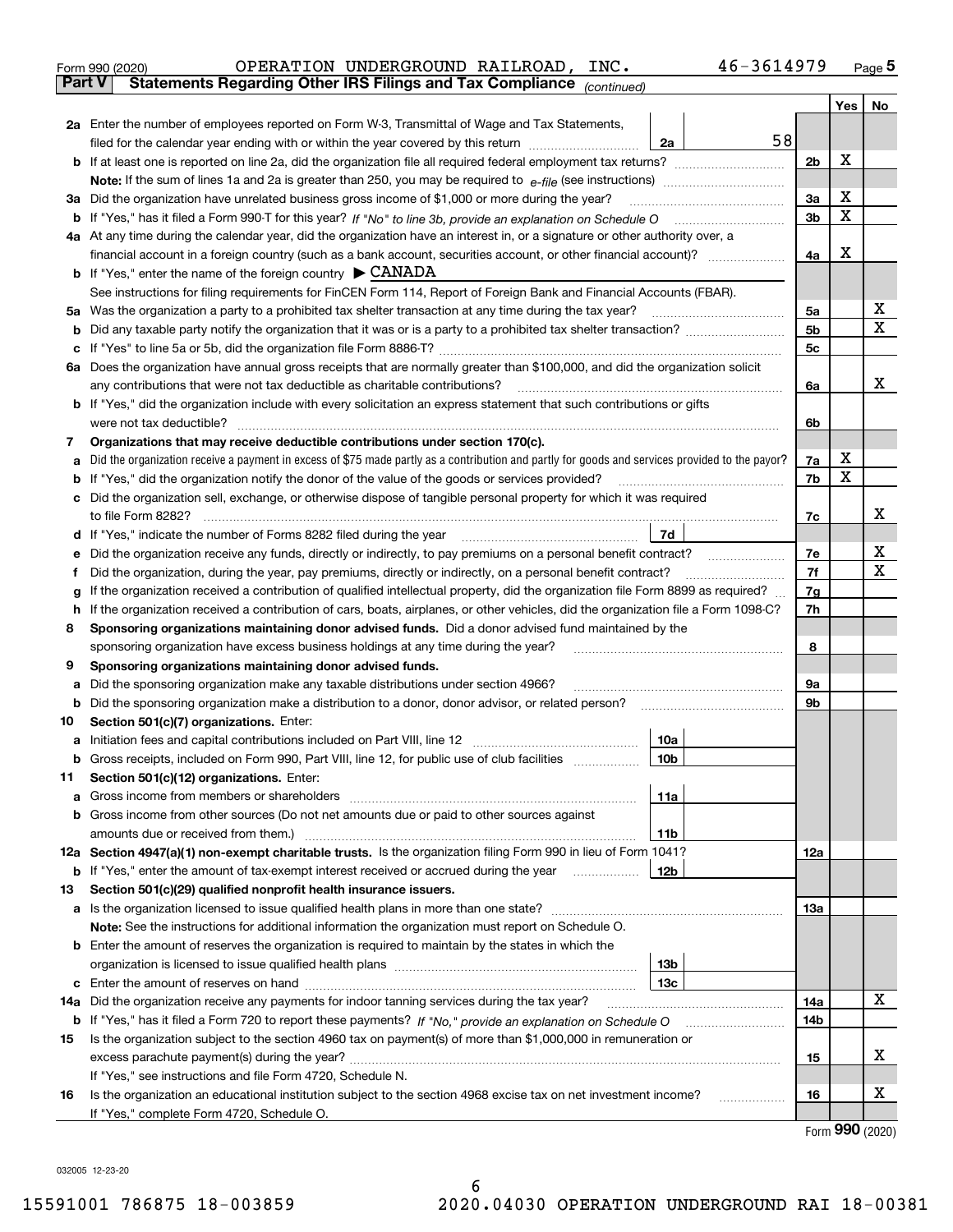Form 990 (2020) OPERATION UNDERGROUND RAILROAD, INC. 46-3614979 Page 5

**Part V Statements Regarding Other IRS Filings and Tax Compliance** *(continued)*

| | | | | Yes | No |
|---|---|---|---|---|---|
| **2a** | Enter the number of employees reported on Form W-3, Transmittal of Wage and Tax Statements, filed for the calendar year ending with or within the year covered by this return | 2a | 58 | | |
| **b** | If at least one is reported on line 2a, did the organization file all required federal employment tax returns? | | 2b | X | |
| | **Note:** If the sum of lines 1a and 2a is greater than 250, you may be required to *e-file* (see instructions) | | | | |
| **3a** | Did the organization have unrelated business gross income of $1,000 or more during the year? | | 3a | X | |
| **b** | If "Yes," has it filed a Form 990-T for this year? *If "No" to line 3b, provide an explanation on Schedule O* | | 3b | X | |
| **4a** | At any time during the calendar year, did the organization have an interest in, or a signature or other authority over, a financial account in a foreign country (such as a bank account, securities account, or other financial account)? | | 4a | X | |
| **b** | If "Yes," enter the name of the foreign country ▶ CANADA | | | | |
| | See instructions for filing requirements for FinCEN Form 114, Report of Foreign Bank and Financial Accounts (FBAR). | | | | |
| **5a** | Was the organization a party to a prohibited tax shelter transaction at any time during the tax year? | | 5a | | X |
| **b** | Did any taxable party notify the organization that it was or is a party to a prohibited tax shelter transaction? | | 5b | | X |
| **c** | If "Yes" to line 5a or 5b, did the organization file Form 8886-T? | | 5c | | |
| **6a** | Does the organization have annual gross receipts that are normally greater than $100,000, and did the organization solicit any contributions that were not tax deductible as charitable contributions? | | 6a | | X |
| **b** | If "Yes," did the organization include with every solicitation an express statement that such contributions or gifts were not tax deductible? | | 6b | | |
| **7** | **Organizations that may receive deductible contributions under section 170(c).** | | | | |
| **a** | Did the organization receive a payment in excess of $75 made partly as a contribution and partly for goods and services provided to the payor? | | 7a | X | |
| **b** | If "Yes," did the organization notify the donor of the value of the goods or services provided? | | 7b | X | |
| **c** | Did the organization sell, exchange, or otherwise dispose of tangible personal property for which it was required to file Form 8282? | | 7c | | X |
| **d** | If "Yes," indicate the number of Forms 8282 filed during the year | 7d | | | |
| **e** | Did the organization receive any funds, directly or indirectly, to pay premiums on a personal benefit contract? | | 7e | | X |
| **f** | Did the organization, during the year, pay premiums, directly or indirectly, on a personal benefit contract? | | 7f | | X |
| **g** | If the organization received a contribution of qualified intellectual property, did the organization file Form 8899 as required? | | 7g | | |
| **h** | If the organization received a contribution of cars, boats, airplanes, or other vehicles, did the organization file a Form 1098-C? | | 7h | | |
| **8** | **Sponsoring organizations maintaining donor advised funds.** Did a donor advised fund maintained by the sponsoring organization have excess business holdings at any time during the year? | | 8 | | |
| **9** | **Sponsoring organizations maintaining donor advised funds.** | | | | |
| **a** | Did the sponsoring organization make any taxable distributions under section 4966? | | 9a | | |
| **b** | Did the sponsoring organization make a distribution to a donor, donor advisor, or related person? | | 9b | | |
| **10** | **Section 501(c)(7) organizations.** Enter: | | | | |
| **a** | Initiation fees and capital contributions included on Part VIII, line 12 | 10a | | | |
| **b** | Gross receipts, included on Form 990, Part VIII, line 12, for public use of club facilities | 10b | | | |
| **11** | **Section 501(c)(12) organizations.** Enter: | | | | |
| **a** | Gross income from members or shareholders | 11a | | | |
| **b** | Gross income from other sources (Do not net amounts due or paid to other sources against amounts due or received from them.) | 11b | | | |
| **12a** | **Section 4947(a)(1) non-exempt charitable trusts.** Is the organization filing Form 990 in lieu of Form 1041? | | 12a | | |
| **b** | If "Yes," enter the amount of tax-exempt interest received or accrued during the year | 12b | | | |
| **13** | **Section 501(c)(29) qualified nonprofit health insurance issuers.** | | | | |
| **a** | Is the organization licensed to issue qualified health plans in more than one state? | | 13a | | |
| | **Note:** See the instructions for additional information the organization must report on Schedule O. | | | | |
| **b** | Enter the amount of reserves the organization is required to maintain by the states in which the organization is licensed to issue qualified health plans | 13b | | | |
| **c** | Enter the amount of reserves on hand | 13c | | | |
| **14a** | Did the organization receive any payments for indoor tanning services during the tax year? | | 14a | | X |
| **b** | If "Yes," has it filed a Form 720 to report these payments? *If "No," provide an explanation on Schedule O* | | 14b | | |
| **15** | Is the organization subject to the section 4960 tax on payment(s) of more than $1,000,000 in remuneration or excess parachute payment(s) during the year? | | 15 | | X |
| | If "Yes," see instructions and file Form 4720, Schedule N. | | | | |
| **16** | Is the organization an educational institution subject to the section 4968 excise tax on net investment income? | | 16 | | X |
| | If "Yes," complete Form 4720, Schedule O. | | | | |

Form **990** (2020)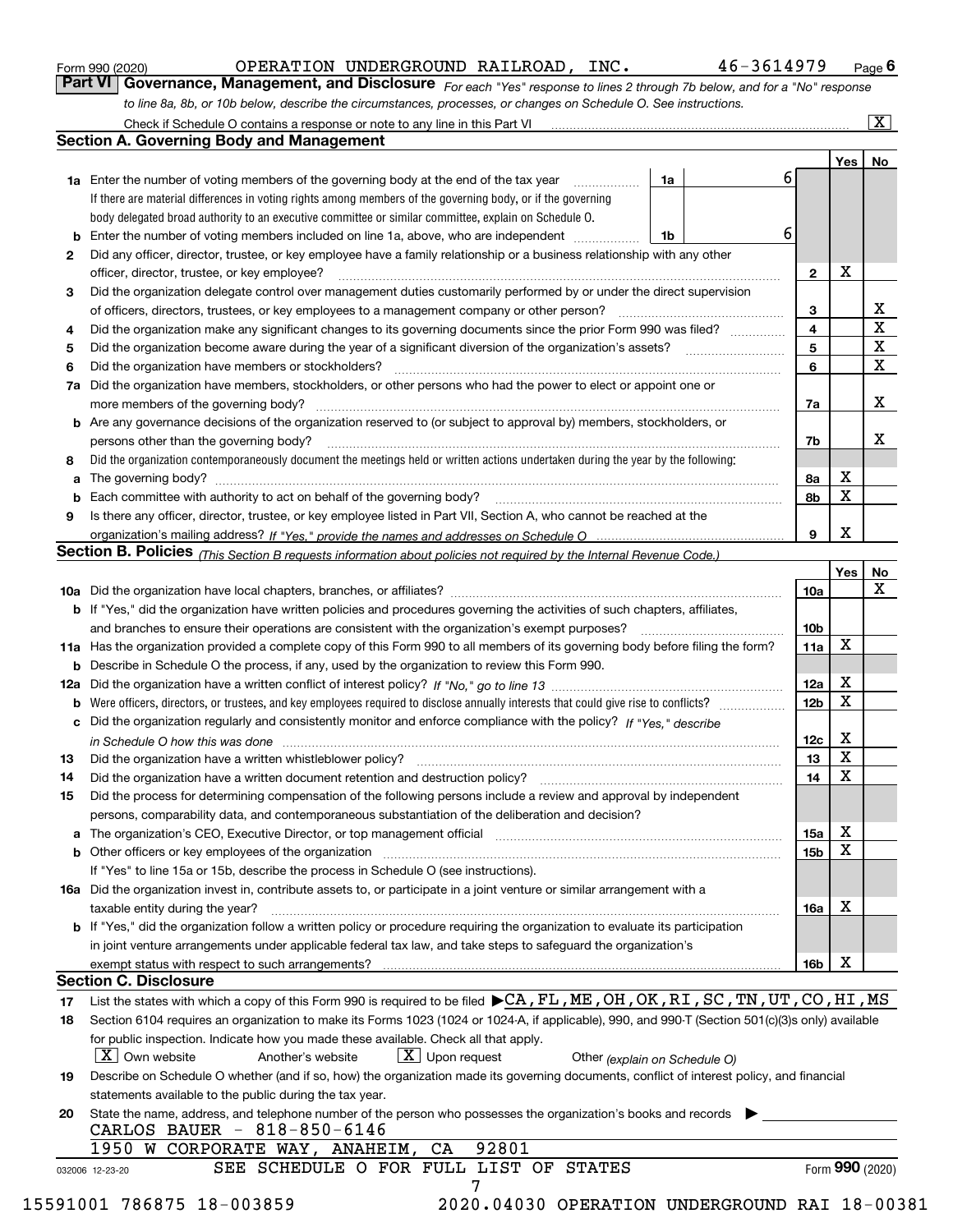Form 990 (2020) OPERATION UNDERGROUND RAILROAD, INC. 46-3614979

## Part VI Governance, Management, and Disclosure

*For each "Yes" response to lines 2 through 7b below, and for a "No" response to line 8a, 8b, or 10b below, describe the circumstances, processes, or changes on Schedule O. See instructions.*

Check if Schedule O contains a response or note to any line in this Part VI [X]

### Section A. Governing Body and Management

| | | | | Yes | No |
|---|---|---|---|---|---|
| 1a | Enter the number of voting members of the governing body at the end of the tax year | 1a | 6 | | |
| | If there are material differences in voting rights among members of the governing body, or if the governing body delegated broad authority to an executive committee or similar committee, explain on Schedule O. | | | | |
| b | Enter the number of voting members included on line 1a, above, who are independent | 1b | 6 | | |
| 2 | Did any officer, director, trustee, or key employee have a family relationship or a business relationship with any other officer, director, trustee, or key employee? | 2 | | X | |
| 3 | Did the organization delegate control over management duties customarily performed by or under the direct supervision of officers, directors, trustees, or key employees to a management company or other person? | 3 | | | X |
| 4 | Did the organization make any significant changes to its governing documents since the prior Form 990 was filed? | 4 | | | X |
| 5 | Did the organization become aware during the year of a significant diversion of the organization's assets? | 5 | | | X |
| 6 | Did the organization have members or stockholders? | 6 | | | X |
| 7a | Did the organization have members, stockholders, or other persons who had the power to elect or appoint one or more members of the governing body? | 7a | | | X |
| b | Are any governance decisions of the organization reserved to (or subject to approval by) members, stockholders, or persons other than the governing body? | 7b | | | X |
| 8 | Did the organization contemporaneously document the meetings held or written actions undertaken during the year by the following: | | | | |
| a | The governing body? | 8a | | X | |
| b | Each committee with authority to act on behalf of the governing body? | 8b | | X | |
| 9 | Is there any officer, director, trustee, or key employee listed in Part VII, Section A, who cannot be reached at the organization's mailing address? *If "Yes," provide the names and addresses on Schedule O* | 9 | | X | |

### Section B. Policies *(This Section B requests information about policies not required by the Internal Revenue Code.)*

| | | | Yes | No |
|---|---|---|---|---|
| 10a | Did the organization have local chapters, branches, or affiliates? | 10a | | X |
| b | If "Yes," did the organization have written policies and procedures governing the activities of such chapters, affiliates, and branches to ensure their operations are consistent with the organization's exempt purposes? | 10b | | |
| 11a | Has the organization provided a complete copy of this Form 990 to all members of its governing body before filing the form? | 11a | X | |
| b | Describe in Schedule O the process, if any, used by the organization to review this Form 990. | | | |
| 12a | Did the organization have a written conflict of interest policy? *If "No," go to line 13* | 12a | X | |
| b | Were officers, directors, or trustees, and key employees required to disclose annually interests that could give rise to conflicts? | 12b | X | |
| c | Did the organization regularly and consistently monitor and enforce compliance with the policy? *If "Yes," describe in Schedule O how this was done* | 12c | X | |
| 13 | Did the organization have a written whistleblower policy? | 13 | X | |
| 14 | Did the organization have a written document retention and destruction policy? | 14 | X | |
| 15 | Did the process for determining compensation of the following persons include a review and approval by independent persons, comparability data, and contemporaneous substantiation of the deliberation and decision? | | | |
| a | The organization's CEO, Executive Director, or top management official | 15a | X | |
| b | Other officers or key employees of the organization | 15b | X | |
| | If "Yes" to line 15a or 15b, describe the process in Schedule O (see instructions). | | | |
| 16a | Did the organization invest in, contribute assets to, or participate in a joint venture or similar arrangement with a taxable entity during the year? | 16a | X | |
| b | If "Yes," did the organization follow a written policy or procedure requiring the organization to evaluate its participation in joint venture arrangements under applicable federal tax law, and take steps to safeguard the organization's exempt status with respect to such arrangements? | 16b | X | |

### Section C. Disclosure

17 List the states with which a copy of this Form 990 is required to be filed ▶ CA, FL, ME, OH, OK, RI, SC, TN, UT, CO, HI, MS

18 Section 6104 requires an organization to make its Forms 1023 (1024 or 1024-A, if applicable), 990, and 990-T (Section 501(c)(3)s only) available for public inspection. Indicate how you made these available. Check all that apply.

[X] Own website [ ] Another's website [X] Upon request [ ] Other *(explain on Schedule O)*

19 Describe on Schedule O whether (and if so, how) the organization made its governing documents, conflict of interest policy, and financial statements available to the public during the tax year.

20 State the name, address, and telephone number of the person who possesses the organization's books and records ▶

CARLOS BAUER - 818-850-6146
1950 W CORPORATE WAY, ANAHEIM, CA 92801

SEE SCHEDULE O FOR FULL LIST OF STATES

Form **990** (2020)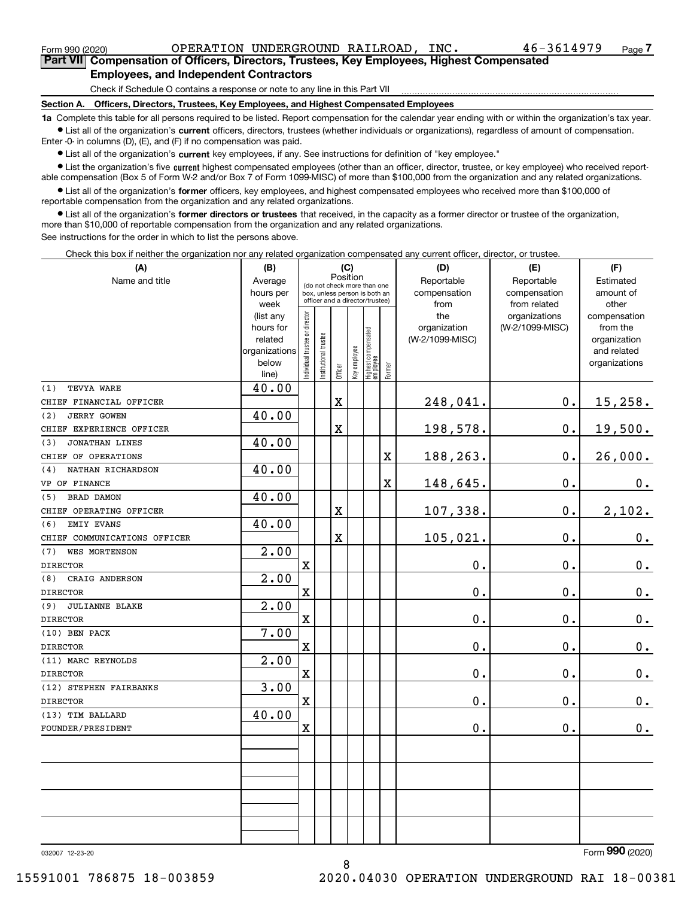Form 990 (2020) OPERATION UNDERGROUND RAILROAD, INC. 46-3614979

## Part VII Compensation of Officers, Directors, Trustees, Key Employees, Highest Compensated Employees, and Independent Contractors

Check if Schedule O contains a response or note to any line in this Part VII

### Section A. Officers, Directors, Trustees, Key Employees, and Highest Compensated Employees

**1a** Complete this table for all persons required to be listed. Report compensation for the calendar year ending with or within the organization's tax year.

- List all of the organization's **current** officers, directors, trustees (whether individuals or organizations), regardless of amount of compensation. Enter -0- in columns (D), (E), and (F) if no compensation was paid.
- List all of the organization's **current** key employees, if any. See instructions for definition of "key employee."
- List the organization's five **current** highest compensated employees (other than an officer, director, trustee, or key employee) who received reportable compensation (Box 5 of Form W-2 and/or Box 7 of Form 1099-MISC) of more than $100,000 from the organization and any related organizations.
- List all of the organization's **former** officers, key employees, and highest compensated employees who received more than $100,000 of reportable compensation from the organization and any related organizations.
- List all of the organization's **former directors or trustees** that received, in the capacity as a former director or trustee of the organization, more than $10,000 of reportable compensation from the organization and any related organizations.

See instructions for the order in which to list the persons above.

Check this box if neither the organization nor any related organization compensated any current officer, director, or trustee.

| (A) Name and title | (B) Average hours per week (list any hours for related organizations below line) | (C) Position: Individual trustee or director | Institutional trustee | Officer | Key employee | Highest compensated employee | Former | (D) Reportable compensation from the organization (W-2/1099-MISC) | (E) Reportable compensation from related organizations (W-2/1099-MISC) | (F) Estimated amount of other compensation from the organization and related organizations |
|---|---|---|---|---|---|---|---|---|---|---|
| (1) TEVYA WARE<br>CHIEF FINANCIAL OFFICER | 40.00 | | | X | | | | 248,041. | 0. | 15,258. |
| (2) JERRY GOWEN<br>CHIEF EXPERIENCE OFFICER | 40.00 | | | X | | | | 198,578. | 0. | 19,500. |
| (3) JONATHAN LINES<br>CHIEF OF OPERATIONS | 40.00 | | | | | | X | 188,263. | 0. | 26,000. |
| (4) NATHAN RICHARDSON<br>VP OF FINANCE | 40.00 | | | | | | X | 148,645. | 0. | 0. |
| (5) BRAD DAMON<br>CHIEF OPERATING OFFICER | 40.00 | | | X | | | | 107,338. | 0. | 2,102. |
| (6) EMIY EVANS<br>CHIEF COMMUNICATIONS OFFICER | 40.00 | | | X | | | | 105,021. | 0. | 0. |
| (7) WES MORTENSON<br>DIRECTOR | 2.00 | X | | | | | | 0. | 0. | 0. |
| (8) CRAIG ANDERSON<br>DIRECTOR | 2.00 | X | | | | | | 0. | 0. | 0. |
| (9) JULIANNE BLAKE<br>DIRECTOR | 2.00 | X | | | | | | 0. | 0. | 0. |
| (10) BEN PACK<br>DIRECTOR | 7.00 | X | | | | | | 0. | 0. | 0. |
| (11) MARC REYNOLDS<br>DIRECTOR | 2.00 | X | | | | | | 0. | 0. | 0. |
| (12) STEPHEN FAIRBANKS<br>DIRECTOR | 3.00 | X | | | | | | 0. | 0. | 0. |
| (13) TIM BALLARD<br>FOUNDER/PRESIDENT | 40.00 | X | | | | | | 0. | 0. | 0. |

032007 12-23-20 Form 990 (2020)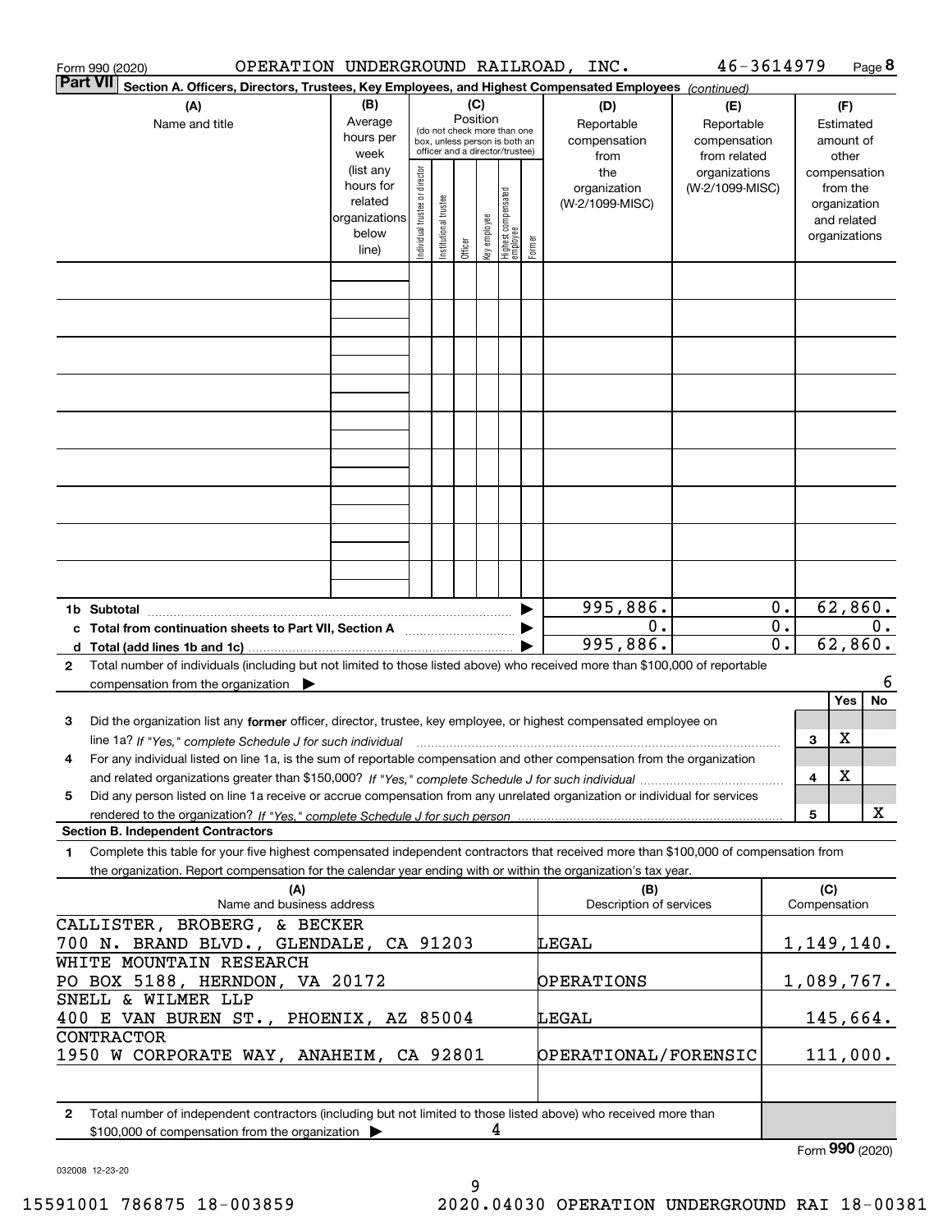Form 990 (2020) OPERATION UNDERGROUND RAILROAD, INC. 46-3614979

**Part VII Section A. Officers, Directors, Trustees, Key Employees, and Highest Compensated Employees** *(continued)*

| (A) Name and title | (B) Average hours per week (list any hours for related organizations below line) | (C) Position (do not check more than one box, unless person is both an officer and a director/trustee): Individual trustee or director | Institutional trustee | Officer | Key employee | Highest compensated employee | Former | (D) Reportable compensation from the organization (W-2/1099-MISC) | (E) Reportable compensation from related organizations (W-2/1099-MISC) | (F) Estimated amount of other compensation from the organization and related organizations |
|---|---|---|---|---|---|---|---|---|---|---|
| | | | | | | | | | | |
| **1b Subtotal** | | | | | | | | 995,886. | 0. | 62,860. |
| **c Total from continuation sheets to Part VII, Section A** | | | | | | | | 0. | 0. | 0. |
| **d Total (add lines 1b and 1c)** | | | | | | | | 995,886. | 0. | 62,860. |

**2** Total number of individuals (including but not limited to those listed above) who received more than $100,000 of reportable compensation from the organization ▶ 6

| | | Yes | No |
|---|---|---|---|
| **3** Did the organization list any **former** officer, director, trustee, key employee, or highest compensated employee on line 1a? *If "Yes," complete Schedule J for such individual* | 3 | X | |
| **4** For any individual listed on line 1a, is the sum of reportable compensation and other compensation from the organization and related organizations greater than $150,000? *If "Yes," complete Schedule J for such individual* | 4 | X | |
| **5** Did any person listed on line 1a receive or accrue compensation from any unrelated organization or individual for services rendered to the organization? *If "Yes," complete Schedule J for such person* | 5 | | X |

**Section B. Independent Contractors**

**1** Complete this table for your five highest compensated independent contractors that received more than $100,000 of compensation from the organization. Report compensation for the calendar year ending with or within the organization's tax year.

| (A) Name and business address | (B) Description of services | (C) Compensation |
|---|---|---|
| CALLISTER, BROBERG, & BECKER<br>700 N. BRAND BLVD., GLENDALE, CA 91203 | LEGAL | 1,149,140. |
| WHITE MOUNTAIN RESEARCH<br>PO BOX 5188, HERNDON, VA 20172 | OPERATIONS | 1,089,767. |
| SNELL & WILMER LLP<br>400 E VAN BUREN ST., PHOENIX, AZ 85004 | LEGAL | 145,664. |
| CONTRACTOR<br>1950 W CORPORATE WAY, ANAHEIM, CA 92801 | OPERATIONAL/FORENSIC | 111,000. |
| | | |

**2** Total number of independent contractors (including but not limited to those listed above) who received more than $100,000 of compensation from the organization ▶ 4

Form **990** (2020)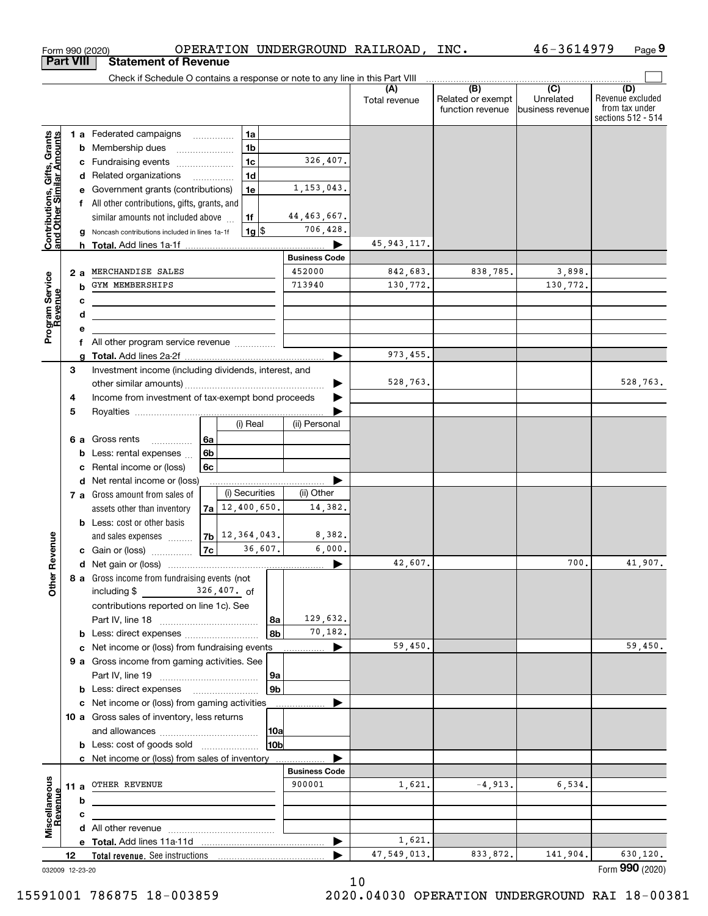Form 990 (2020) OPERATION UNDERGROUND RAILROAD, INC. 46-3614979 Page 9

## Part VIII Statement of Revenue

Check if Schedule O contains a response or note to any line in this Part VIII

| | | | | (A) Total revenue | (B) Related or exempt function revenue | (C) Unrelated business revenue | (D) Revenue excluded from tax under sections 512 - 514 |
|---|---|---|---|---|---|---|---|
| **Contributions, Gifts, Grants and Other Similar Amounts** | 1 a Federated campaigns | 1a | | | | | |
| | b Membership dues | 1b | | | | | |
| | c Fundraising events | 1c | 326,407. | | | | |
| | d Related organizations | 1d | | | | | |
| | e Government grants (contributions) | 1e | 1,153,043. | | | | |
| | f All other contributions, gifts, grants, and similar amounts not included above | 1f | 44,463,667. | | | | |
| | g Noncash contributions included in lines 1a-1f | 1g $ | 706,428. | | | | |
| | h Total. Add lines 1a-1f | | | 45,943,117. | | | |
| **Program Service Revenue** | | | Business Code | | | | |
| | 2 a MERCHANDISE SALES | | 452000 | 842,683. | 838,785. | 3,898. | |
| | b GYM MEMBERSHIPS | | 713940 | 130,772. | | 130,772. | |
| | c | | | | | | |
| | d | | | | | | |
| | e | | | | | | |
| | f All other program service revenue | | | | | | |
| | g Total. Add lines 2a-2f | | | 973,455. | | | |
| **Other Revenue** | 3 Investment income (including dividends, interest, and other similar amounts) | | | 528,763. | | | 528,763. |
| | 4 Income from investment of tax-exempt bond proceeds | | | | | | |
| | 5 Royalties | | | | | | |
| | | (i) Real | (ii) Personal | | | | |
| | 6 a Gross rents | 6a | | | | | |
| | b Less: rental expenses | 6b | | | | | |
| | c Rental income or (loss) | 6c | | | | | |
| | d Net rental income or (loss) | | | | | | |
| | | (i) Securities | (ii) Other | | | | |
| | 7 a Gross amount from sales of assets other than inventory | 7a 12,400,650. | 14,382. | | | | |
| | b Less: cost or other basis and sales expenses | 7b 12,364,043. | 8,382. | | | | |
| | c Gain or (loss) | 7c 36,607. | 6,000. | | | | |
| | d Net gain or (loss) | | | 42,607. | | 700. | 41,907. |
| | 8 a Gross income from fundraising events (not including $ 326,407. of contributions reported on line 1c). See Part IV, line 18 | 8a | 129,632. | | | | |
| | b Less: direct expenses | 8b | 70,182. | | | | |
| | c Net income or (loss) from fundraising events | | | 59,450. | | | 59,450. |
| | 9 a Gross income from gaming activities. See Part IV, line 19 | 9a | | | | | |
| | b Less: direct expenses | 9b | | | | | |
| | c Net income or (loss) from gaming activities | | | | | | |
| | 10 a Gross sales of inventory, less returns and allowances | 10a | | | | | |
| | b Less: cost of goods sold | 10b | | | | | |
| | c Net income or (loss) from sales of inventory | | | | | | |
| **Miscellaneous Revenue** | | | Business Code | | | | |
| | 11 a OTHER REVENUE | | 900001 | 1,621. | -4,913. | 6,534. | |
| | b | | | | | | |
| | c | | | | | | |
| | d All other revenue | | | | | | |
| | e Total. Add lines 11a-11d | | | 1,621. | | | |
| | 12 Total revenue. See instructions | | | 47,549,013. | 833,872. | 141,904. | 630,120. |

032009 12-23-20 Form 990 (2020)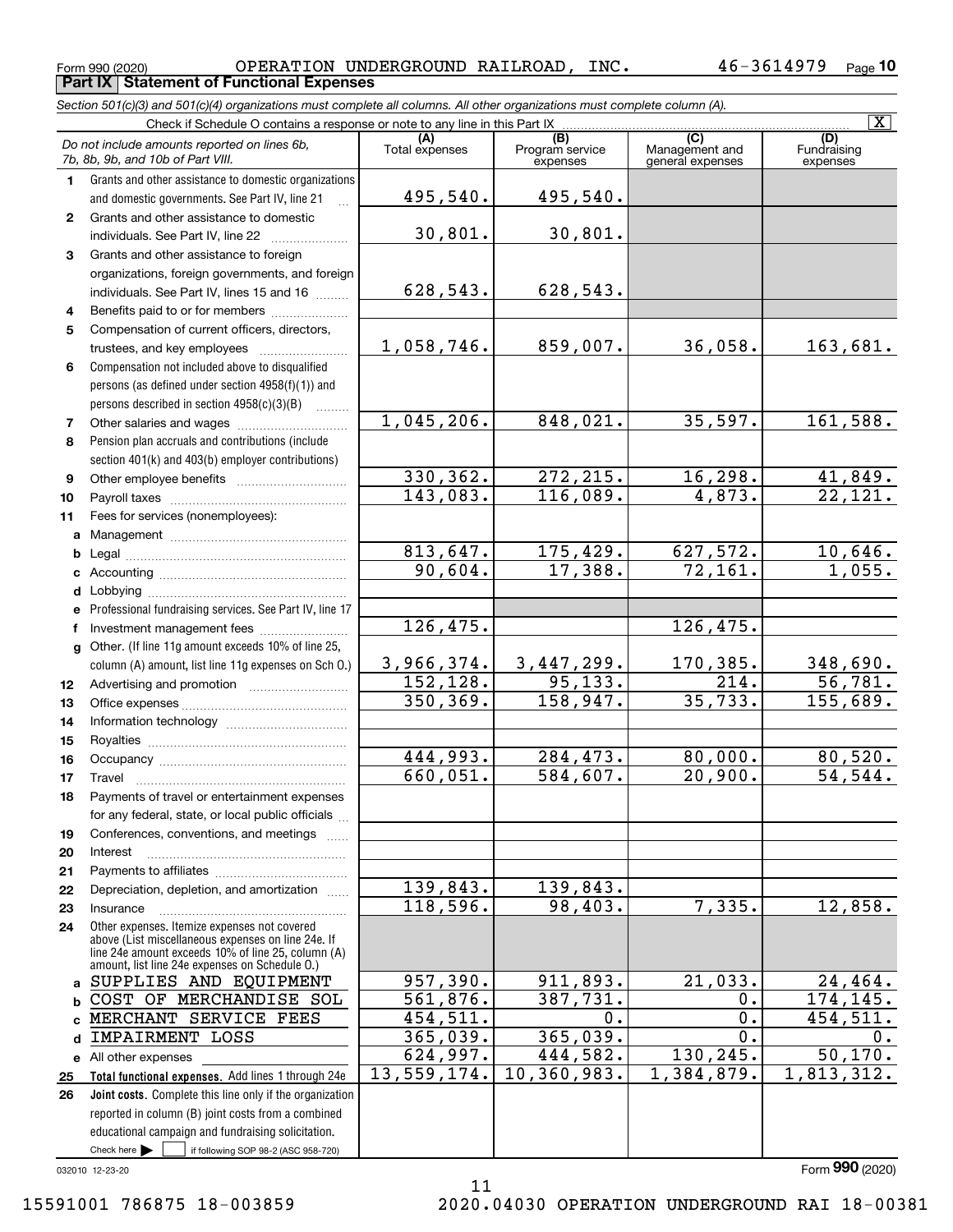Form 990 (2020) OPERATION UNDERGROUND RAILROAD, INC. 46-3614979

## Part IX Statement of Functional Expenses

*Section 501(c)(3) and 501(c)(4) organizations must complete all columns. All other organizations must complete column (A).*

Check if Schedule O contains a response or note to any line in this Part IX [X]

| | *Do not include amounts reported on lines 6b, 7b, 8b, 9b, and 10b of Part VIII.* | (A) Total expenses | (B) Program service expenses | (C) Management and general expenses | (D) Fundraising expenses |
|---|---|---|---|---|---|
| 1 | Grants and other assistance to domestic organizations and domestic governments. See Part IV, line 21 | 495,540. | 495,540. | | |
| 2 | Grants and other assistance to domestic individuals. See Part IV, line 22 | 30,801. | 30,801. | | |
| 3 | Grants and other assistance to foreign organizations, foreign governments, and foreign individuals. See Part IV, lines 15 and 16 | 628,543. | 628,543. | | |
| 4 | Benefits paid to or for members | | | | |
| 5 | Compensation of current officers, directors, trustees, and key employees | 1,058,746. | 859,007. | 36,058. | 163,681. |
| 6 | Compensation not included above to disqualified persons (as defined under section 4958(f)(1)) and persons described in section 4958(c)(3)(B) | | | | |
| 7 | Other salaries and wages | 1,045,206. | 848,021. | 35,597. | 161,588. |
| 8 | Pension plan accruals and contributions (include section 401(k) and 403(b) employer contributions) | | | | |
| 9 | Other employee benefits | 330,362. | 272,215. | 16,298. | 41,849. |
| 10 | Payroll taxes | 143,083. | 116,089. | 4,873. | 22,121. |
| 11 | Fees for services (nonemployees): | | | | |
| a | Management | | | | |
| b | Legal | 813,647. | 175,429. | 627,572. | 10,646. |
| c | Accounting | 90,604. | 17,388. | 72,161. | 1,055. |
| d | Lobbying | | | | |
| e | Professional fundraising services. See Part IV, line 17 | | | | |
| f | Investment management fees | 126,475. | | 126,475. | |
| g | Other. (If line 11g amount exceeds 10% of line 25, column (A) amount, list line 11g expenses on Sch O.) | 3,966,374. | 3,447,299. | 170,385. | 348,690. |
| 12 | Advertising and promotion | 152,128. | 95,133. | 214. | 56,781. |
| 13 | Office expenses | 350,369. | 158,947. | 35,733. | 155,689. |
| 14 | Information technology | | | | |
| 15 | Royalties | | | | |
| 16 | Occupancy | 444,993. | 284,473. | 80,000. | 80,520. |
| 17 | Travel | 660,051. | 584,607. | 20,900. | 54,544. |
| 18 | Payments of travel or entertainment expenses for any federal, state, or local public officials | | | | |
| 19 | Conferences, conventions, and meetings | | | | |
| 20 | Interest | | | | |
| 21 | Payments to affiliates | | | | |
| 22 | Depreciation, depletion, and amortization | 139,843. | 139,843. | | |
| 23 | Insurance | 118,596. | 98,403. | 7,335. | 12,858. |
| 24 | Other expenses. Itemize expenses not covered above (List miscellaneous expenses on line 24e. If line 24e amount exceeds 10% of line 25, column (A) amount, list line 24e expenses on Schedule O.) | | | | |
| a | SUPPLIES AND EQUIPMENT | 957,390. | 911,893. | 21,033. | 24,464. |
| b | COST OF MERCHANDISE SOL | 561,876. | 387,731. | 0. | 174,145. |
| c | MERCHANT SERVICE FEES | 454,511. | 0. | 0. | 454,511. |
| d | IMPAIRMENT LOSS | 365,039. | 365,039. | 0. | 0. |
| e | All other expenses | 624,997. | 444,582. | 130,245. | 50,170. |
| 25 | **Total functional expenses.** Add lines 1 through 24e | 13,559,174. | 10,360,983. | 1,384,879. | 1,813,312. |
| 26 | **Joint costs.** Complete this line only if the organization reported in column (B) joint costs from a combined educational campaign and fundraising solicitation. Check here [ ] if following SOP 98-2 (ASC 958-720) | | | | |

032010 12-23-20

Form **990** (2020)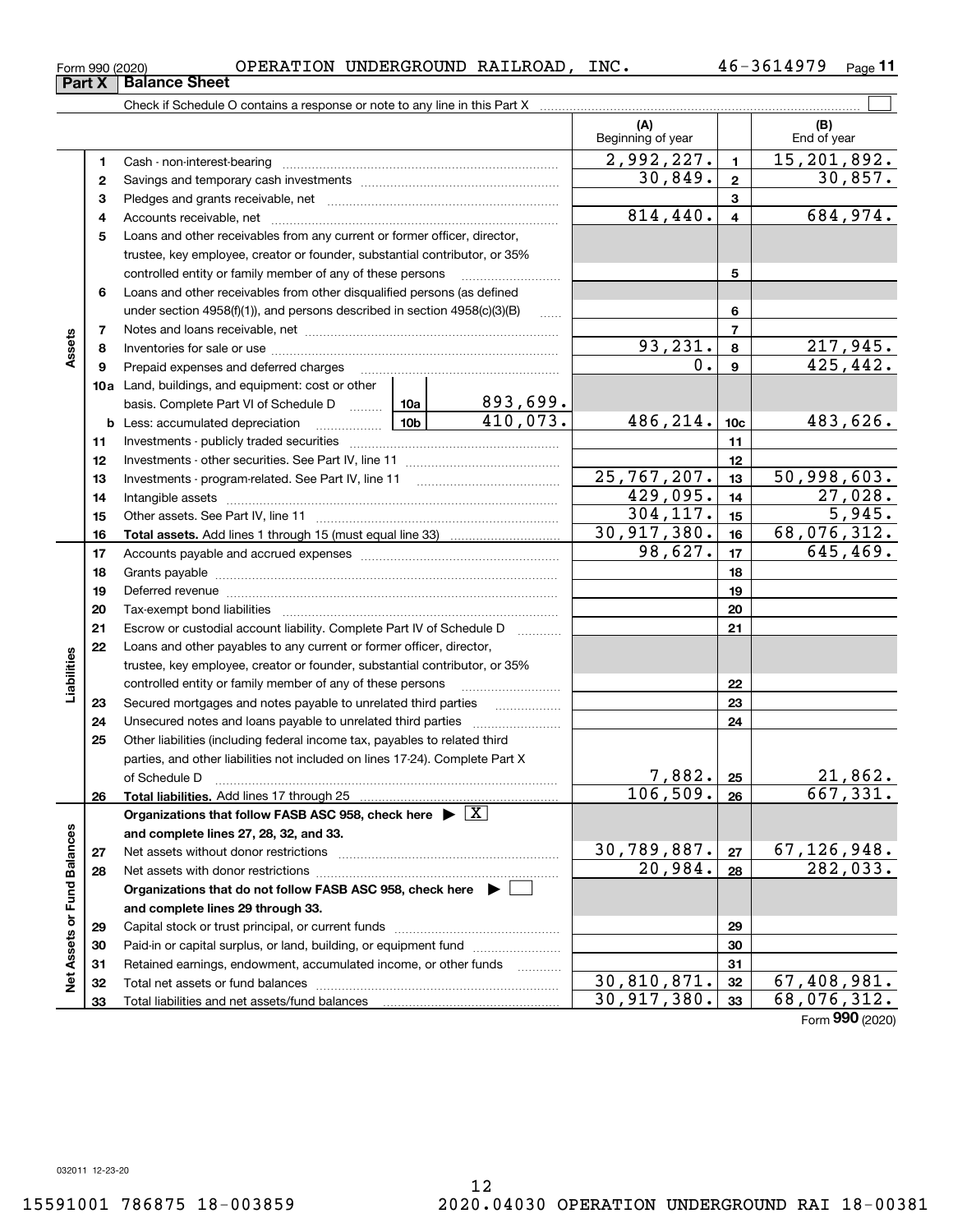Form 990 (2020) OPERATION UNDERGROUND RAILROAD, INC. 46-3614979

## Part X Balance Sheet

Check if Schedule O contains a response or note to any line in this Part X ☐

| Section | Line | Description | | | (A) Beginning of year | Line | (B) End of year |
|---|---|---|---|---|---|---|---|
| Assets | 1 | Cash - non-interest-bearing | | | 2,992,227. | 1 | 15,201,892. |
| | 2 | Savings and temporary cash investments | | | 30,849. | 2 | 30,857. |
| | 3 | Pledges and grants receivable, net | | | | 3 | |
| | 4 | Accounts receivable, net | | | 814,440. | 4 | 684,974. |
| | 5 | Loans and other receivables from any current or former officer, director, trustee, key employee, creator or founder, substantial contributor, or 35% controlled entity or family member of any of these persons | | | | 5 | |
| | 6 | Loans and other receivables from other disqualified persons (as defined under section 4958(f)(1)), and persons described in section 4958(c)(3)(B) | | | | 6 | |
| | 7 | Notes and loans receivable, net | | | | 7 | |
| | 8 | Inventories for sale or use | | | 93,231. | 8 | 217,945. |
| | 9 | Prepaid expenses and deferred charges | | | 0. | 9 | 425,442. |
| | 10a | Land, buildings, and equipment: cost or other basis. Complete Part VI of Schedule D | 10a | 893,699. | | | |
| | b | Less: accumulated depreciation | 10b | 410,073. | 486,214. | 10c | 483,626. |
| | 11 | Investments - publicly traded securities | | | | 11 | |
| | 12 | Investments - other securities. See Part IV, line 11 | | | | 12 | |
| | 13 | Investments - program-related. See Part IV, line 11 | | | 25,767,207. | 13 | 50,998,603. |
| | 14 | Intangible assets | | | 429,095. | 14 | 27,028. |
| | 15 | Other assets. See Part IV, line 11 | | | 304,117. | 15 | 5,945. |
| | 16 | **Total assets.** Add lines 1 through 15 (must equal line 33) | | | 30,917,380. | 16 | 68,076,312. |
| Liabilities | 17 | Accounts payable and accrued expenses | | | 98,627. | 17 | 645,469. |
| | 18 | Grants payable | | | | 18 | |
| | 19 | Deferred revenue | | | | 19 | |
| | 20 | Tax-exempt bond liabilities | | | | 20 | |
| | 21 | Escrow or custodial account liability. Complete Part IV of Schedule D | | | | 21 | |
| | 22 | Loans and other payables to any current or former officer, director, trustee, key employee, creator or founder, substantial contributor, or 35% controlled entity or family member of any of these persons | | | | 22 | |
| | 23 | Secured mortgages and notes payable to unrelated third parties | | | | 23 | |
| | 24 | Unsecured notes and loans payable to unrelated third parties | | | | 24 | |
| | 25 | Other liabilities (including federal income tax, payables to related third parties, and other liabilities not included on lines 17-24). Complete Part X of Schedule D | | | 7,882. | 25 | 21,862. |
| | 26 | **Total liabilities.** Add lines 17 through 25 | | | 106,509. | 26 | 667,331. |
| Net Assets or Fund Balances | | **Organizations that follow FASB ASC 958, check here** ▶ ☒ **and complete lines 27, 28, 32, and 33.** | | | | | |
| | 27 | Net assets without donor restrictions | | | 30,789,887. | 27 | 67,126,948. |
| | 28 | Net assets with donor restrictions | | | 20,984. | 28 | 282,033. |
| | | **Organizations that do not follow FASB ASC 958, check here** ▶ ☐ **and complete lines 29 through 33.** | | | | | |
| | 29 | Capital stock or trust principal, or current funds | | | | 29 | |
| | 30 | Paid-in or capital surplus, or land, building, or equipment fund | | | | 30 | |
| | 31 | Retained earnings, endowment, accumulated income, or other funds | | | | 31 | |
| | 32 | Total net assets or fund balances | | | 30,810,871. | 32 | 67,408,981. |
| | 33 | Total liabilities and net assets/fund balances | | | 30,917,380. | 33 | 68,076,312. |

Form **990** (2020)

032011 12-23-20

15591001 786875 18-003859 2020.04030 OPERATION UNDERGROUND RAI 18-00381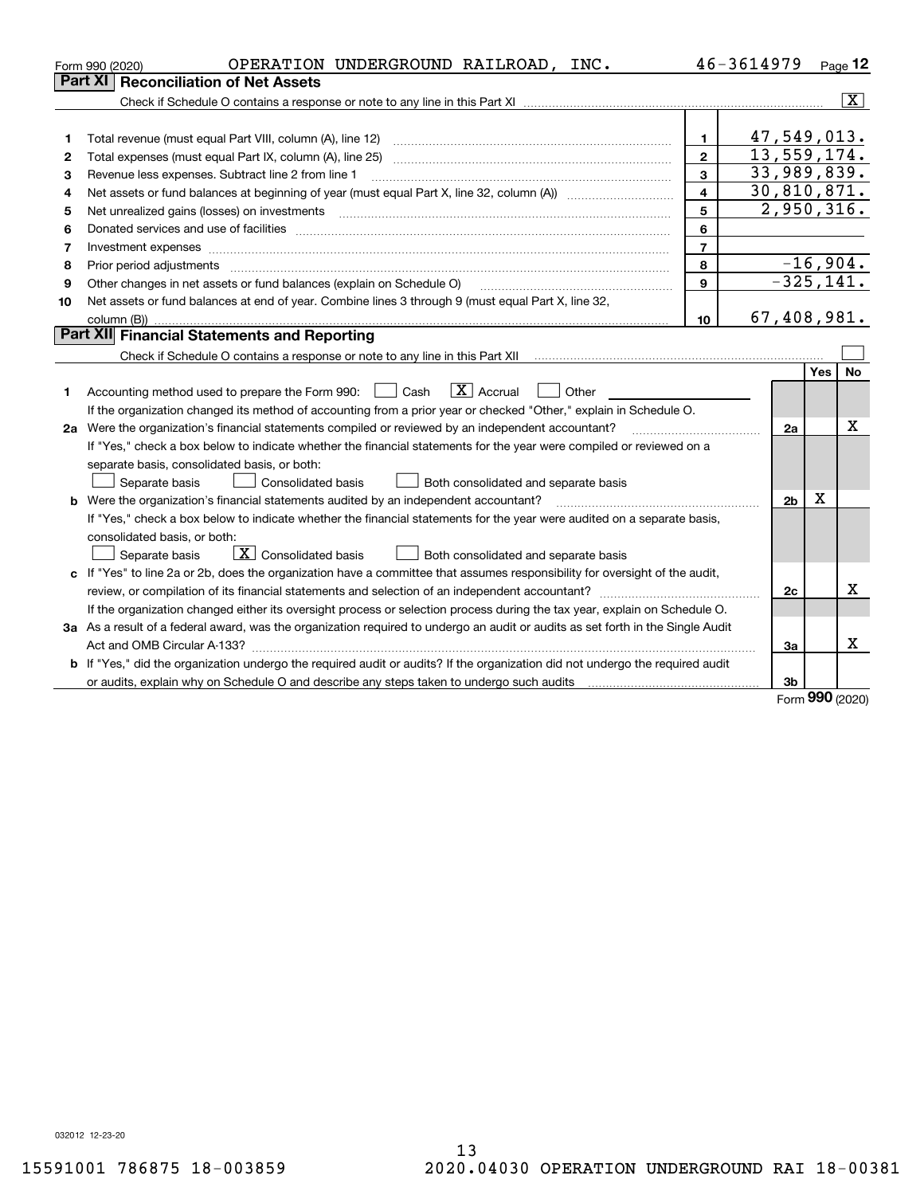Form 990 (2020) OPERATION UNDERGROUND RAILROAD, INC. 46-3614979 Page 12

## Part XI Reconciliation of Net Assets

Check if Schedule O contains a response or note to any line in this Part XI ..... [X]

| | | | |
|---|---|---|---|
| 1 | Total revenue (must equal Part VIII, column (A), line 12) | 1 | 47,549,013. |
| 2 | Total expenses (must equal Part IX, column (A), line 25) | 2 | 13,559,174. |
| 3 | Revenue less expenses. Subtract line 2 from line 1 | 3 | 33,989,839. |
| 4 | Net assets or fund balances at beginning of year (must equal Part X, line 32, column (A)) | 4 | 30,810,871. |
| 5 | Net unrealized gains (losses) on investments | 5 | 2,950,316. |
| 6 | Donated services and use of facilities | 6 | |
| 7 | Investment expenses | 7 | |
| 8 | Prior period adjustments | 8 | -16,904. |
| 9 | Other changes in net assets or fund balances (explain on Schedule O) | 9 | -325,141. |
| 10 | Net assets or fund balances at end of year. Combine lines 3 through 9 (must equal Part X, line 32, column (B)) | 10 | 67,408,981. |

## Part XII Financial Statements and Reporting

Check if Schedule O contains a response or note to any line in this Part XII ..... [ ]

| | | | Yes | No |
|---|---|---|---|---|
| 1 | Accounting method used to prepare the Form 990: [ ] Cash [X] Accrual [ ] Other ______ <br> If the organization changed its method of accounting from a prior year or checked "Other," explain in Schedule O. | | | |
| 2a | Were the organization's financial statements compiled or reviewed by an independent accountant? | 2a | | X |
| | If "Yes," check a box below to indicate whether the financial statements for the year were compiled or reviewed on a separate basis, consolidated basis, or both: <br> [ ] Separate basis [ ] Consolidated basis [ ] Both consolidated and separate basis | | | |
| b | Were the organization's financial statements audited by an independent accountant? | 2b | X | |
| | If "Yes," check a box below to indicate whether the financial statements for the year were audited on a separate basis, consolidated basis, or both: <br> [ ] Separate basis [X] Consolidated basis [ ] Both consolidated and separate basis | | | |
| c | If "Yes" to line 2a or 2b, does the organization have a committee that assumes responsibility for oversight of the audit, review, or compilation of its financial statements and selection of an independent accountant? | 2c | | X |
| | If the organization changed either its oversight process or selection process during the tax year, explain on Schedule O. | | | |
| 3a | As a result of a federal award, was the organization required to undergo an audit or audits as set forth in the Single Audit Act and OMB Circular A-133? | 3a | | X |
| b | If "Yes," did the organization undergo the required audit or audits? If the organization did not undergo the required audit or audits, explain why on Schedule O and describe any steps taken to undergo such audits | 3b | | |

Form **990** (2020)

032012 12-23-20

15591001 786875 18-003859 2020.04030 OPERATION UNDERGROUND RAI 18-00381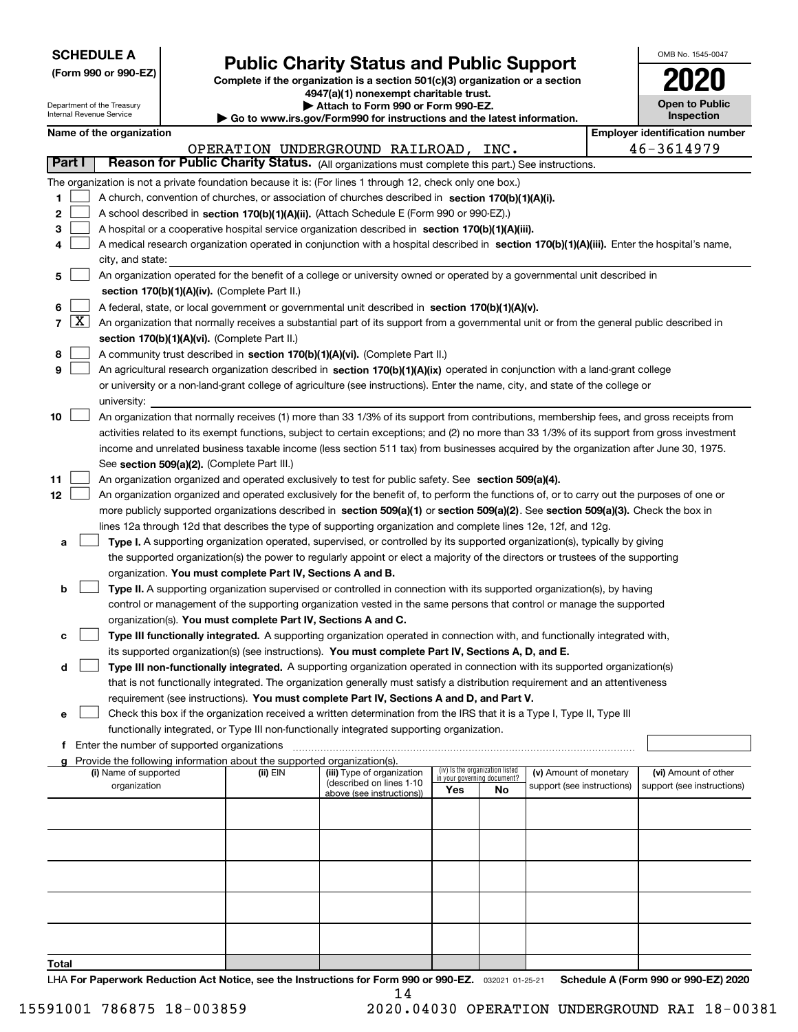**SCHEDULE A**
**(Form 990 or 990-EZ)**

Department of the Treasury
Internal Revenue Service

# Public Charity Status and Public Support

**Complete if the organization is a section 501(c)(3) organization or a section 4947(a)(1) nonexempt charitable trust.**
**▶ Attach to Form 990 or Form 990-EZ.**
**▶ Go to www.irs.gov/Form990 for instructions and the latest information.**

OMB No. 1545-0047
**2020**
**Open to Public Inspection**

**Name of the organization**
OPERATION UNDERGROUND RAILROAD, INC.

**Employer identification number**
46-3614979

**Part I** **Reason for Public Charity Status.** (All organizations must complete this part.) See instructions.

The organization is not a private foundation because it is: (For lines 1 through 12, check only one box.)

1 [ ] A church, convention of churches, or association of churches described in **section 170(b)(1)(A)(i).**

2 [ ] A school described in **section 170(b)(1)(A)(ii).** (Attach Schedule E (Form 990 or 990-EZ).)

3 [ ] A hospital or a cooperative hospital service organization described in **section 170(b)(1)(A)(iii).**

4 [ ] A medical research organization operated in conjunction with a hospital described in **section 170(b)(1)(A)(iii).** Enter the hospital's name, city, and state:

5 [ ] An organization operated for the benefit of a college or university owned or operated by a governmental unit described in **section 170(b)(1)(A)(iv).** (Complete Part II.)

6 [ ] A federal, state, or local government or governmental unit described in **section 170(b)(1)(A)(v).**

7 [X] An organization that normally receives a substantial part of its support from a governmental unit or from the general public described in **section 170(b)(1)(A)(vi).** (Complete Part II.)

8 [ ] A community trust described in **section 170(b)(1)(A)(vi).** (Complete Part II.)

9 [ ] An agricultural research organization described in **section 170(b)(1)(A)(ix)** operated in conjunction with a land-grant college or university or a non-land-grant college of agriculture (see instructions). Enter the name, city, and state of the college or university:

10 [ ] An organization that normally receives (1) more than 33 1/3% of its support from contributions, membership fees, and gross receipts from activities related to its exempt functions, subject to certain exceptions; and (2) no more than 33 1/3% of its support from gross investment income and unrelated business taxable income (less section 511 tax) from businesses acquired by the organization after June 30, 1975. See **section 509(a)(2).** (Complete Part III.)

11 [ ] An organization organized and operated exclusively to test for public safety. See **section 509(a)(4).**

12 [ ] An organization organized and operated exclusively for the benefit of, to perform the functions of, or to carry out the purposes of one or more publicly supported organizations described in **section 509(a)(1)** or **section 509(a)(2)**. See **section 509(a)(3).** Check the box in lines 12a through 12d that describes the type of supporting organization and complete lines 12e, 12f, and 12g.

a [ ] **Type I.** A supporting organization operated, supervised, or controlled by its supported organization(s), typically by giving the supported organization(s) the power to regularly appoint or elect a majority of the directors or trustees of the supporting organization. **You must complete Part IV, Sections A and B.**

b [ ] **Type II.** A supporting organization supervised or controlled in connection with its supported organization(s), by having control or management of the supporting organization vested in the same persons that control or manage the supported organization(s). **You must complete Part IV, Sections A and C.**

c [ ] **Type III functionally integrated.** A supporting organization operated in connection with, and functionally integrated with, its supported organization(s) (see instructions). **You must complete Part IV, Sections A, D, and E.**

d [ ] **Type III non-functionally integrated.** A supporting organization operated in connection with its supported organization(s) that is not functionally integrated. The organization generally must satisfy a distribution requirement and an attentiveness requirement (see instructions). **You must complete Part IV, Sections A and D, and Part V.**

e [ ] Check this box if the organization received a written determination from the IRS that it is a Type I, Type II, Type III functionally integrated, or Type III non-functionally integrated supporting organization.

f Enter the number of supported organizations

g Provide the following information about the supported organization(s).

| (i) Name of supported organization | (ii) EIN | (iii) Type of organization (described on lines 1-10 above (see instructions)) | (iv) Is the organization listed in your governing document? Yes | No | (v) Amount of monetary support (see instructions) | (vi) Amount of other support (see instructions) |
|---|---|---|---|---|---|---|
| | | | | | | |
| | | | | | | |
| | | | | | | |
| | | | | | | |
| | | | | | | |
| **Total** | | | | | | |

LHA **For Paperwork Reduction Act Notice, see the Instructions for Form 990 or 990-EZ.** 032021 01-25-21 **Schedule A (Form 990 or 990-EZ) 2020**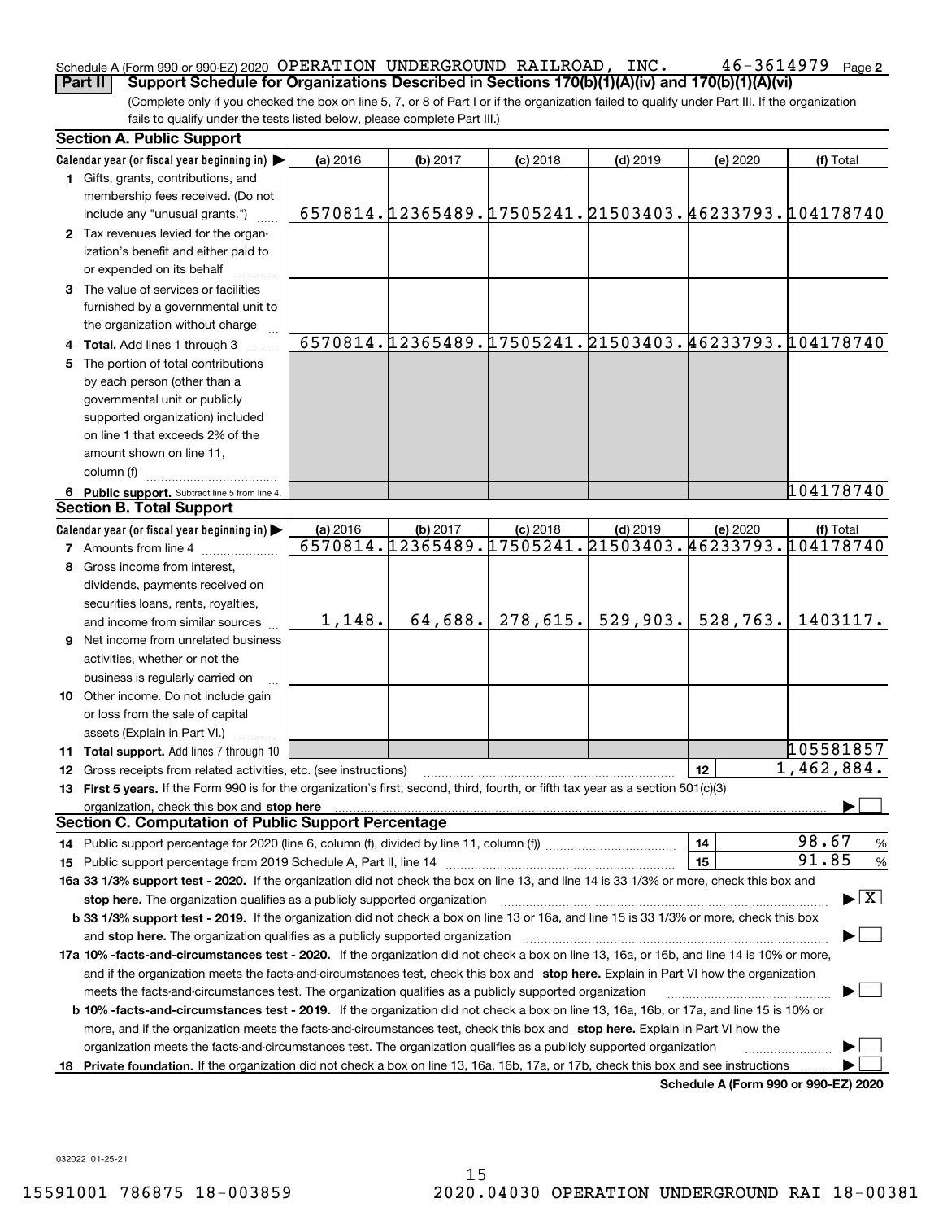Schedule A (Form 990 or 990-EZ) 2020 OPERATION UNDERGROUND RAILROAD, INC. 46-3614979 Page **2**

**Part II** **Support Schedule for Organizations Described in Sections 170(b)(1)(A)(iv) and 170(b)(1)(A)(vi)**

(Complete only if you checked the box on line 5, 7, or 8 of Part I or if the organization failed to qualify under Part III. If the organization fails to qualify under the tests listed below, please complete Part III.)

## Section A. Public Support

| Calendar year (or fiscal year beginning in) ▶ | (a) 2016 | (b) 2017 | (c) 2018 | (d) 2019 | (e) 2020 | (f) Total |
|---|---|---|---|---|---|---|
| **1** Gifts, grants, contributions, and membership fees received. (Do not include any "unusual grants.") | 6570814. | 12365489. | 17505241. | 21503403. | 46233793. | 104178740 |
| **2** Tax revenues levied for the organization's benefit and either paid to or expended on its behalf | | | | | | |
| **3** The value of services or facilities furnished by a governmental unit to the organization without charge | | | | | | |
| **4** **Total.** Add lines 1 through 3 | 6570814. | 12365489. | 17505241. | 21503403. | 46233793. | 104178740 |
| **5** The portion of total contributions by each person (other than a governmental unit or publicly supported organization) included on line 1 that exceeds 2% of the amount shown on line 11, column (f) | | | | | | |
| **6** **Public support.** Subtract line 5 from line 4. | | | | | | 104178740 |

## Section B. Total Support

| Calendar year (or fiscal year beginning in) ▶ | (a) 2016 | (b) 2017 | (c) 2018 | (d) 2019 | (e) 2020 | (f) Total |
|---|---|---|---|---|---|---|
| **7** Amounts from line 4 | 6570814. | 12365489. | 17505241. | 21503403. | 46233793. | 104178740 |
| **8** Gross income from interest, dividends, payments received on securities loans, rents, royalties, and income from similar sources | 1,148. | 64,688. | 278,615. | 529,903. | 528,763. | 1403117. |
| **9** Net income from unrelated business activities, whether or not the business is regularly carried on | | | | | | |
| **10** Other income. Do not include gain or loss from the sale of capital assets (Explain in Part VI.) | | | | | | |
| **11** **Total support.** Add lines 7 through 10 | | | | | | 105581857 |

**12** Gross receipts from related activities, etc. (see instructions) | **12** | 1,462,884.

**13** **First 5 years.** If the Form 990 is for the organization's first, second, third, fourth, or fifth tax year as a section 501(c)(3) organization, check this box and **stop here** ▶ ☐

## Section C. Computation of Public Support Percentage

**14** Public support percentage for 2020 (line 6, column (f), divided by line 11, column (f)) | **14** | 98.67 %

**15** Public support percentage from 2019 Schedule A, Part II, line 14 | **15** | 91.85 %

**16a 33 1/3% support test - 2020.** If the organization did not check the box on line 13, and line 14 is 33 1/3% or more, check this box and **stop here.** The organization qualifies as a publicly supported organization ▶ ☒

**b 33 1/3% support test - 2019.** If the organization did not check a box on line 13 or 16a, and line 15 is 33 1/3% or more, check this box and **stop here.** The organization qualifies as a publicly supported organization ▶ ☐

**17a 10% -facts-and-circumstances test - 2020.** If the organization did not check a box on line 13, 16a, or 16b, and line 14 is 10% or more, and if the organization meets the facts-and-circumstances test, check this box and **stop here.** Explain in Part VI how the organization meets the facts-and-circumstances test. The organization qualifies as a publicly supported organization ▶ ☐

**b 10% -facts-and-circumstances test - 2019.** If the organization did not check a box on line 13, 16a, 16b, or 17a, and line 15 is 10% or more, and if the organization meets the facts-and-circumstances test, check this box and **stop here.** Explain in Part VI how the organization meets the facts-and-circumstances test. The organization qualifies as a publicly supported organization ▶ ☐

**18** **Private foundation.** If the organization did not check a box on line 13, 16a, 16b, 17a, or 17b, check this box and see instructions ▶ ☐

**Schedule A (Form 990 or 990-EZ) 2020**

032022 01-25-21

15591001 786875 18-003859 2020.04030 OPERATION UNDERGROUND RAI 18-00381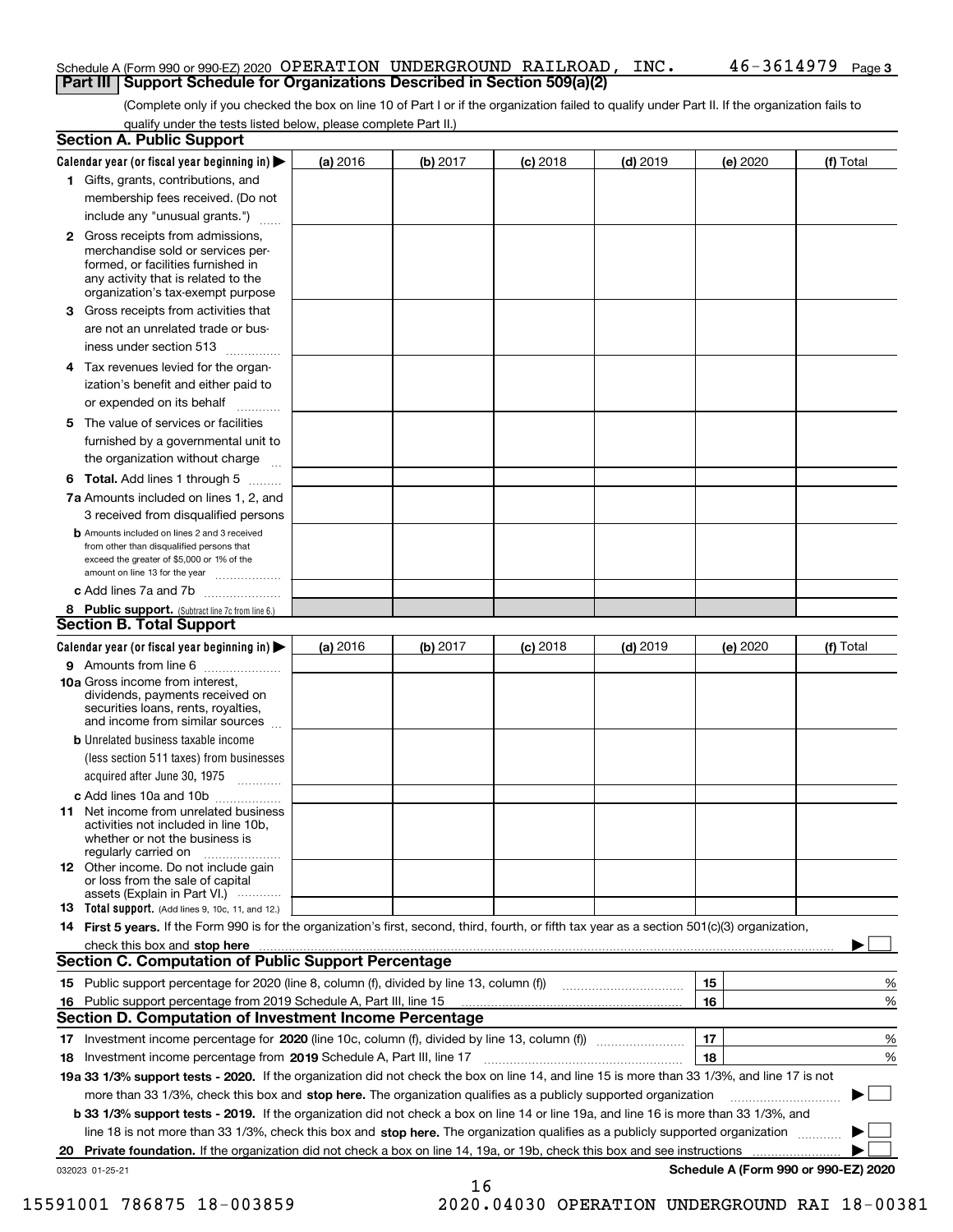Schedule A (Form 990 or 990-EZ) 2020 OPERATION UNDERGROUND RAILROAD, INC. 46-3614979 Page 3

## Part III Support Schedule for Organizations Described in Section 509(a)(2)

(Complete only if you checked the box on line 10 of Part I or if the organization failed to qualify under Part II. If the organization fails to qualify under the tests listed below, please complete Part II.)

### Section A. Public Support

| Calendar year (or fiscal year beginning in) ▶ | (a) 2016 | (b) 2017 | (c) 2018 | (d) 2019 | (e) 2020 | (f) Total |
|---|---|---|---|---|---|---|
| **1** Gifts, grants, contributions, and membership fees received. (Do not include any "unusual grants.") | | | | | | |
| **2** Gross receipts from admissions, merchandise sold or services performed, or facilities furnished in any activity that is related to the organization's tax-exempt purpose | | | | | | |
| **3** Gross receipts from activities that are not an unrelated trade or business under section 513 | | | | | | |
| **4** Tax revenues levied for the organization's benefit and either paid to or expended on its behalf | | | | | | |
| **5** The value of services or facilities furnished by a governmental unit to the organization without charge | | | | | | |
| **6 Total.** Add lines 1 through 5 | | | | | | |
| **7a** Amounts included on lines 1, 2, and 3 received from disqualified persons | | | | | | |
| **b** Amounts included on lines 2 and 3 received from other than disqualified persons that exceed the greater of $5,000 or 1% of the amount on line 13 for the year | | | | | | |
| **c** Add lines 7a and 7b | | | | | | |
| **8 Public support.** (Subtract line 7c from line 6.) | | | | | | |

### Section B. Total Support

| Calendar year (or fiscal year beginning in) ▶ | (a) 2016 | (b) 2017 | (c) 2018 | (d) 2019 | (e) 2020 | (f) Total |
|---|---|---|---|---|---|---|
| **9** Amounts from line 6 | | | | | | |
| **10a** Gross income from interest, dividends, payments received on securities loans, rents, royalties, and income from similar sources | | | | | | |
| **b** Unrelated business taxable income (less section 511 taxes) from businesses acquired after June 30, 1975 | | | | | | |
| **c** Add lines 10a and 10b | | | | | | |
| **11** Net income from unrelated business activities not included in line 10b, whether or not the business is regularly carried on | | | | | | |
| **12** Other income. Do not include gain or loss from the sale of capital assets (Explain in Part VI.) | | | | | | |
| **13 Total support.** (Add lines 9, 10c, 11, and 12.) | | | | | | |

**14 First 5 years.** If the Form 990 is for the organization's first, second, third, fourth, or fifth tax year as a section 501(c)(3) organization, check this box and **stop here** ▶ ☐

### Section C. Computation of Public Support Percentage

| | | | |
|---|---|---|---|
| **15** Public support percentage for 2020 (line 8, column (f), divided by line 13, column (f)) | 15 | | % |
| **16** Public support percentage from 2019 Schedule A, Part III, line 15 | 16 | | % |

### Section D. Computation of Investment Income Percentage

| | | | |
|---|---|---|---|
| **17** Investment income percentage for **2020** (line 10c, column (f), divided by line 13, column (f)) | 17 | | % |
| **18** Investment income percentage from **2019** Schedule A, Part III, line 17 | 18 | | % |

**19a 33 1/3% support tests - 2020.** If the organization did not check the box on line 14, and line 15 is more than 33 1/3%, and line 17 is not more than 33 1/3%, check this box and **stop here.** The organization qualifies as a publicly supported organization ▶ ☐

**b 33 1/3% support tests - 2019.** If the organization did not check a box on line 14 or line 19a, and line 16 is more than 33 1/3%, and line 18 is not more than 33 1/3%, check this box and **stop here.** The organization qualifies as a publicly supported organization ▶ ☐

**20 Private foundation.** If the organization did not check a box on line 14, 19a, or 19b, check this box and see instructions ▶ ☐

032023 01-25-21 **Schedule A (Form 990 or 990-EZ) 2020**

15591001 786875 18-003859 2020.04030 OPERATION UNDERGROUND RAI 18-00381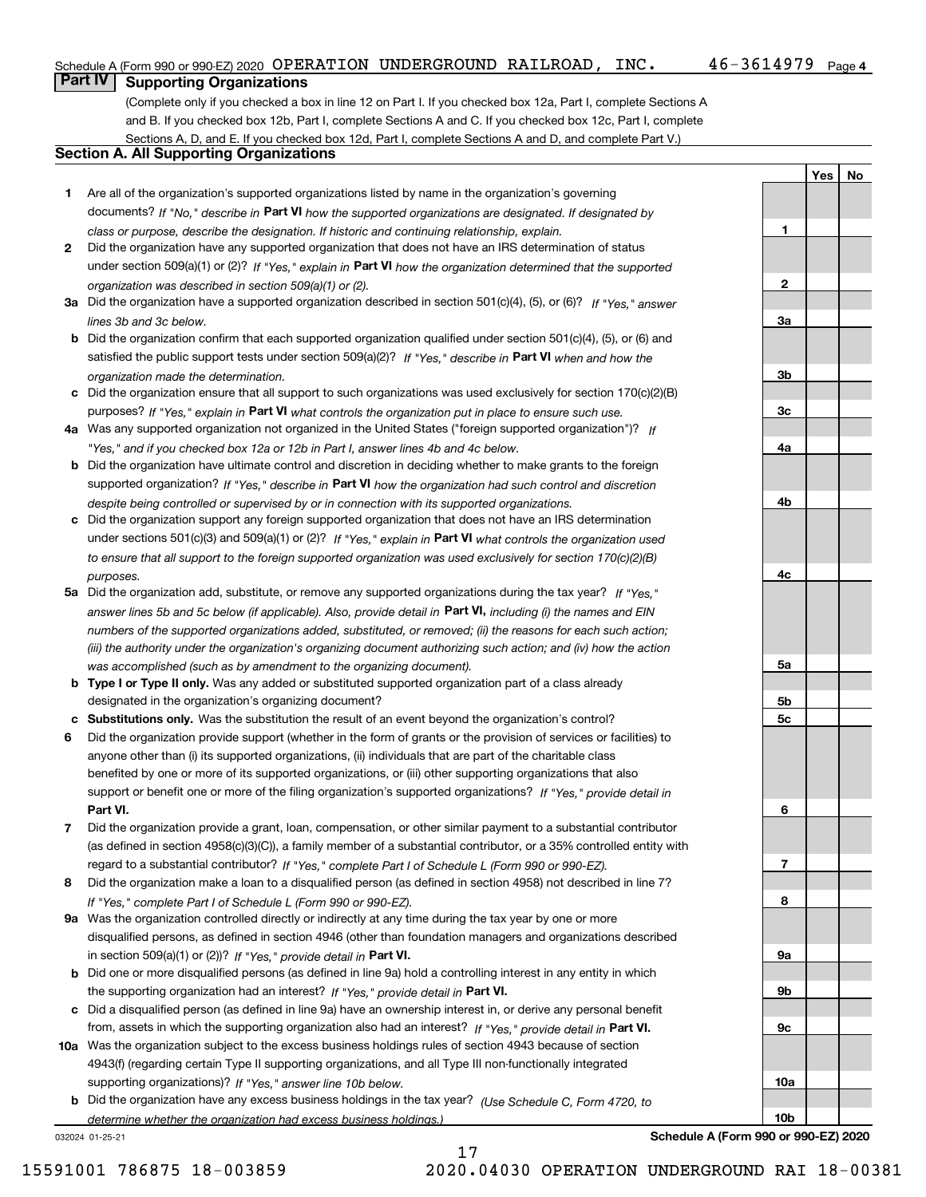Schedule A (Form 990 or 990-EZ) 2020 OPERATION UNDERGROUND RAILROAD, INC. 46-3614979 Page 4

## Part IV Supporting Organizations

(Complete only if you checked a box in line 12 on Part I. If you checked box 12a, Part I, complete Sections A and B. If you checked box 12b, Part I, complete Sections A and C. If you checked box 12c, Part I, complete Sections A, D, and E. If you checked box 12d, Part I, complete Sections A and D, and complete Part V.)

### Section A. All Supporting Organizations

| | | | Yes | No |
|---|---|---|---|---|
| 1 | Are all of the organization's supported organizations listed by name in the organization's governing documents? *If "No," describe in* **Part VI** *how the supported organizations are designated. If designated by class or purpose, describe the designation. If historic and continuing relationship, explain.* | 1 | | |
| 2 | Did the organization have any supported organization that does not have an IRS determination of status under section 509(a)(1) or (2)? *If "Yes," explain in* **Part VI** *how the organization determined that the supported organization was described in section 509(a)(1) or (2).* | 2 | | |
| 3a | Did the organization have a supported organization described in section 501(c)(4), (5), or (6)? *If "Yes," answer lines 3b and 3c below.* | 3a | | |
| b | Did the organization confirm that each supported organization qualified under section 501(c)(4), (5), or (6) and satisfied the public support tests under section 509(a)(2)? *If "Yes," describe in* **Part VI** *when and how the organization made the determination.* | 3b | | |
| c | Did the organization ensure that all support to such organizations was used exclusively for section 170(c)(2)(B) purposes? *If "Yes," explain in* **Part VI** *what controls the organization put in place to ensure such use.* | 3c | | |
| 4a | Was any supported organization not organized in the United States ("foreign supported organization")? *If "Yes," and if you checked box 12a or 12b in Part I, answer lines 4b and 4c below.* | 4a | | |
| b | Did the organization have ultimate control and discretion in deciding whether to make grants to the foreign supported organization? *If "Yes," describe in* **Part VI** *how the organization had such control and discretion despite being controlled or supervised by or in connection with its supported organizations.* | 4b | | |
| c | Did the organization support any foreign supported organization that does not have an IRS determination under sections 501(c)(3) and 509(a)(1) or (2)? *If "Yes," explain in* **Part VI** *what controls the organization used to ensure that all support to the foreign supported organization was used exclusively for section 170(c)(2)(B) purposes.* | 4c | | |
| 5a | Did the organization add, substitute, or remove any supported organizations during the tax year? *If "Yes," answer lines 5b and 5c below (if applicable). Also, provide detail in* **Part VI,** *including (i) the names and EIN numbers of the supported organizations added, substituted, or removed; (ii) the reasons for each such action; (iii) the authority under the organization's organizing document authorizing such action; and (iv) how the action was accomplished (such as by amendment to the organizing document).* | 5a | | |
| b | **Type I or Type II only.** Was any added or substituted supported organization part of a class already designated in the organization's organizing document? | 5b | | |
| c | **Substitutions only.** Was the substitution the result of an event beyond the organization's control? | 5c | | |
| 6 | Did the organization provide support (whether in the form of grants or the provision of services or facilities) to anyone other than (i) its supported organizations, (ii) individuals that are part of the charitable class benefited by one or more of its supported organizations, or (iii) other supporting organizations that also support or benefit one or more of the filing organization's supported organizations? *If "Yes," provide detail in* **Part VI.** | 6 | | |
| 7 | Did the organization provide a grant, loan, compensation, or other similar payment to a substantial contributor (as defined in section 4958(c)(3)(C)), a family member of a substantial contributor, or a 35% controlled entity with regard to a substantial contributor? *If "Yes," complete Part I of Schedule L (Form 990 or 990-EZ).* | 7 | | |
| 8 | Did the organization make a loan to a disqualified person (as defined in section 4958) not described in line 7? *If "Yes," complete Part I of Schedule L (Form 990 or 990-EZ).* | 8 | | |
| 9a | Was the organization controlled directly or indirectly at any time during the tax year by one or more disqualified persons, as defined in section 4946 (other than foundation managers and organizations described in section 509(a)(1) or (2))? *If "Yes," provide detail in* **Part VI.** | 9a | | |
| b | Did one or more disqualified persons (as defined in line 9a) hold a controlling interest in any entity in which the supporting organization had an interest? *If "Yes," provide detail in* **Part VI.** | 9b | | |
| c | Did a disqualified person (as defined in line 9a) have an ownership interest in, or derive any personal benefit from, assets in which the supporting organization also had an interest? *If "Yes," provide detail in* **Part VI.** | 9c | | |
| 10a | Was the organization subject to the excess business holdings rules of section 4943 because of section 4943(f) (regarding certain Type II supporting organizations, and all Type III non-functionally integrated supporting organizations)? *If "Yes," answer line 10b below.* | 10a | | |
| b | Did the organization have any excess business holdings in the tax year? *(Use Schedule C, Form 4720, to determine whether the organization had excess business holdings.)* | 10b | | |

032024 01-25-21 **Schedule A (Form 990 or 990-EZ) 2020**

15591001 786875 18-003859 2020.04030 OPERATION UNDERGROUND RAI 18-00381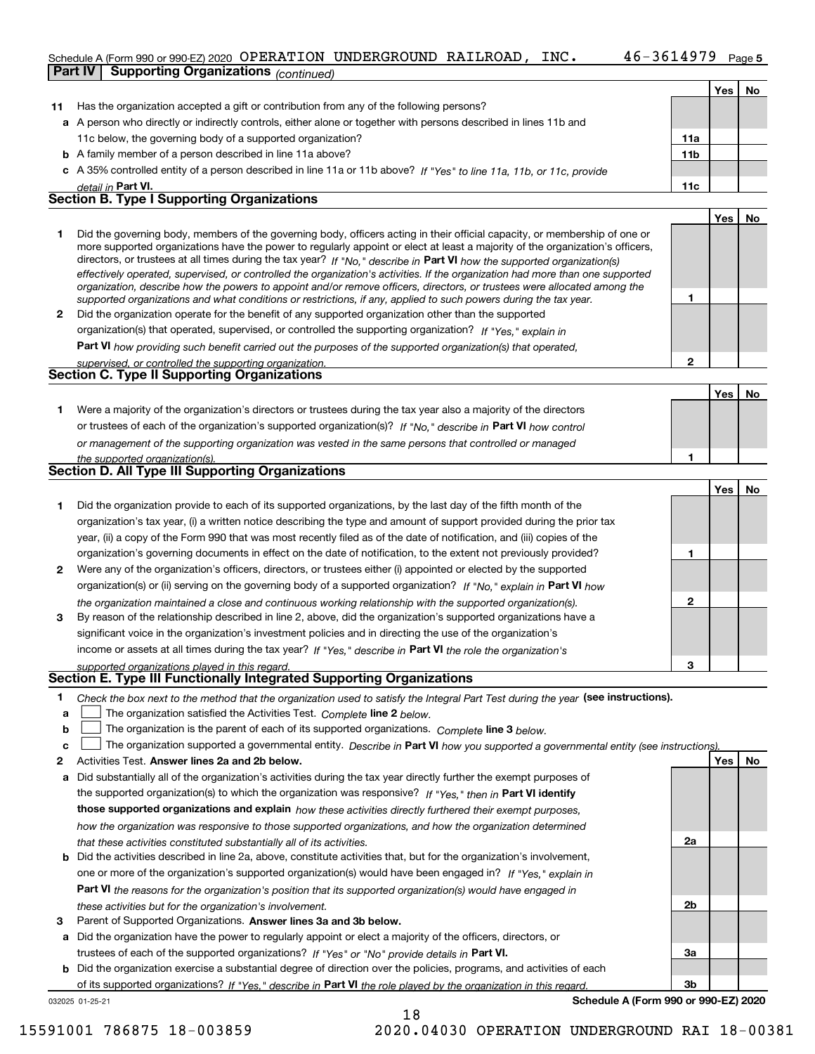Schedule A (Form 990 or 990-EZ) 2020 OPERATION UNDERGROUND RAILROAD, INC. 46-3614979 Page 5

**Part IV | Supporting Organizations** *(continued)*

| | | | Yes | No |
|---|---|---|---|---|
| **11** | Has the organization accepted a gift or contribution from any of the following persons? | | | |
| **a** | A person who directly or indirectly controls, either alone or together with persons described in lines 11b and 11c below, the governing body of a supported organization? | **11a** | | |
| **b** | A family member of a person described in line 11a above? | **11b** | | |
| **c** | A 35% controlled entity of a person described in line 11a or 11b above? *If "Yes" to line 11a, 11b, or 11c, provide detail in* **Part VI.** | **11c** | | |

## Section B. Type I Supporting Organizations

| | | | Yes | No |
|---|---|---|---|---|
| **1** | Did the governing body, members of the governing body, officers acting in their official capacity, or membership of one or more supported organizations have the power to regularly appoint or elect at least a majority of the organization's officers, directors, or trustees at all times during the tax year? *If "No," describe in* **Part VI** *how the supported organization(s) effectively operated, supervised, or controlled the organization's activities. If the organization had more than one supported organization, describe how the powers to appoint and/or remove officers, directors, or trustees were allocated among the supported organizations and what conditions or restrictions, if any, applied to such powers during the tax year.* | **1** | | |
| **2** | Did the organization operate for the benefit of any supported organization other than the supported organization(s) that operated, supervised, or controlled the supporting organization? *If "Yes," explain in* **Part VI** *how providing such benefit carried out the purposes of the supported organization(s) that operated, supervised, or controlled the supporting organization.* | **2** | | |

## Section C. Type II Supporting Organizations

| | | | Yes | No |
|---|---|---|---|---|
| **1** | Were a majority of the organization's directors or trustees during the tax year also a majority of the directors or trustees of each of the organization's supported organization(s)? *If "No," describe in* **Part VI** *how control or management of the supporting organization was vested in the same persons that controlled or managed the supported organization(s).* | **1** | | |

## Section D. All Type III Supporting Organizations

| | | | Yes | No |
|---|---|---|---|---|
| **1** | Did the organization provide to each of its supported organizations, by the last day of the fifth month of the organization's tax year, (i) a written notice describing the type and amount of support provided during the prior tax year, (ii) a copy of the Form 990 that was most recently filed as of the date of notification, and (iii) copies of the organization's governing documents in effect on the date of notification, to the extent not previously provided? | **1** | | |
| **2** | Were any of the organization's officers, directors, or trustees either (i) appointed or elected by the supported organization(s) or (ii) serving on the governing body of a supported organization? *If "No," explain in* **Part VI** *how the organization maintained a close and continuous working relationship with the supported organization(s).* | **2** | | |
| **3** | By reason of the relationship described in line 2, above, did the organization's supported organizations have a significant voice in the organization's investment policies and in directing the use of the organization's income or assets at all times during the tax year? *If "Yes," describe in* **Part VI** *the role the organization's supported organizations played in this regard.* | **3** | | |

## Section E. Type III Functionally Integrated Supporting Organizations

**1** *Check the box next to the method that the organization used to satisfy the Integral Part Test during the year* **(see instructions).**

- **a** ☐ The organization satisfied the Activities Test. *Complete* **line 2** *below.*
- **b** ☐ The organization is the parent of each of its supported organizations. *Complete* **line 3** *below.*
- **c** ☐ The organization supported a governmental entity. *Describe in* **Part VI** *how you supported a governmental entity (see instructions).*

| | | | Yes | No |
|---|---|---|---|---|
| **2** | Activities Test. **Answer lines 2a and 2b below.** | | | |
| **a** | Did substantially all of the organization's activities during the tax year directly further the exempt purposes of the supported organization(s) to which the organization was responsive? *If "Yes," then in* **Part VI identify those supported organizations and explain** *how these activities directly furthered their exempt purposes, how the organization was responsive to those supported organizations, and how the organization determined that these activities constituted substantially all of its activities.* | **2a** | | |
| **b** | Did the activities described in line 2a, above, constitute activities that, but for the organization's involvement, one or more of the organization's supported organization(s) would have been engaged in? *If "Yes," explain in* **Part VI** *the reasons for the organization's position that its supported organization(s) would have engaged in these activities but for the organization's involvement.* | **2b** | | |
| **3** | Parent of Supported Organizations. **Answer lines 3a and 3b below.** | | | |
| **a** | Did the organization have the power to regularly appoint or elect a majority of the officers, directors, or trustees of each of the supported organizations? *If "Yes" or "No" provide details in* **Part VI.** | **3a** | | |
| **b** | Did the organization exercise a substantial degree of direction over the policies, programs, and activities of each of its supported organizations? *If "Yes," describe in* **Part VI** *the role played by the organization in this regard.* | **3b** | | |

032025 01-25-21 **Schedule A (Form 990 or 990-EZ) 2020**

15591001 786875 18-003859 2020.04030 OPERATION UNDERGROUND RAI 18-00381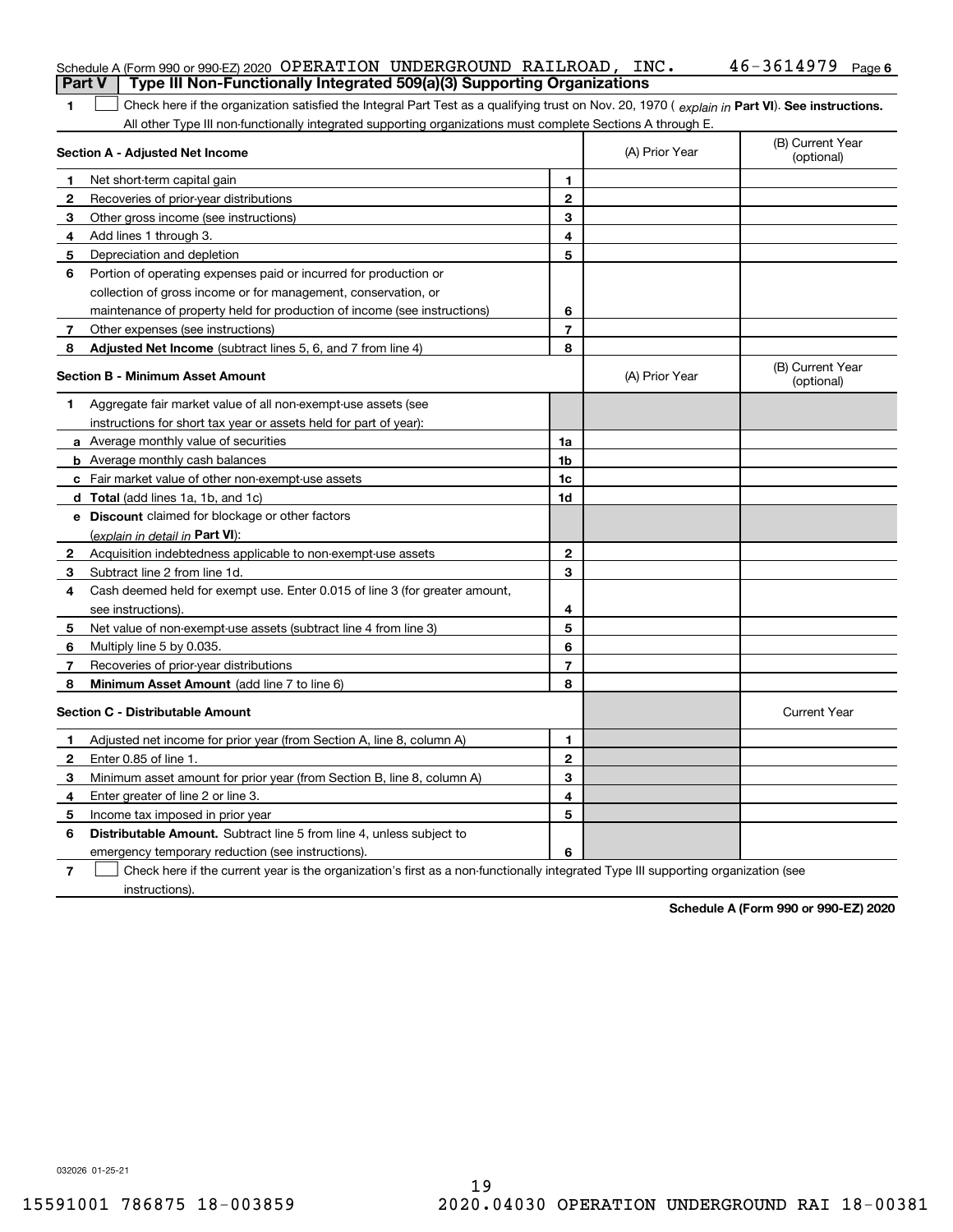Schedule A (Form 990 or 990-EZ) 2020 OPERATION UNDERGROUND RAILROAD, INC. 46-3614979 Page 6

## Part V Type III Non-Functionally Integrated 509(a)(3) Supporting Organizations

**1** ☐ Check here if the organization satisfied the Integral Part Test as a qualifying trust on Nov. 20, 1970 ( *explain in* **Part VI**). **See instructions.** All other Type III non-functionally integrated supporting organizations must complete Sections A through E.

| **Section A - Adjusted Net Income** | | | (A) Prior Year | (B) Current Year (optional) |
|---|---|---|---|---|
| 1 | Net short-term capital gain | 1 | | |
| 2 | Recoveries of prior-year distributions | 2 | | |
| 3 | Other gross income (see instructions) | 3 | | |
| 4 | Add lines 1 through 3. | 4 | | |
| 5 | Depreciation and depletion | 5 | | |
| 6 | Portion of operating expenses paid or incurred for production or collection of gross income or for management, conservation, or maintenance of property held for production of income (see instructions) | 6 | | |
| 7 | Other expenses (see instructions) | 7 | | |
| 8 | **Adjusted Net Income** (subtract lines 5, 6, and 7 from line 4) | 8 | | |

| **Section B - Minimum Asset Amount** | | | (A) Prior Year | (B) Current Year (optional) |
|---|---|---|---|---|
| 1 | Aggregate fair market value of all non-exempt-use assets (see instructions for short tax year or assets held for part of year): | | | |
| a | Average monthly value of securities | 1a | | |
| b | Average monthly cash balances | 1b | | |
| c | Fair market value of other non-exempt-use assets | 1c | | |
| d | **Total** (add lines 1a, 1b, and 1c) | 1d | | |
| e | **Discount** claimed for blockage or other factors (*explain in detail in* **Part VI**): | | | |
| 2 | Acquisition indebtedness applicable to non-exempt-use assets | 2 | | |
| 3 | Subtract line 2 from line 1d. | 3 | | |
| 4 | Cash deemed held for exempt use. Enter 0.015 of line 3 (for greater amount, see instructions). | 4 | | |
| 5 | Net value of non-exempt-use assets (subtract line 4 from line 3) | 5 | | |
| 6 | Multiply line 5 by 0.035. | 6 | | |
| 7 | Recoveries of prior-year distributions | 7 | | |
| 8 | **Minimum Asset Amount** (add line 7 to line 6) | 8 | | |

| **Section C - Distributable Amount** | | | | Current Year |
|---|---|---|---|---|
| 1 | Adjusted net income for prior year (from Section A, line 8, column A) | 1 | | |
| 2 | Enter 0.85 of line 1. | 2 | | |
| 3 | Minimum asset amount for prior year (from Section B, line 8, column A) | 3 | | |
| 4 | Enter greater of line 2 or line 3. | 4 | | |
| 5 | Income tax imposed in prior year | 5 | | |
| 6 | **Distributable Amount.** Subtract line 5 from line 4, unless subject to emergency temporary reduction (see instructions). | 6 | | |

**7** ☐ Check here if the current year is the organization's first as a non-functionally integrated Type III supporting organization (see instructions).

**Schedule A (Form 990 or 990-EZ) 2020**

032026 01-25-21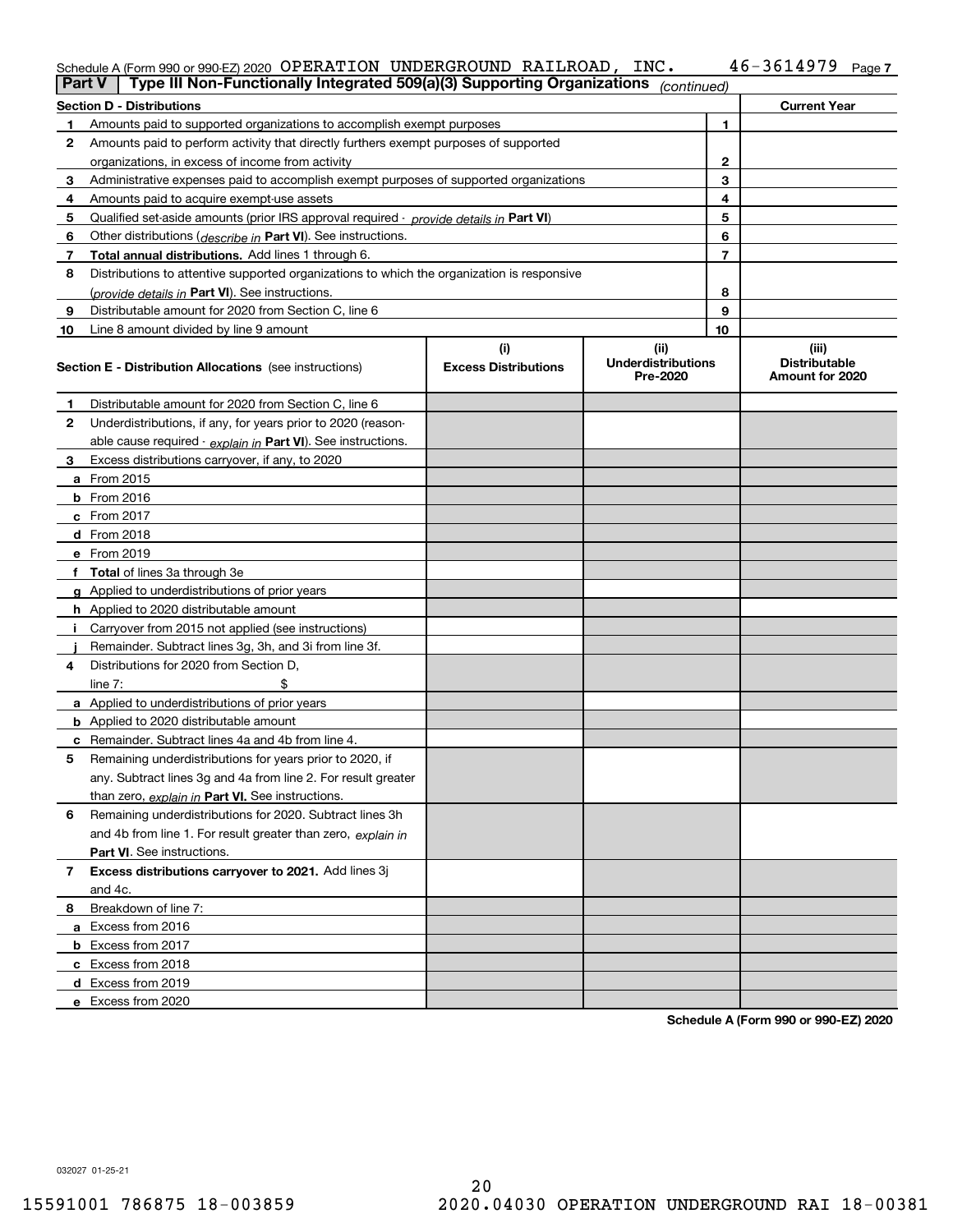Schedule A (Form 990 or 990-EZ) 2020 OPERATION UNDERGROUND RAILROAD, INC. 46-3614979 Page 7

## Part V | Type III Non-Functionally Integrated 509(a)(3) Supporting Organizations *(continued)*

| **Section D - Distributions** | | **Current Year** |
|---|---|---|
| **1** Amounts paid to supported organizations to accomplish exempt purposes | **1** | |
| **2** Amounts paid to perform activity that directly furthers exempt purposes of supported organizations, in excess of income from activity | **2** | |
| **3** Administrative expenses paid to accomplish exempt purposes of supported organizations | **3** | |
| **4** Amounts paid to acquire exempt-use assets | **4** | |
| **5** Qualified set-aside amounts (prior IRS approval required - *provide details in* **Part VI**) | **5** | |
| **6** Other distributions (*describe in* **Part VI**). See instructions. | **6** | |
| **7** **Total annual distributions.** Add lines 1 through 6. | **7** | |
| **8** Distributions to attentive supported organizations to which the organization is responsive (*provide details in* **Part VI**). See instructions. | **8** | |
| **9** Distributable amount for 2020 from Section C, line 6 | **9** | |
| **10** Line 8 amount divided by line 9 amount | **10** | |

| **Section E - Distribution Allocations** (see instructions) | (i) Excess Distributions | (ii) Underdistributions Pre-2020 | (iii) Distributable Amount for 2020 |
|---|---|---|---|
| **1** Distributable amount for 2020 from Section C, line 6 | | | |
| **2** Underdistributions, if any, for years prior to 2020 (reasonable cause required - *explain in* **Part VI**). See instructions. | | | |
| **3** Excess distributions carryover, if any, to 2020 | | | |
| **a** From 2015 | | | |
| **b** From 2016 | | | |
| **c** From 2017 | | | |
| **d** From 2018 | | | |
| **e** From 2019 | | | |
| **f** **Total** of lines 3a through 3e | | | |
| **g** Applied to underdistributions of prior years | | | |
| **h** Applied to 2020 distributable amount | | | |
| **i** Carryover from 2015 not applied (see instructions) | | | |
| **j** Remainder. Subtract lines 3g, 3h, and 3i from line 3f. | | | |
| **4** Distributions for 2020 from Section D, line 7: $ | | | |
| **a** Applied to underdistributions of prior years | | | |
| **b** Applied to 2020 distributable amount | | | |
| **c** Remainder. Subtract lines 4a and 4b from line 4. | | | |
| **5** Remaining underdistributions for years prior to 2020, if any. Subtract lines 3g and 4a from line 2. For result greater than zero, *explain in* **Part VI**. See instructions. | | | |
| **6** Remaining underdistributions for 2020. Subtract lines 3h and 4b from line 1. For result greater than zero, *explain in* **Part VI**. See instructions. | | | |
| **7** **Excess distributions carryover to 2021.** Add lines 3j and 4c. | | | |
| **8** Breakdown of line 7: | | | |
| **a** Excess from 2016 | | | |
| **b** Excess from 2017 | | | |
| **c** Excess from 2018 | | | |
| **d** Excess from 2019 | | | |
| **e** Excess from 2020 | | | |

**Schedule A (Form 990 or 990-EZ) 2020**

032027 01-25-21

15591001 786875 18-003859 2020.04030 OPERATION UNDERGROUND RAI 18-00381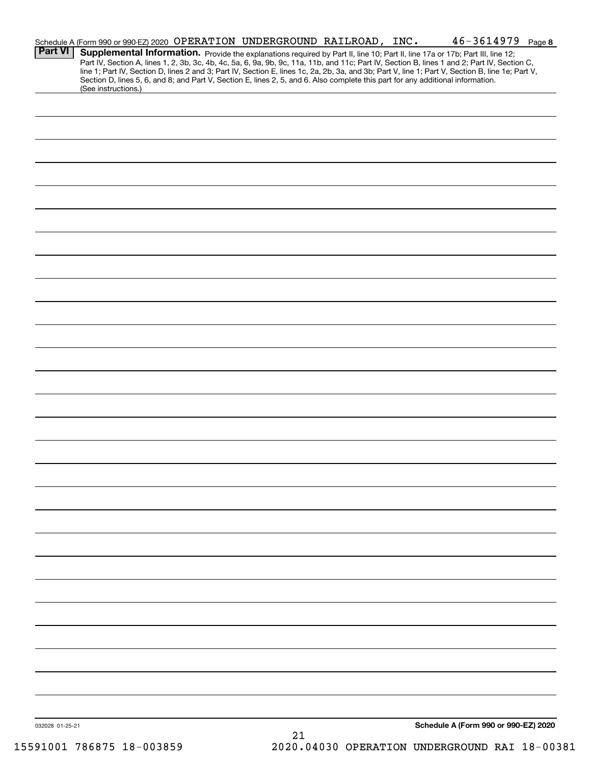Schedule A (Form 990 or 990-EZ) 2020 OPERATION UNDERGROUND RAILROAD, INC. 46-3614979 Page 8

**Part VI** **Supplemental Information.** Provide the explanations required by Part II, line 10; Part II, line 17a or 17b; Part III, line 12; Part IV, Section A, lines 1, 2, 3b, 3c, 4b, 4c, 5a, 6, 9a, 9b, 9c, 11a, 11b, and 11c; Part IV, Section B, lines 1 and 2; Part IV, Section C, line 1; Part IV, Section D, lines 2 and 3; Part IV, Section E, lines 1c, 2a, 2b, 3a, and 3b; Part V, line 1; Part V, Section B, line 1e; Part V, Section D, lines 5, 6, and 8; and Part V, Section E, lines 2, 5, and 6. Also complete this part for any additional information. (See instructions.)

032028 01-25-21

**Schedule A (Form 990 or 990-EZ) 2020**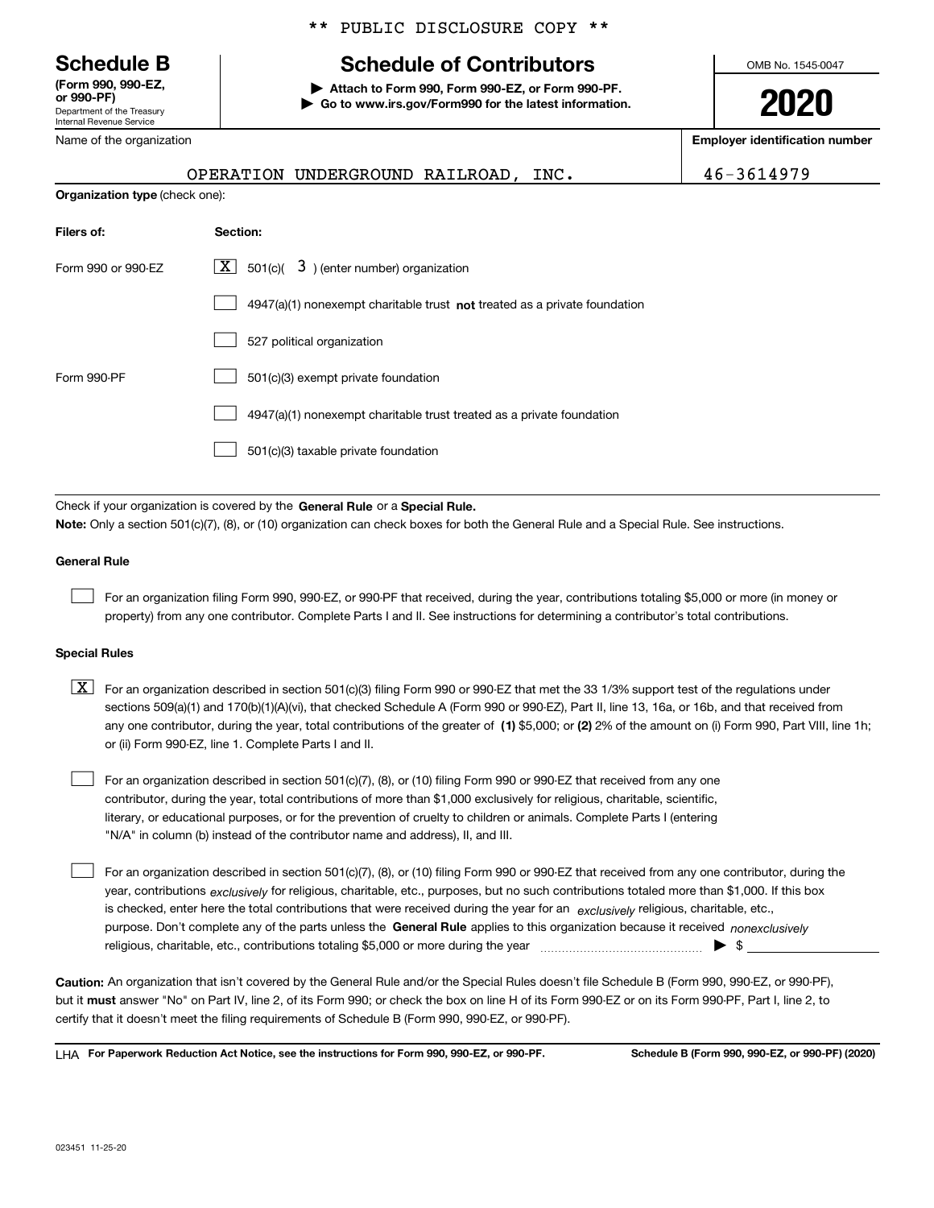** PUBLIC DISCLOSURE COPY **

# Schedule B

**(Form 990, 990-EZ, or 990-PF)**
Department of the Treasury
Internal Revenue Service

## Schedule of Contributors

▶ **Attach to Form 990, Form 990-EZ, or Form 990-PF.**
▶ **Go to www.irs.gov/Form990 for the latest information.**

OMB No. 1545-0047

**2020**

Name of the organization: OPERATION UNDERGROUND RAILROAD, INC.

**Employer identification number:** 46-3614979

**Organization type** (check one):

| **Filers of:** | **Section:** |
|---|---|
| Form 990 or 990-EZ | [X] 501(c)( 3 ) (enter number) organization |
| | [ ] 4947(a)(1) nonexempt charitable trust **not** treated as a private foundation |
| | [ ] 527 political organization |
| Form 990-PF | [ ] 501(c)(3) exempt private foundation |
| | [ ] 4947(a)(1) nonexempt charitable trust treated as a private foundation |
| | [ ] 501(c)(3) taxable private foundation |

Check if your organization is covered by the **General Rule** or a **Special Rule.**

**Note:** Only a section 501(c)(7), (8), or (10) organization can check boxes for both the General Rule and a Special Rule. See instructions.

### General Rule

[ ] For an organization filing Form 990, 990-EZ, or 990-PF that received, during the year, contributions totaling $5,000 or more (in money or property) from any one contributor. Complete Parts I and II. See instructions for determining a contributor's total contributions.

### Special Rules

[X] For an organization described in section 501(c)(3) filing Form 990 or 990-EZ that met the 33 1/3% support test of the regulations under sections 509(a)(1) and 170(b)(1)(A)(vi), that checked Schedule A (Form 990 or 990-EZ), Part II, line 13, 16a, or 16b, and that received from any one contributor, during the year, total contributions of the greater of **(1)** $5,000; or **(2)** 2% of the amount on (i) Form 990, Part VIII, line 1h; or (ii) Form 990-EZ, line 1. Complete Parts I and II.

[ ] For an organization described in section 501(c)(7), (8), or (10) filing Form 990 or 990-EZ that received from any one contributor, during the year, total contributions of more than $1,000 exclusively for religious, charitable, scientific, literary, or educational purposes, or for the prevention of cruelty to children or animals. Complete Parts I (entering "N/A" in column (b) instead of the contributor name and address), II, and III.

[ ] For an organization described in section 501(c)(7), (8), or (10) filing Form 990 or 990-EZ that received from any one contributor, during the year, contributions *exclusively* for religious, charitable, etc., purposes, but no such contributions totaled more than $1,000. If this box is checked, enter here the total contributions that were received during the year for an *exclusively* religious, charitable, etc., purpose. Don't complete any of the parts unless the **General Rule** applies to this organization because it received *nonexclusively* religious, charitable, etc., contributions totaling $5,000 or more during the year ▶ $ ________

**Caution:** An organization that isn't covered by the General Rule and/or the Special Rules doesn't file Schedule B (Form 990, 990-EZ, or 990-PF), but it **must** answer "No" on Part IV, line 2, of its Form 990; or check the box on line H of its Form 990-EZ or on its Form 990-PF, Part I, line 2, to certify that it doesn't meet the filing requirements of Schedule B (Form 990, 990-EZ, or 990-PF).

LHA **For Paperwork Reduction Act Notice, see the instructions for Form 990, 990-EZ, or 990-PF.** **Schedule B (Form 990, 990-EZ, or 990-PF) (2020)**

023451 11-25-20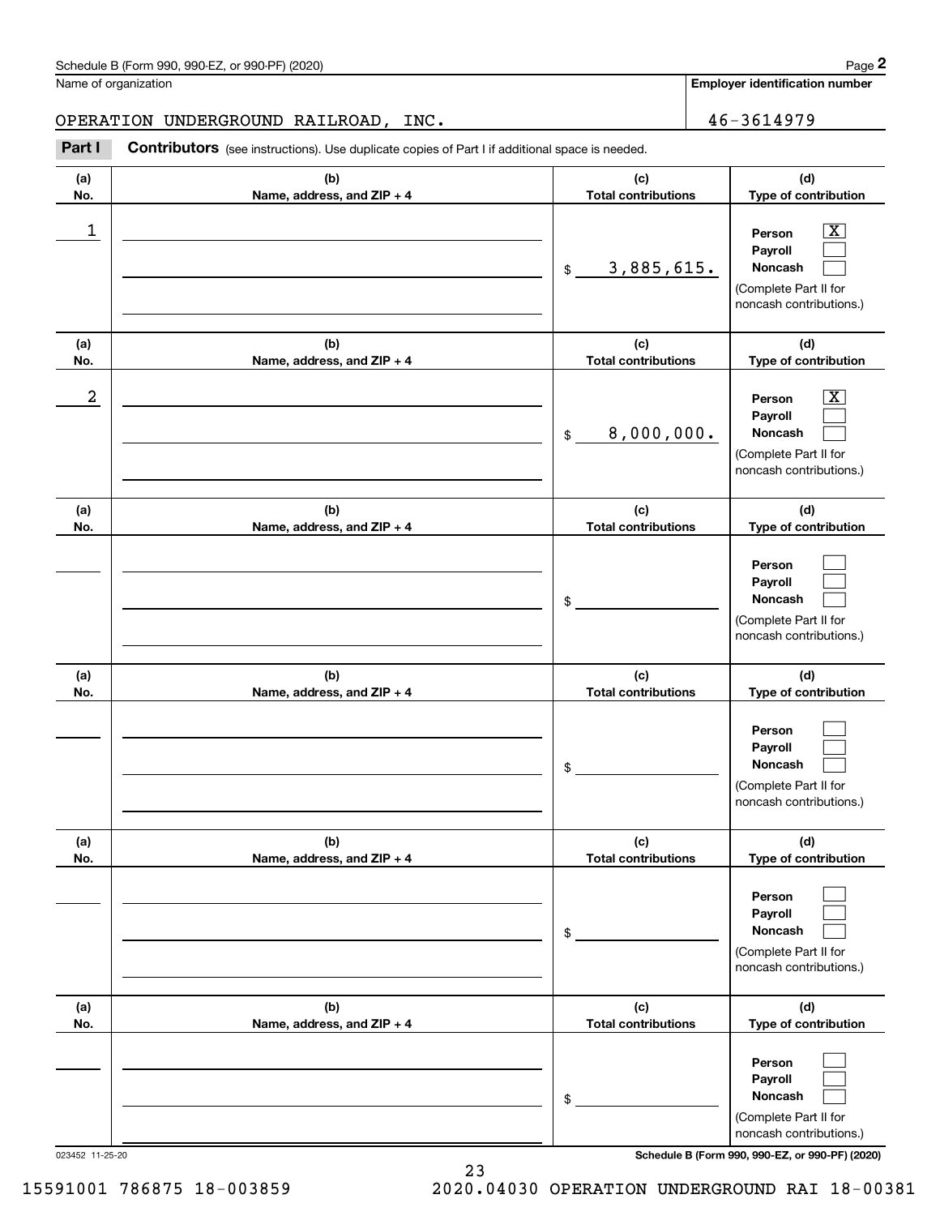Schedule B (Form 990, 990-EZ, or 990-PF) (2020)

Name of organization: OPERATION UNDERGROUND RAILROAD, INC.

**Employer identification number:** 46-3614979

**Part I Contributors** (see instructions). Use duplicate copies of Part I if additional space is needed.

| (a) No. | (b) Name, address, and ZIP + 4 | (c) Total contributions | (d) Type of contribution |
|---|---|---|---|
| 1 | | $ 3,885,615. | Person [X] Payroll [ ] Noncash [ ] (Complete Part II for noncash contributions.) |
| 2 | | $ 8,000,000. | Person [X] Payroll [ ] Noncash [ ] (Complete Part II for noncash contributions.) |
| | | $ | Person [ ] Payroll [ ] Noncash [ ] (Complete Part II for noncash contributions.) |
| | | $ | Person [ ] Payroll [ ] Noncash [ ] (Complete Part II for noncash contributions.) |
| | | $ | Person [ ] Payroll [ ] Noncash [ ] (Complete Part II for noncash contributions.) |
| | | $ | Person [ ] Payroll [ ] Noncash [ ] (Complete Part II for noncash contributions.) |

023452 11-25-20

Schedule B (Form 990, 990-EZ, or 990-PF) (2020)

15591001 786875 18-003859 2020.04030 OPERATION UNDERGROUND RAI 18-00381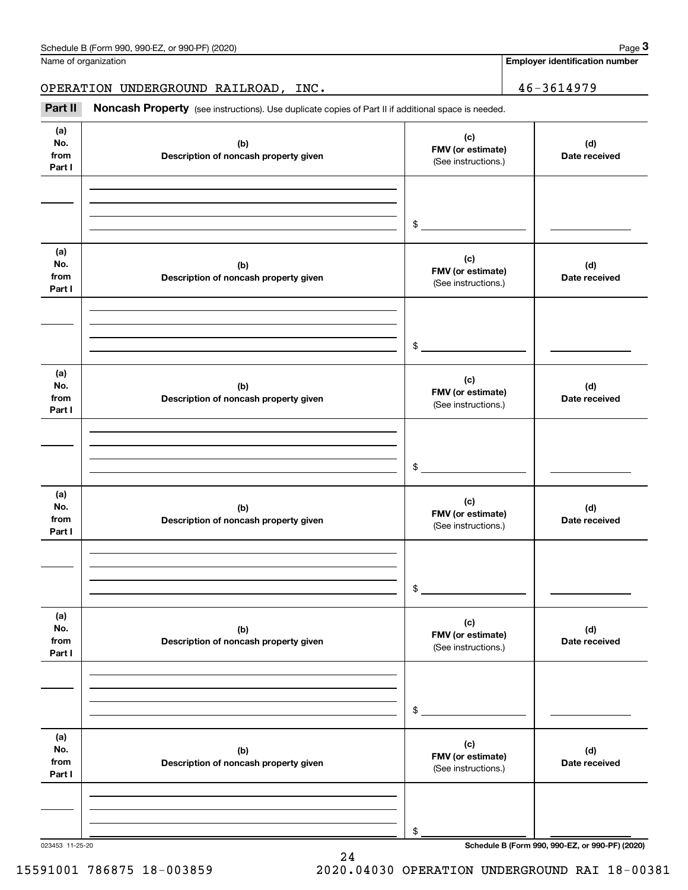Schedule B (Form 990, 990-EZ, or 990-PF) (2020)

Name of organization: OPERATION UNDERGROUND RAILROAD, INC.

Employer identification number: 46-3614979

## Part II Noncash Property

(see instructions). Use duplicate copies of Part II if additional space is needed.

| (a) No. from Part I | (b) Description of noncash property given | (c) FMV (or estimate) (See instructions.) | (d) Date received |
|---|---|---|---|
| | | $ | |

| (a) No. from Part I | (b) Description of noncash property given | (c) FMV (or estimate) (See instructions.) | (d) Date received |
|---|---|---|---|
| | | $ | |

| (a) No. from Part I | (b) Description of noncash property given | (c) FMV (or estimate) (See instructions.) | (d) Date received |
|---|---|---|---|
| | | $ | |

| (a) No. from Part I | (b) Description of noncash property given | (c) FMV (or estimate) (See instructions.) | (d) Date received |
|---|---|---|---|
| | | $ | |

| (a) No. from Part I | (b) Description of noncash property given | (c) FMV (or estimate) (See instructions.) | (d) Date received |
|---|---|---|---|
| | | $ | |

| (a) No. from Part I | (b) Description of noncash property given | (c) FMV (or estimate) (See instructions.) | (d) Date received |
|---|---|---|---|
| | | $ | |

023453 11-25-20

Schedule B (Form 990, 990-EZ, or 990-PF) (2020)

15591001 786875 18-003859 2020.04030 OPERATION UNDERGROUND RAI 18-00381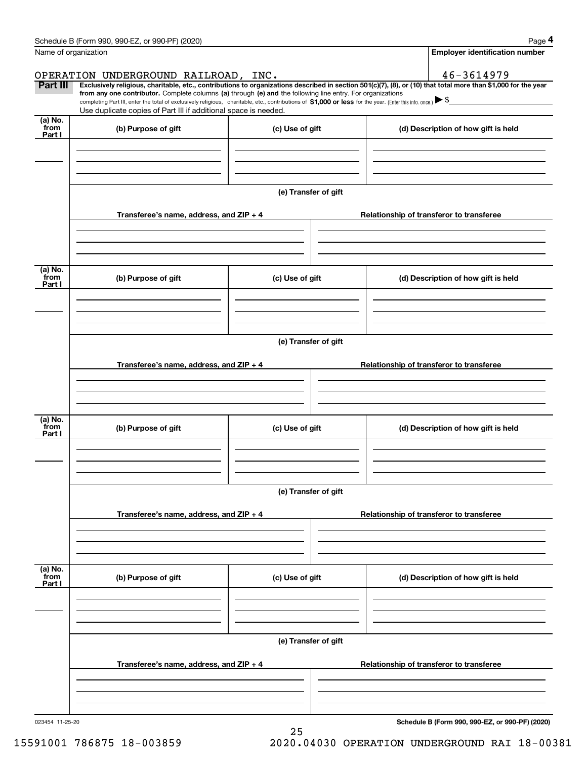Name of organization

**Employer identification number**

OPERATION UNDERGROUND RAILROAD, INC.

46-3614979

**Part III** **Exclusively religious, charitable, etc., contributions to organizations described in section 501(c)(7), (8), or (10) that total more than $1,000 for the year from any one contributor.** Complete columns **(a)** through **(e) and** the following line entry. For organizations completing Part III, enter the total of exclusively religious, charitable, etc., contributions of **$1,000 or less** for the year. (Enter this info. once.) ▶ $

Use duplicate copies of Part III if additional space is needed.

| (a) No. from Part I | (b) Purpose of gift | (c) Use of gift | (d) Description of how gift is held |
|---|---|---|---|
| | | | |

**(e) Transfer of gift**

| Transferee's name, address, and ZIP + 4 | Relationship of transferor to transferee |
|---|---|
| | |

| (a) No. from Part I | (b) Purpose of gift | (c) Use of gift | (d) Description of how gift is held |
|---|---|---|---|
| | | | |

**(e) Transfer of gift**

| Transferee's name, address, and ZIP + 4 | Relationship of transferor to transferee |
|---|---|
| | |

| (a) No. from Part I | (b) Purpose of gift | (c) Use of gift | (d) Description of how gift is held |
|---|---|---|---|
| | | | |

**(e) Transfer of gift**

| Transferee's name, address, and ZIP + 4 | Relationship of transferor to transferee |
|---|---|
| | |

| (a) No. from Part I | (b) Purpose of gift | (c) Use of gift | (d) Description of how gift is held |
|---|---|---|---|
| | | | |

**(e) Transfer of gift**

| Transferee's name, address, and ZIP + 4 | Relationship of transferor to transferee |
|---|---|
| | |

023454 11-25-20

**Schedule B (Form 990, 990-EZ, or 990-PF) (2020)**

15591001 786875 18-003859 2020.04030 OPERATION UNDERGROUND RAI 18-00381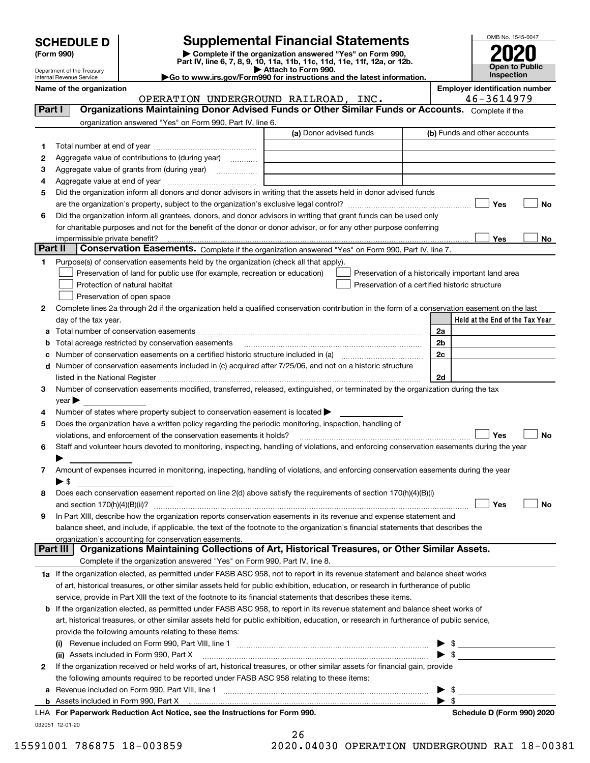# SCHEDULE D (Form 990)

Department of the Treasury
Internal Revenue Service

## Supplemental Financial Statements

▶ Complete if the organization answered "Yes" on Form 990, Part IV, line 6, 7, 8, 9, 10, 11a, 11b, 11c, 11d, 11e, 11f, 12a, or 12b.
▶ Attach to Form 990.
▶Go to www.irs.gov/Form990 for instructions and the latest information.

OMB No. 1545-0047

**2020**

**Open to Public Inspection**

**Name of the organization:** OPERATION UNDERGROUND RAILROAD, INC.

**Employer identification number:** 46-3614979

## Part I — Organizations Maintaining Donor Advised Funds or Other Similar Funds or Accounts.

Complete if the organization answered "Yes" on Form 990, Part IV, line 6.

| | | (a) Donor advised funds | (b) Funds and other accounts |
|---|---|---|---|
| 1 | Total number at end of year | | |
| 2 | Aggregate value of contributions to (during year) | | |
| 3 | Aggregate value of grants from (during year) | | |
| 4 | Aggregate value at end of year | | |

5 Did the organization inform all donors and donor advisors in writing that the assets held in donor advised funds are the organization's property, subject to the organization's exclusive legal control? ☐ Yes ☐ No

6 Did the organization inform all grantees, donors, and donor advisors in writing that grant funds can be used only for charitable purposes and not for the benefit of the donor or donor advisor, or for any other purpose conferring impermissible private benefit? ☐ Yes ☐ No

## Part II — Conservation Easements.

Complete if the organization answered "Yes" on Form 990, Part IV, line 7.

1 Purpose(s) of conservation easements held by the organization (check all that apply).

- ☐ Preservation of land for public use (for example, recreation or education)
- ☐ Preservation of a historically important land area
- ☐ Protection of natural habitat
- ☐ Preservation of a certified historic structure
- ☐ Preservation of open space

2 Complete lines 2a through 2d if the organization held a qualified conservation contribution in the form of a conservation easement on the last day of the tax year.

| | | | Held at the End of the Tax Year |
|---|---|---|---|
| a | Total number of conservation easements | 2a | |
| b | Total acreage restricted by conservation easements | 2b | |
| c | Number of conservation easements on a certified historic structure included in (a) | 2c | |
| d | Number of conservation easements included in (c) acquired after 7/25/06, and not on a historic structure listed in the National Register | 2d | |

3 Number of conservation easements modified, transferred, released, extinguished, or terminated by the organization during the tax year ▶

4 Number of states where property subject to conservation easement is located ▶

5 Does the organization have a written policy regarding the periodic monitoring, inspection, handling of violations, and enforcement of the conservation easements it holds? ☐ Yes ☐ No

6 Staff and volunteer hours devoted to monitoring, inspecting, handling of violations, and enforcing conservation easements during the year ▶

7 Amount of expenses incurred in monitoring, inspecting, handling of violations, and enforcing conservation easements during the year ▶ $

8 Does each conservation easement reported on line 2(d) above satisfy the requirements of section 170(h)(4)(B)(i) and section 170(h)(4)(B)(ii)? ☐ Yes ☐ No

9 In Part XIII, describe how the organization reports conservation easements in its revenue and expense statement and balance sheet, and include, if applicable, the text of the footnote to the organization's financial statements that describes the organization's accounting for conservation easements.

## Part III — Organizations Maintaining Collections of Art, Historical Treasures, or Other Similar Assets.

Complete if the organization answered "Yes" on Form 990, Part IV, line 8.

1a If the organization elected, as permitted under FASB ASC 958, not to report in its revenue statement and balance sheet works of art, historical treasures, or other similar assets held for public exhibition, education, or research in furtherance of public service, provide in Part XIII the text of the footnote to its financial statements that describes these items.

b If the organization elected, as permitted under FASB ASC 958, to report in its revenue statement and balance sheet works of art, historical treasures, or other similar assets held for public exhibition, education, or research in furtherance of public service, provide the following amounts relating to these items:

(i) Revenue included on Form 990, Part VIII, line 1 ▶ $

(ii) Assets included in Form 990, Part X ▶ $

2 If the organization received or held works of art, historical treasures, or other similar assets for financial gain, provide the following amounts required to be reported under FASB ASC 958 relating to these items:

a Revenue included on Form 990, Part VIII, line 1 ▶ $

b Assets included in Form 990, Part X ▶ $

**LHA For Paperwork Reduction Act Notice, see the Instructions for Form 990.** **Schedule D (Form 990) 2020**

032051 12-01-20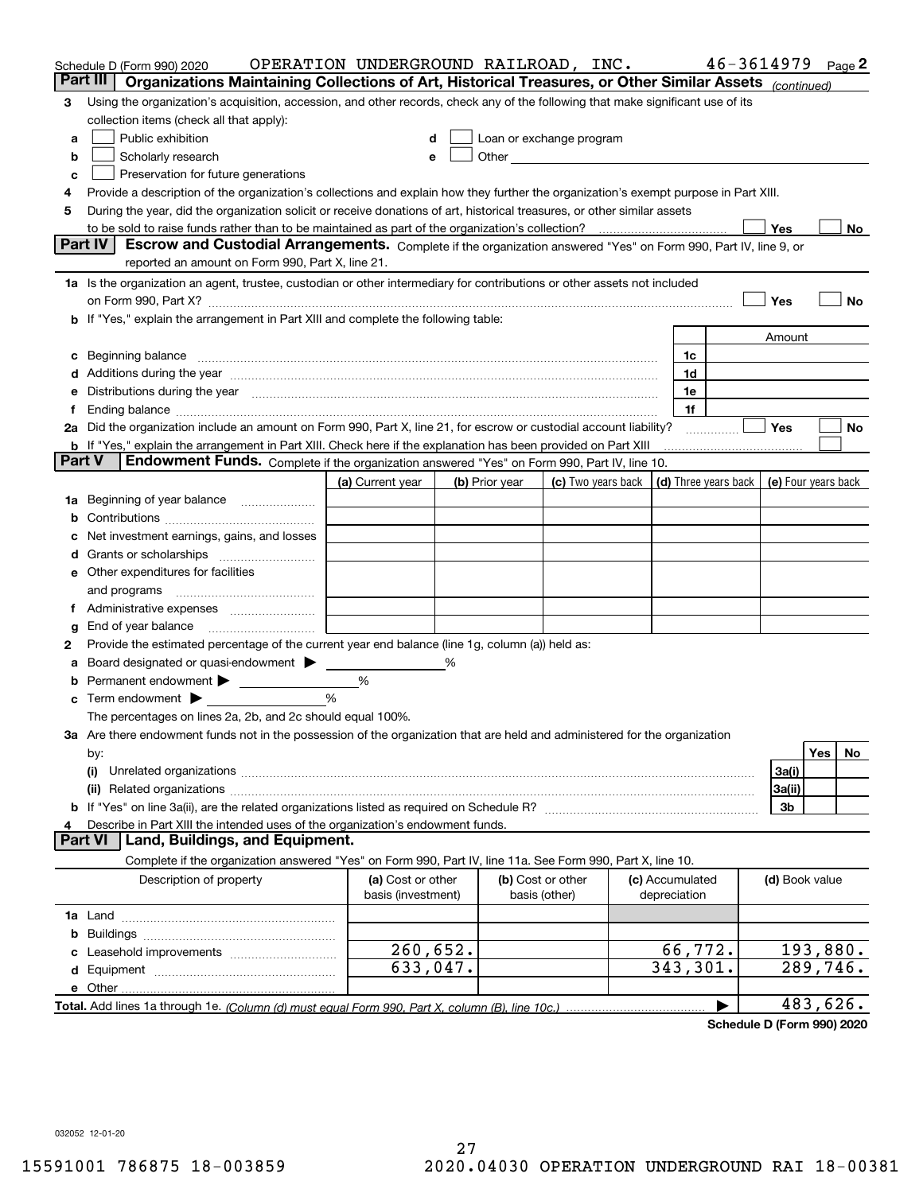Schedule D (Form 990) 2020 OPERATION UNDERGROUND RAILROAD, INC. 46-3614979 Page 2

## Part III Organizations Maintaining Collections of Art, Historical Treasures, or Other Similar Assets *(continued)*

**3** Using the organization's acquisition, accession, and other records, check any of the following that make significant use of its collection items (check all that apply):

- **a** ☐ Public exhibition
- **b** ☐ Scholarly research
- **c** ☐ Preservation for future generations
- **d** ☐ Loan or exchange program
- **e** ☐ Other

**4** Provide a description of the organization's collections and explain how they further the organization's exempt purpose in Part XIII.

**5** During the year, did the organization solicit or receive donations of art, historical treasures, or other similar assets to be sold to raise funds rather than to be maintained as part of the organization's collection? ☐ Yes ☐ No

## Part IV Escrow and Custodial Arrangements.

Complete if the organization answered "Yes" on Form 990, Part IV, line 9, or reported an amount on Form 990, Part X, line 21.

**1a** Is the organization an agent, trustee, custodian or other intermediary for contributions or other assets not included on Form 990, Part X? ☐ Yes ☐ No

**b** If "Yes," explain the arrangement in Part XIII and complete the following table:

| | | Amount |
|---|---|---|
| **c** Beginning balance | 1c | |
| **d** Additions during the year | 1d | |
| **e** Distributions during the year | 1e | |
| **f** Ending balance | 1f | |

**2a** Did the organization include an amount on Form 990, Part X, line 21, for escrow or custodial account liability? ☐ Yes ☐ No

**b** If "Yes," explain the arrangement in Part XIII. Check here if the explanation has been provided on Part XIII ☐

## Part V Endowment Funds.

Complete if the organization answered "Yes" on Form 990, Part IV, line 10.

| | (a) Current year | (b) Prior year | (c) Two years back | (d) Three years back | (e) Four years back |
|---|---|---|---|---|---|
| **1a** Beginning of year balance | | | | | |
| **b** Contributions | | | | | |
| **c** Net investment earnings, gains, and losses | | | | | |
| **d** Grants or scholarships | | | | | |
| **e** Other expenditures for facilities and programs | | | | | |
| **f** Administrative expenses | | | | | |
| **g** End of year balance | | | | | |

**2** Provide the estimated percentage of the current year end balance (line 1g, column (a)) held as:

- **a** Board designated or quasi-endowment ▶ ____ %
- **b** Permanent endowment ▶ ____ %
- **c** Term endowment ▶ ____ %

The percentages on lines 2a, 2b, and 2c should equal 100%.

**3a** Are there endowment funds not in the possession of the organization that are held and administered for the organization by:

| | | Yes | No |
|---|---|---|---|
| **(i)** Unrelated organizations | 3a(i) | | |
| **(ii)** Related organizations | 3a(ii) | | |
| **b** If "Yes" on line 3a(ii), are the related organizations listed as required on Schedule R? | 3b | | |

**4** Describe in Part XIII the intended uses of the organization's endowment funds.

## Part VI Land, Buildings, and Equipment.

Complete if the organization answered "Yes" on Form 990, Part IV, line 11a. See Form 990, Part X, line 10.

| Description of property | (a) Cost or other basis (investment) | (b) Cost or other basis (other) | (c) Accumulated depreciation | (d) Book value |
|---|---|---|---|---|
| **1a** Land | | | | |
| **b** Buildings | | | | |
| **c** Leasehold improvements | 260,652. | | 66,772. | 193,880. |
| **d** Equipment | 633,047. | | 343,301. | 289,746. |
| **e** Other | | | | |
| **Total.** Add lines 1a through 1e. *(Column (d) must equal Form 990, Part X, column (B), line 10c.)* | | | ▶ | 483,626. |

**Schedule D (Form 990) 2020**

032052 12-01-20

15591001 786875 18-003859 2020.04030 OPERATION UNDERGROUND RAI 18-00381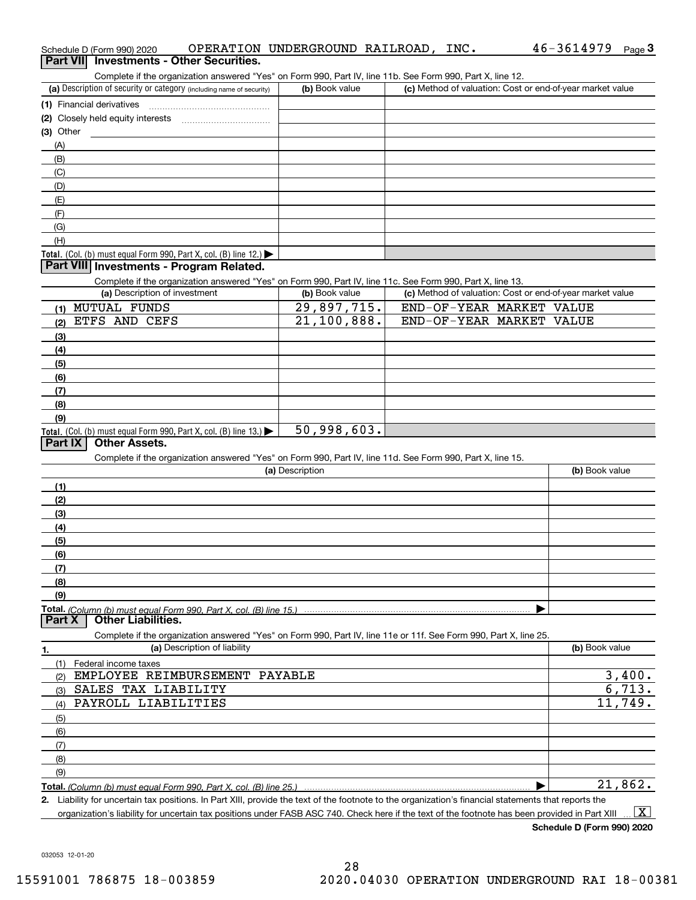Schedule D (Form 990) 2020 OPERATION UNDERGROUND RAILROAD, INC. 46-3614979 Page 3

## Part VII Investments - Other Securities.

Complete if the organization answered "Yes" on Form 990, Part IV, line 11b. See Form 990, Part X, line 12.

| (a) Description of security or category (including name of security) | (b) Book value | (c) Method of valuation: Cost or end-of-year market value |
|---|---|---|
| (1) Financial derivatives | | |
| (2) Closely held equity interests | | |
| (3) Other | | |
| (A) | | |
| (B) | | |
| (C) | | |
| (D) | | |
| (E) | | |
| (F) | | |
| (G) | | |
| (H) | | |
| **Total.** (Col. (b) must equal Form 990, Part X, col. (B) line 12.) ▶ | | |

## Part VIII Investments - Program Related.

Complete if the organization answered "Yes" on Form 990, Part IV, line 11c. See Form 990, Part X, line 13.

| (a) Description of investment | (b) Book value | (c) Method of valuation: Cost or end-of-year market value |
|---|---|---|
| (1) MUTUAL FUNDS | 29,897,715. | END-OF-YEAR MARKET VALUE |
| (2) ETFS AND CEFS | 21,100,888. | END-OF-YEAR MARKET VALUE |
| (3) | | |
| (4) | | |
| (5) | | |
| (6) | | |
| (7) | | |
| (8) | | |
| (9) | | |
| **Total.** (Col. (b) must equal Form 990, Part X, col. (B) line 13.) ▶ | 50,998,603. | |

## Part IX Other Assets.

Complete if the organization answered "Yes" on Form 990, Part IV, line 11d. See Form 990, Part X, line 15.

| (a) Description | (b) Book value |
|---|---|
| (1) | |
| (2) | |
| (3) | |
| (4) | |
| (5) | |
| (6) | |
| (7) | |
| (8) | |
| (9) | |
| **Total.** *(Column (b) must equal Form 990, Part X, col. (B) line 15.)* ▶ | |

## Part X Other Liabilities.

Complete if the organization answered "Yes" on Form 990, Part IV, line 11e or 11f. See Form 990, Part X, line 25.

| 1. (a) Description of liability | (b) Book value |
|---|---|
| (1) Federal income taxes | |
| (2) EMPLOYEE REIMBURSEMENT PAYABLE | 3,400. |
| (3) SALES TAX LIABILITY | 6,713. |
| (4) PAYROLL LIABILITIES | 11,749. |
| (5) | |
| (6) | |
| (7) | |
| (8) | |
| (9) | |
| **Total.** *(Column (b) must equal Form 990, Part X, col. (B) line 25.)* ▶ | 21,862. |

**2.** Liability for uncertain tax positions. In Part XIII, provide the text of the footnote to the organization's financial statements that reports the organization's liability for uncertain tax positions under FASB ASC 740. Check here if the text of the footnote has been provided in Part XIII ... [X]

**Schedule D (Form 990) 2020**

032053 12-01-20

15591001 786875 18-003859 2020.04030 OPERATION UNDERGROUND RAI 18-00381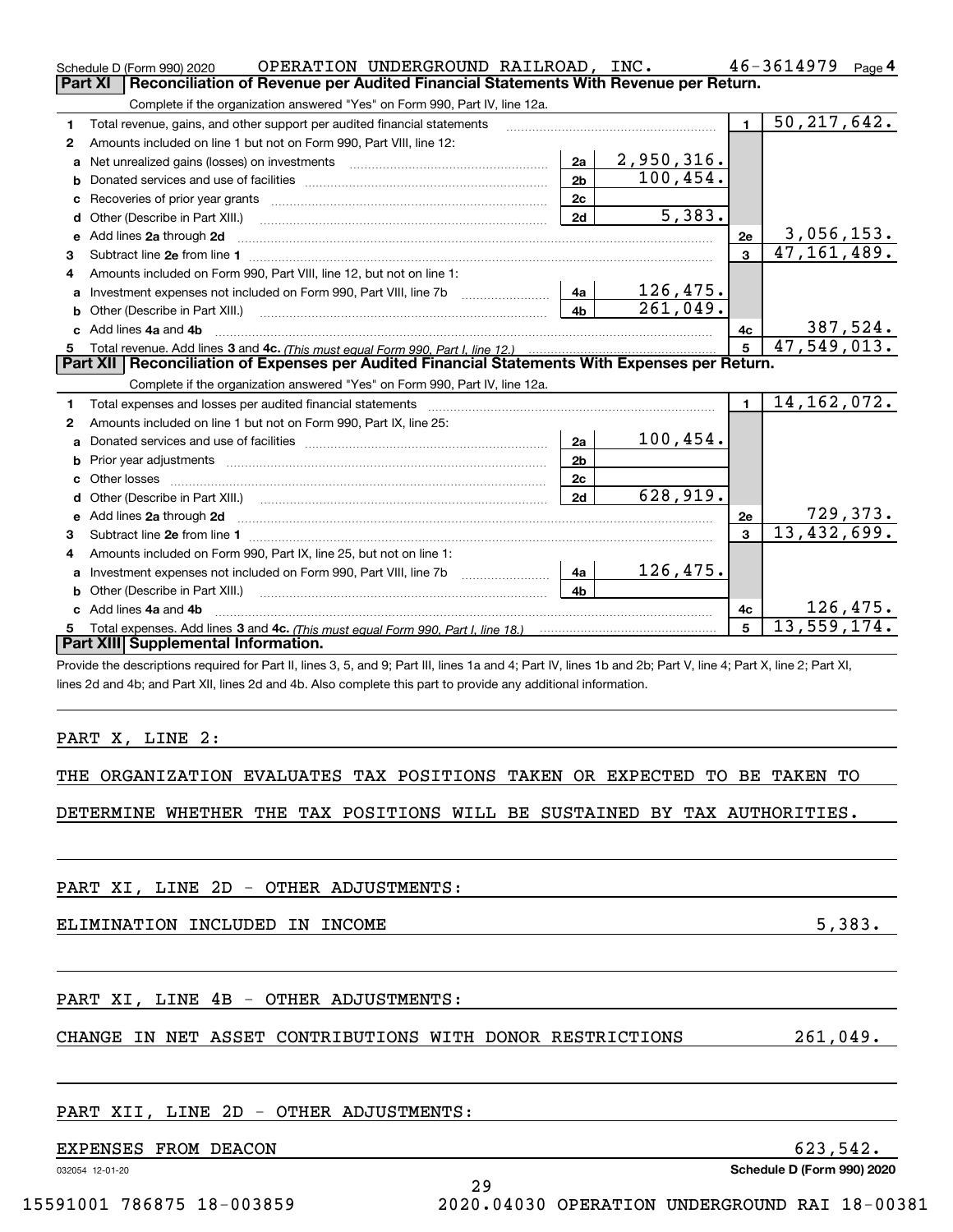Schedule D (Form 990) 2020 OPERATION UNDERGROUND RAILROAD, INC. 46-3614979 Page 4

## Part XI Reconciliation of Revenue per Audited Financial Statements With Revenue per Return.

Complete if the organization answered "Yes" on Form 990, Part IV, line 12a.

| | | | | | |
|---|---|---|---|---|---|
| 1 | Total revenue, gains, and other support per audited financial statements | | | 1 | 50,217,642. |
| 2 | Amounts included on line 1 but not on Form 990, Part VIII, line 12: | | | | |
| a | Net unrealized gains (losses) on investments | 2a | 2,950,316. | | |
| b | Donated services and use of facilities | 2b | 100,454. | | |
| c | Recoveries of prior year grants | 2c | | | |
| d | Other (Describe in Part XIII.) | 2d | 5,383. | | |
| e | Add lines 2a through 2d | | | 2e | 3,056,153. |
| 3 | Subtract line 2e from line 1 | | | 3 | 47,161,489. |
| 4 | Amounts included on Form 990, Part VIII, line 12, but not on line 1: | | | | |
| a | Investment expenses not included on Form 990, Part VIII, line 7b | 4a | 126,475. | | |
| b | Other (Describe in Part XIII.) | 4b | 261,049. | | |
| c | Add lines 4a and 4b | | | 4c | 387,524. |
| 5 | Total revenue. Add lines 3 and 4c. *(This must equal Form 990, Part I, line 12.)* | | | 5 | 47,549,013. |

## Part XII Reconciliation of Expenses per Audited Financial Statements With Expenses per Return.

Complete if the organization answered "Yes" on Form 990, Part IV, line 12a.

| | | | | | |
|---|---|---|---|---|---|
| 1 | Total expenses and losses per audited financial statements | | | 1 | 14,162,072. |
| 2 | Amounts included on line 1 but not on Form 990, Part IX, line 25: | | | | |
| a | Donated services and use of facilities | 2a | 100,454. | | |
| b | Prior year adjustments | 2b | | | |
| c | Other losses | 2c | | | |
| d | Other (Describe in Part XIII.) | 2d | 628,919. | | |
| e | Add lines 2a through 2d | | | 2e | 729,373. |
| 3 | Subtract line 2e from line 1 | | | 3 | 13,432,699. |
| 4 | Amounts included on Form 990, Part IX, line 25, but not on line 1: | | | | |
| a | Investment expenses not included on Form 990, Part VIII, line 7b | 4a | 126,475. | | |
| b | Other (Describe in Part XIII.) | 4b | | | |
| c | Add lines 4a and 4b | | | 4c | 126,475. |
| 5 | Total expenses. Add lines 3 and 4c. *(This must equal Form 990, Part I, line 18.)* | | | 5 | 13,559,174. |

## Part XIII Supplemental Information.

Provide the descriptions required for Part II, lines 3, 5, and 9; Part III, lines 1a and 4; Part IV, lines 1b and 2b; Part V, line 4; Part X, line 2; Part XI, lines 2d and 4b; and Part XII, lines 2d and 4b. Also complete this part to provide any additional information.

PART X, LINE 2:

THE ORGANIZATION EVALUATES TAX POSITIONS TAKEN OR EXPECTED TO BE TAKEN TO DETERMINE WHETHER THE TAX POSITIONS WILL BE SUSTAINED BY TAX AUTHORITIES.

PART XI, LINE 2D - OTHER ADJUSTMENTS:

ELIMINATION INCLUDED IN INCOME 5,383.

PART XI, LINE 4B - OTHER ADJUSTMENTS:

CHANGE IN NET ASSET CONTRIBUTIONS WITH DONOR RESTRICTIONS 261,049.

PART XII, LINE 2D - OTHER ADJUSTMENTS:

EXPENSES FROM DEACON 623,542.

032054 12-01-20 Schedule D (Form 990) 2020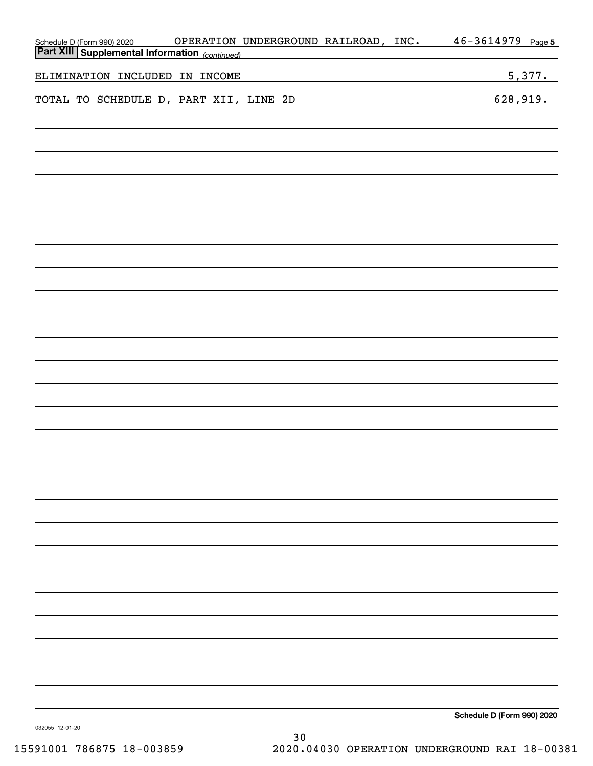## Part XIII | Supplemental Information *(continued)*

| | |
|---|---|
| ELIMINATION INCLUDED IN INCOME | 5,377. |
| TOTAL TO SCHEDULE D, PART XII, LINE 2D | 628,919. |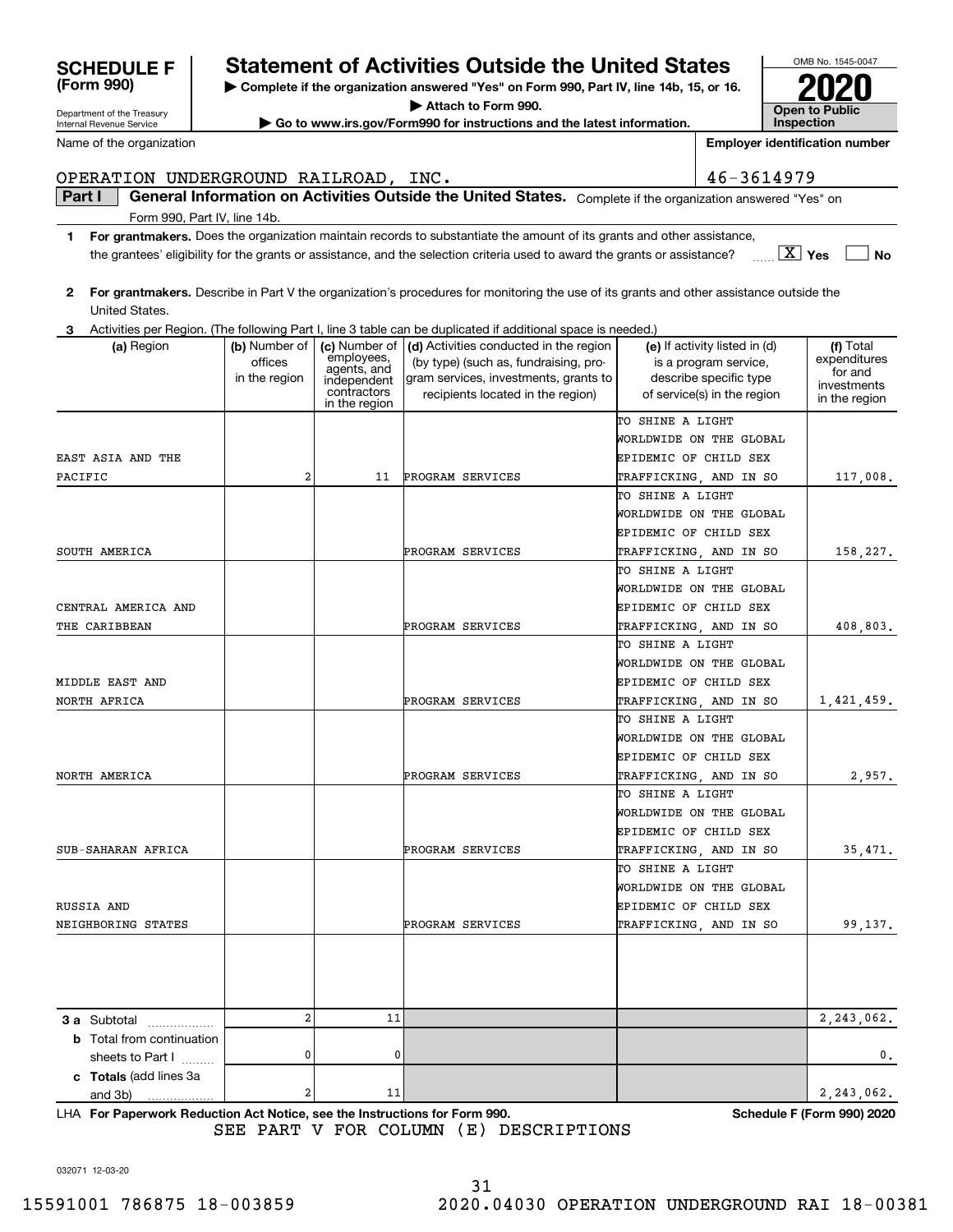**SCHEDULE F (Form 990)**

Department of the Treasury
Internal Revenue Service

# Statement of Activities Outside the United States

▶ Complete if the organization answered "Yes" on Form 990, Part IV, line 14b, 15, or 16.
▶ Attach to Form 990.
▶ Go to www.irs.gov/Form990 for instructions and the latest information.

OMB No. 1545-0047

**2020**

**Open to Public Inspection**

Name of the organization: OPERATION UNDERGROUND RAILROAD, INC.

Employer identification number: 46-3614979

**Part I — General Information on Activities Outside the United States.** Complete if the organization answered "Yes" on Form 990, Part IV, line 14b.

**1** **For grantmakers.** Does the organization maintain records to substantiate the amount of its grants and other assistance, the grantees' eligibility for the grants or assistance, and the selection criteria used to award the grants or assistance? [X] Yes [ ] No

**2** **For grantmakers.** Describe in Part V the organization's procedures for monitoring the use of its grants and other assistance outside the United States.

**3** Activities per Region. (The following Part I, line 3 table can be duplicated if additional space is needed.)

| (a) Region | (b) Number of offices in the region | (c) Number of employees, agents, and independent contractors in the region | (d) Activities conducted in the region (by type) (such as, fundraising, program services, investments, grants to recipients located in the region) | (e) If activity listed in (d) is a program service, describe specific type of service(s) in the region | (f) Total expenditures for and investments in the region |
|---|---|---|---|---|---|
| EAST ASIA AND THE PACIFIC | 2 | 11 | PROGRAM SERVICES | TO SHINE A LIGHT WORLDWIDE ON THE GLOBAL EPIDEMIC OF CHILD SEX TRAFFICKING, AND IN SO | 117,008. |
| SOUTH AMERICA | | | PROGRAM SERVICES | TO SHINE A LIGHT WORLDWIDE ON THE GLOBAL EPIDEMIC OF CHILD SEX TRAFFICKING, AND IN SO | 158,227. |
| CENTRAL AMERICA AND THE CARIBBEAN | | | PROGRAM SERVICES | TO SHINE A LIGHT WORLDWIDE ON THE GLOBAL EPIDEMIC OF CHILD SEX TRAFFICKING, AND IN SO | 408,803. |
| MIDDLE EAST AND NORTH AFRICA | | | PROGRAM SERVICES | TO SHINE A LIGHT WORLDWIDE ON THE GLOBAL EPIDEMIC OF CHILD SEX TRAFFICKING, AND IN SO | 1,421,459. |
| NORTH AMERICA | | | PROGRAM SERVICES | TO SHINE A LIGHT WORLDWIDE ON THE GLOBAL EPIDEMIC OF CHILD SEX TRAFFICKING, AND IN SO | 2,957. |
| SUB-SAHARAN AFRICA | | | PROGRAM SERVICES | TO SHINE A LIGHT WORLDWIDE ON THE GLOBAL EPIDEMIC OF CHILD SEX TRAFFICKING, AND IN SO | 35,471. |
| RUSSIA AND NEIGHBORING STATES | | | PROGRAM SERVICES | TO SHINE A LIGHT WORLDWIDE ON THE GLOBAL EPIDEMIC OF CHILD SEX TRAFFICKING, AND IN SO | 99,137. |
| | | | | | |
| **3a** Subtotal | 2 | 11 | | | 2,243,062. |
| **b** Total from continuation sheets to Part I | 0 | 0 | | | 0. |
| **c** **Totals** (add lines 3a and 3b) | 2 | 11 | | | 2,243,062. |

LHA **For Paperwork Reduction Act Notice, see the Instructions for Form 990.** **Schedule F (Form 990) 2020**

SEE PART V FOR COLUMN (E) DESCRIPTIONS

032071 12-03-20

15591001 786875 18-003859 2020.04030 OPERATION UNDERGROUND RAI 18-00381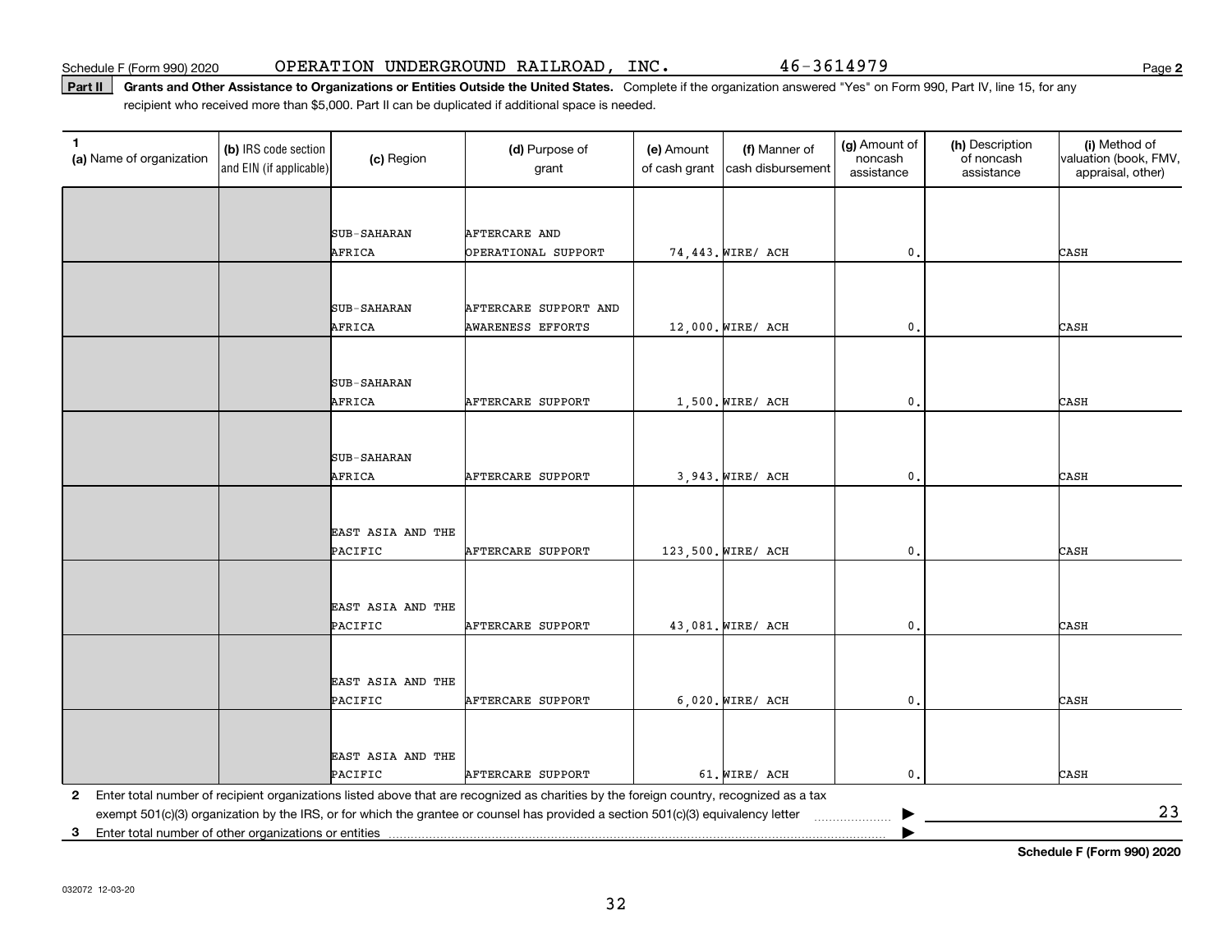Schedule F (Form 990) 2020 OPERATION UNDERGROUND RAILROAD, INC. 46-3614979 Page **2**

**Part II** **Grants and Other Assistance to Organizations or Entities Outside the United States.** Complete if the organization answered "Yes" on Form 990, Part IV, line 15, for any recipient who received more than $5,000. Part II can be duplicated if additional space is needed.

| 1 (a) Name of organization | (b) IRS code section and EIN (if applicable) | (c) Region | (d) Purpose of grant | (e) Amount of cash grant | (f) Manner of cash disbursement | (g) Amount of noncash assistance | (h) Description of noncash assistance | (i) Method of valuation (book, FMV, appraisal, other) |
|---|---|---|---|---|---|---|---|---|
| | | SUB-SAHARAN AFRICA | AFTERCARE AND OPERATIONAL SUPPORT | 74,443. | WIRE/ ACH | 0. | | CASH |
| | | SUB-SAHARAN AFRICA | AFTERCARE SUPPORT AND AWARENESS EFFORTS | 12,000. | WIRE/ ACH | 0. | | CASH |
| | | SUB-SAHARAN AFRICA | AFTERCARE SUPPORT | 1,500. | WIRE/ ACH | 0. | | CASH |
| | | SUB-SAHARAN AFRICA | AFTERCARE SUPPORT | 3,943. | WIRE/ ACH | 0. | | CASH |
| | | EAST ASIA AND THE PACIFIC | AFTERCARE SUPPORT | 123,500. | WIRE/ ACH | 0. | | CASH |
| | | EAST ASIA AND THE PACIFIC | AFTERCARE SUPPORT | 43,081. | WIRE/ ACH | 0. | | CASH |
| | | EAST ASIA AND THE PACIFIC | AFTERCARE SUPPORT | 6,020. | WIRE/ ACH | 0. | | CASH |
| | | EAST ASIA AND THE PACIFIC | AFTERCARE SUPPORT | 61. | WIRE/ ACH | 0. | | CASH |

**2** Enter total number of recipient organizations listed above that are recognized as charities by the foreign country, recognized as a tax exempt 501(c)(3) organization by the IRS, or for which the grantee or counsel has provided a section 501(c)(3) equivalency letter ▶ 23

**3** Enter total number of other organizations or entities ▶

**Schedule F (Form 990) 2020**

032072 12-03-20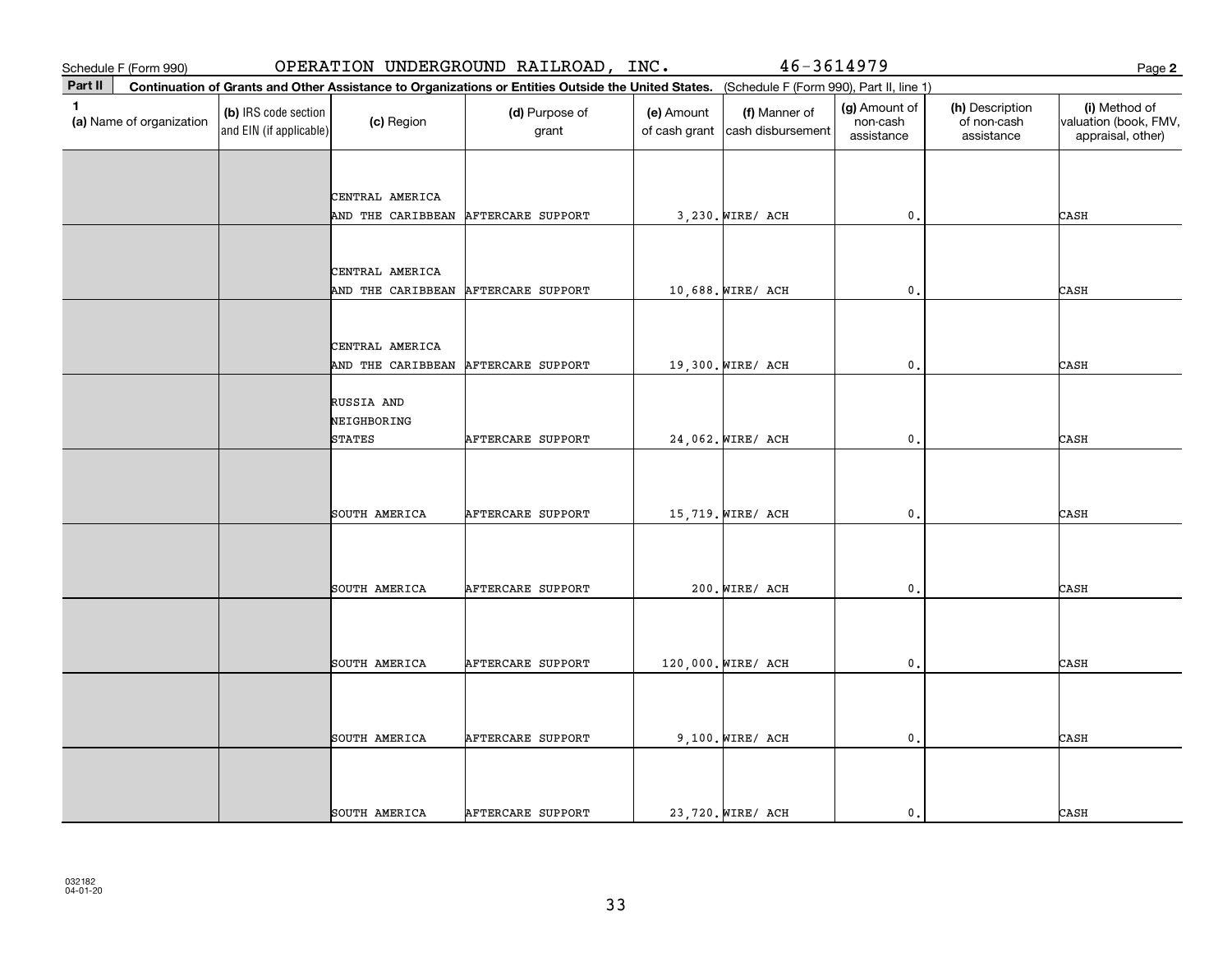Schedule F (Form 990) OPERATION UNDERGROUND RAILROAD, INC. 46-3614979 Page **2**

**Part II** **Continuation of Grants and Other Assistance to Organizations or Entities Outside the United States.** (Schedule F (Form 990), Part II, line 1)

| 1 (a) Name of organization | (b) IRS code section and EIN (if applicable) | (c) Region | (d) Purpose of grant | (e) Amount of cash grant | (f) Manner of cash disbursement | (g) Amount of non-cash assistance | (h) Description of non-cash assistance | (i) Method of valuation (book, FMV, appraisal, other) |
|---|---|---|---|---|---|---|---|---|
| | | CENTRAL AMERICA AND THE CARIBBEAN | AFTERCARE SUPPORT | 3,230. | WIRE/ ACH | 0. | | CASH |
| | | CENTRAL AMERICA AND THE CARIBBEAN | AFTERCARE SUPPORT | 10,688. | WIRE/ ACH | 0. | | CASH |
| | | CENTRAL AMERICA AND THE CARIBBEAN | AFTERCARE SUPPORT | 19,300. | WIRE/ ACH | 0. | | CASH |
| | | RUSSIA AND NEIGHBORING STATES | AFTERCARE SUPPORT | 24,062. | WIRE/ ACH | 0. | | CASH |
| | | SOUTH AMERICA | AFTERCARE SUPPORT | 15,719. | WIRE/ ACH | 0. | | CASH |
| | | SOUTH AMERICA | AFTERCARE SUPPORT | 200. | WIRE/ ACH | 0. | | CASH |
| | | SOUTH AMERICA | AFTERCARE SUPPORT | 120,000. | WIRE/ ACH | 0. | | CASH |
| | | SOUTH AMERICA | AFTERCARE SUPPORT | 9,100. | WIRE/ ACH | 0. | | CASH |
| | | SOUTH AMERICA | AFTERCARE SUPPORT | 23,720. | WIRE/ ACH | 0. | | CASH |

032182
04-01-20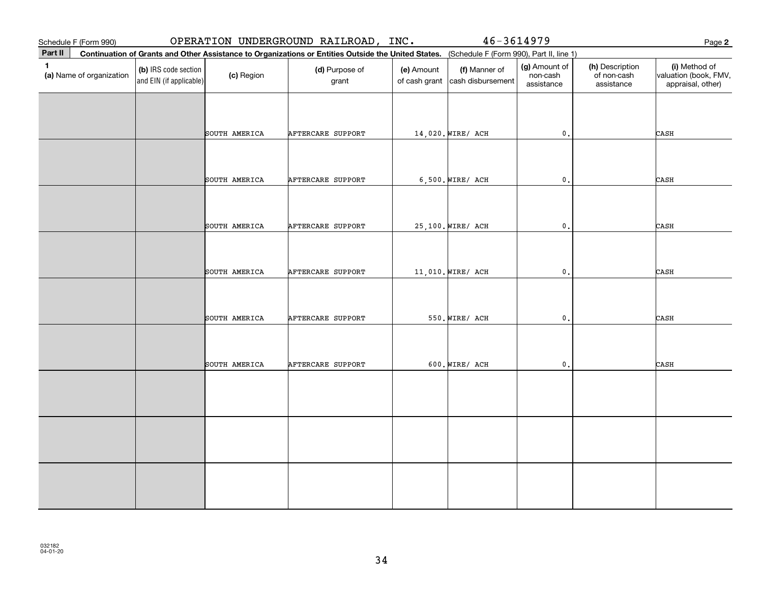Schedule F (Form 990) OPERATION UNDERGROUND RAILROAD, INC. 46-3614979 Page **2**

**Part II** **Continuation of Grants and Other Assistance to Organizations or Entities Outside the United States.** (Schedule F (Form 990), Part II, line 1)

| 1 (a) Name of organization | (b) IRS code section and EIN (if applicable) | (c) Region | (d) Purpose of grant | (e) Amount of cash grant | (f) Manner of cash disbursement | (g) Amount of non-cash assistance | (h) Description of non-cash assistance | (i) Method of valuation (book, FMV, appraisal, other) |
|---|---|---|---|---|---|---|---|---|
| | | SOUTH AMERICA | AFTERCARE SUPPORT | 14,020. | WIRE/ ACH | 0. | | CASH |
| | | SOUTH AMERICA | AFTERCARE SUPPORT | 6,500. | WIRE/ ACH | 0. | | CASH |
| | | SOUTH AMERICA | AFTERCARE SUPPORT | 25,100. | WIRE/ ACH | 0. | | CASH |
| | | SOUTH AMERICA | AFTERCARE SUPPORT | 11,010. | WIRE/ ACH | 0. | | CASH |
| | | SOUTH AMERICA | AFTERCARE SUPPORT | 550. | WIRE/ ACH | 0. | | CASH |
| | | SOUTH AMERICA | AFTERCARE SUPPORT | 600. | WIRE/ ACH | 0. | | CASH |
| | | | | | | | | |
| | | | | | | | | |
| | | | | | | | | |

032182
04-01-20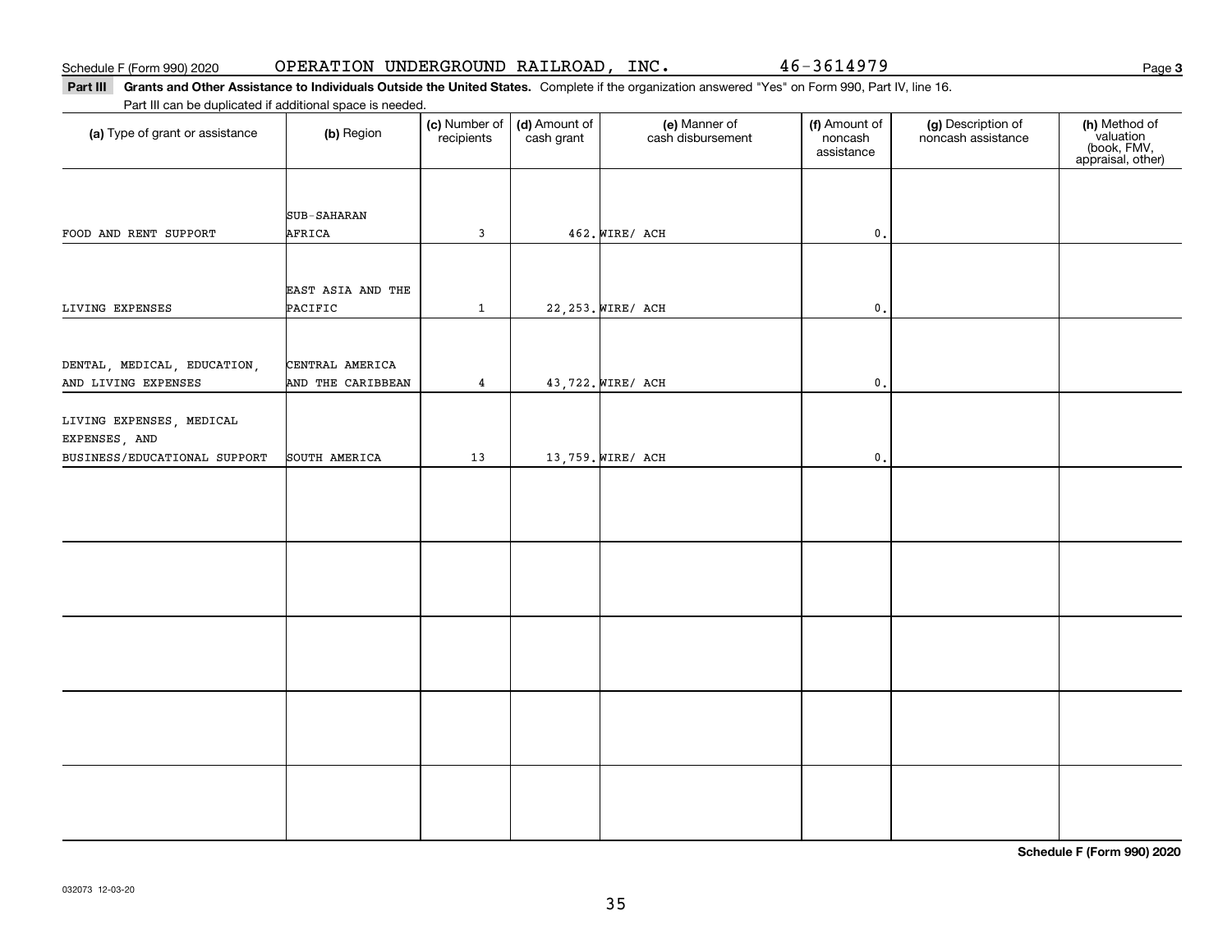Schedule F (Form 990) 2020 OPERATION UNDERGROUND RAILROAD, INC. 46-3614979

**Part III Grants and Other Assistance to Individuals Outside the United States.** Complete if the organization answered "Yes" on Form 990, Part IV, line 16.

Part III can be duplicated if additional space is needed.

| (a) Type of grant or assistance | (b) Region | (c) Number of recipients | (d) Amount of cash grant | (e) Manner of cash disbursement | (f) Amount of noncash assistance | (g) Description of noncash assistance | (h) Method of valuation (book, FMV, appraisal, other) |
|---|---|---|---|---|---|---|---|
| FOOD AND RENT SUPPORT | SUB-SAHARAN AFRICA | 3 | 462. | WIRE/ ACH | 0. | | |
| LIVING EXPENSES | EAST ASIA AND THE PACIFIC | 1 | 22,253. | WIRE/ ACH | 0. | | |
| DENTAL, MEDICAL, EDUCATION, AND LIVING EXPENSES | CENTRAL AMERICA AND THE CARIBBEAN | 4 | 43,722. | WIRE/ ACH | 0. | | |
| LIVING EXPENSES, MEDICAL EXPENSES, AND BUSINESS/EDUCATIONAL SUPPORT | SOUTH AMERICA | 13 | 13,759. | WIRE/ ACH | 0. | | |
| | | | | | | | |
| | | | | | | | |
| | | | | | | | |
| | | | | | | | |
| | | | | | | | |

032073 12-03-20

**Schedule F (Form 990) 2020**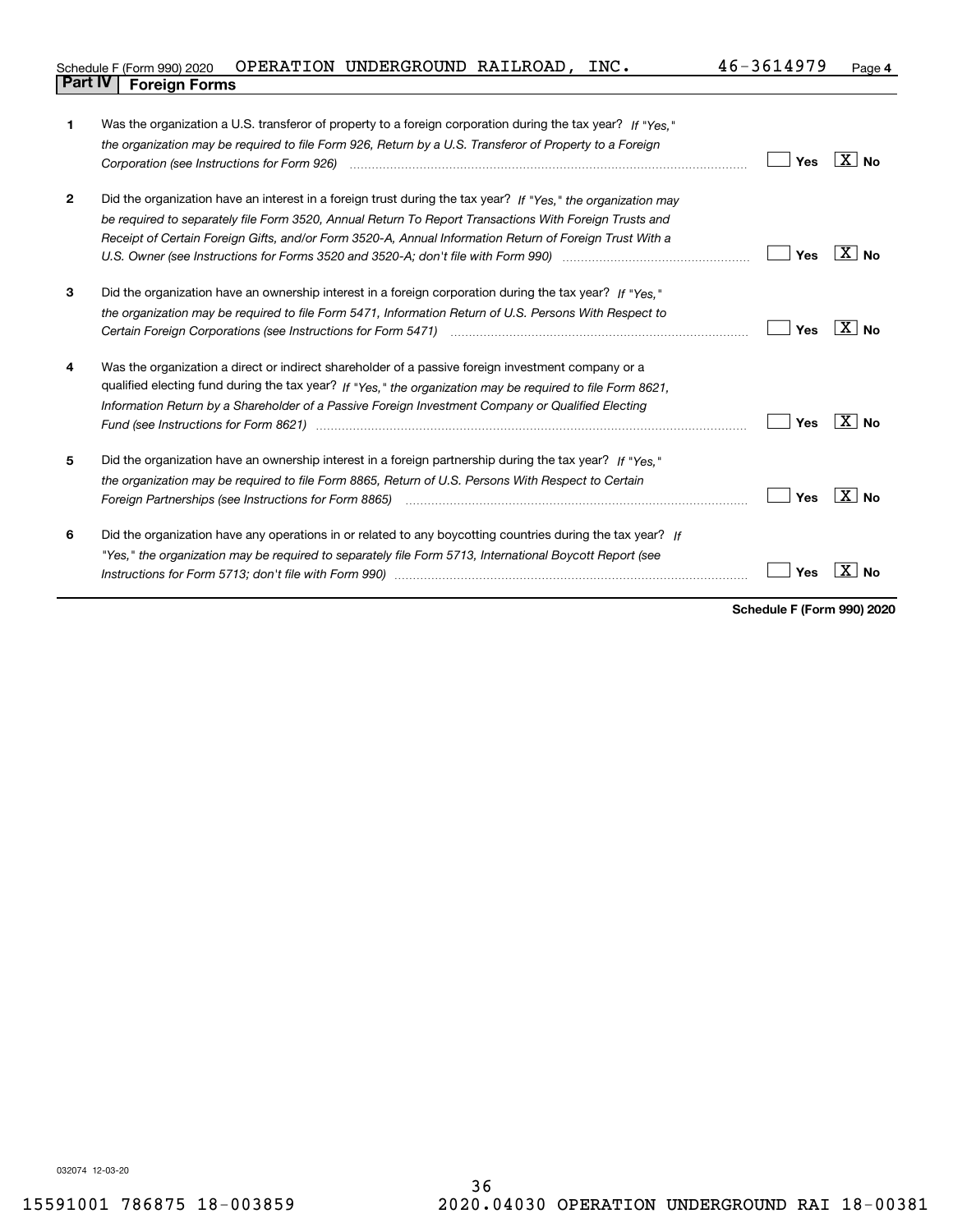Schedule F (Form 990) 2020 OPERATION UNDERGROUND RAILROAD, INC. 46-3614979 Page 4

## Part IV Foreign Forms

| | | Yes | No |
|---|---|---|---|
| 1 | Was the organization a U.S. transferor of property to a foreign corporation during the tax year? *If "Yes," the organization may be required to file Form 926, Return by a U.S. Transferor of Property to a Foreign Corporation (see Instructions for Form 926)* | | X |
| 2 | Did the organization have an interest in a foreign trust during the tax year? *If "Yes," the organization may be required to separately file Form 3520, Annual Return To Report Transactions With Foreign Trusts and Receipt of Certain Foreign Gifts, and/or Form 3520-A, Annual Information Return of Foreign Trust With a U.S. Owner (see Instructions for Forms 3520 and 3520-A; don't file with Form 990)* | | X |
| 3 | Did the organization have an ownership interest in a foreign corporation during the tax year? *If "Yes," the organization may be required to file Form 5471, Information Return of U.S. Persons With Respect to Certain Foreign Corporations (see Instructions for Form 5471)* | | X |
| 4 | Was the organization a direct or indirect shareholder of a passive foreign investment company or a qualified electing fund during the tax year? *If "Yes," the organization may be required to file Form 8621, Information Return by a Shareholder of a Passive Foreign Investment Company or Qualified Electing Fund (see Instructions for Form 8621)* | | X |
| 5 | Did the organization have an ownership interest in a foreign partnership during the tax year? *If "Yes," the organization may be required to file Form 8865, Return of U.S. Persons With Respect to Certain Foreign Partnerships (see Instructions for Form 8865)* | | X |
| 6 | Did the organization have any operations in or related to any boycotting countries during the tax year? *If "Yes," the organization may be required to separately file Form 5713, International Boycott Report (see Instructions for Form 5713; don't file with Form 990)* | | X |

**Schedule F (Form 990) 2020**

032074 12-03-20

15591001 786875 18-003859 2020.04030 OPERATION UNDERGROUND RAI 18-00381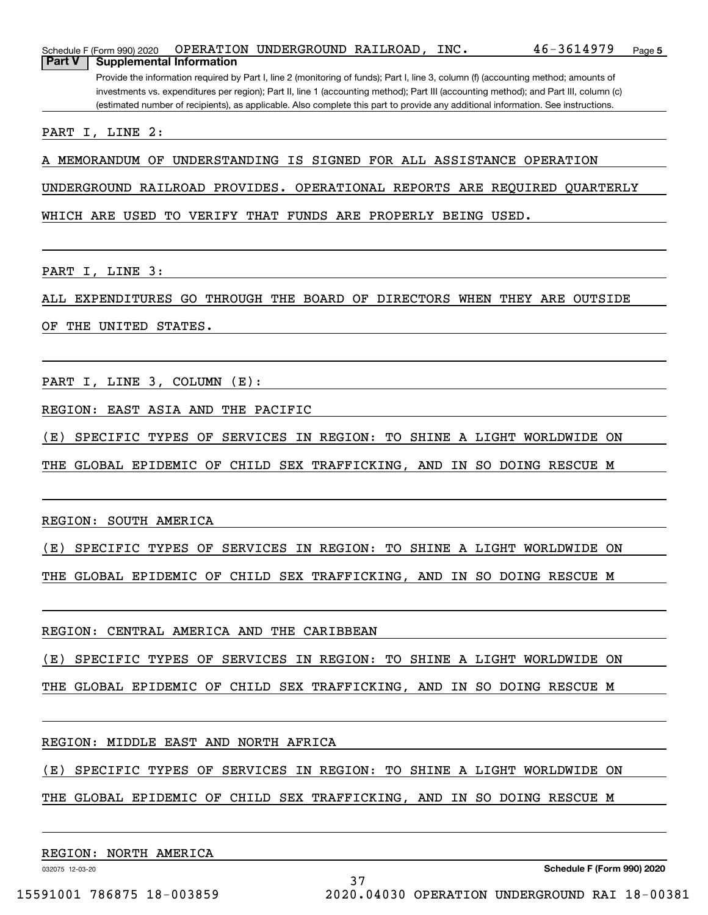## Part V Supplemental Information

Provide the information required by Part I, line 2 (monitoring of funds); Part I, line 3, column (f) (accounting method; amounts of investments vs. expenditures per region); Part II, line 1 (accounting method); Part III (accounting method); and Part III, column (c) (estimated number of recipients), as applicable. Also complete this part to provide any additional information. See instructions.

PART I, LINE 2:

A MEMORANDUM OF UNDERSTANDING IS SIGNED FOR ALL ASSISTANCE OPERATION UNDERGROUND RAILROAD PROVIDES. OPERATIONAL REPORTS ARE REQUIRED QUARTERLY WHICH ARE USED TO VERIFY THAT FUNDS ARE PROPERLY BEING USED.

PART I, LINE 3:

ALL EXPENDITURES GO THROUGH THE BOARD OF DIRECTORS WHEN THEY ARE OUTSIDE OF THE UNITED STATES.

PART I, LINE 3, COLUMN (E):

REGION: EAST ASIA AND THE PACIFIC

(E) SPECIFIC TYPES OF SERVICES IN REGION: TO SHINE A LIGHT WORLDWIDE ON THE GLOBAL EPIDEMIC OF CHILD SEX TRAFFICKING, AND IN SO DOING RESCUE M

REGION: SOUTH AMERICA

(E) SPECIFIC TYPES OF SERVICES IN REGION: TO SHINE A LIGHT WORLDWIDE ON THE GLOBAL EPIDEMIC OF CHILD SEX TRAFFICKING, AND IN SO DOING RESCUE M

REGION: CENTRAL AMERICA AND THE CARIBBEAN

(E) SPECIFIC TYPES OF SERVICES IN REGION: TO SHINE A LIGHT WORLDWIDE ON THE GLOBAL EPIDEMIC OF CHILD SEX TRAFFICKING, AND IN SO DOING RESCUE M

REGION: MIDDLE EAST AND NORTH AFRICA

(E) SPECIFIC TYPES OF SERVICES IN REGION: TO SHINE A LIGHT WORLDWIDE ON THE GLOBAL EPIDEMIC OF CHILD SEX TRAFFICKING, AND IN SO DOING RESCUE M

REGION: NORTH AMERICA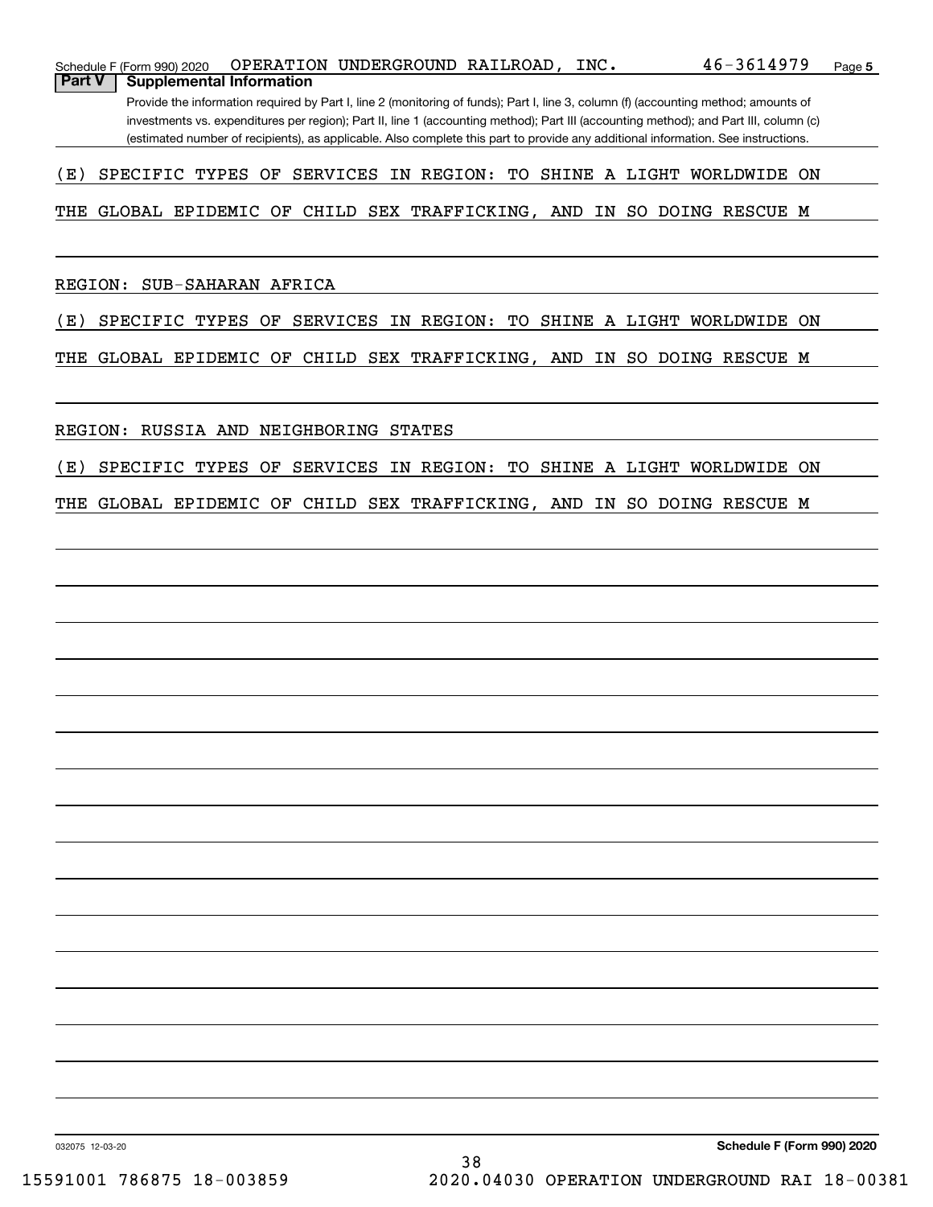Schedule F (Form 990) 2020 OPERATION UNDERGROUND RAILROAD, INC. 46-3614979 Page 5

## Part V Supplemental Information

Provide the information required by Part I, line 2 (monitoring of funds); Part I, line 3, column (f) (accounting method; amounts of investments vs. expenditures per region); Part II, line 1 (accounting method); Part III (accounting method); and Part III, column (c) (estimated number of recipients), as applicable. Also complete this part to provide any additional information. See instructions.

(E) SPECIFIC TYPES OF SERVICES IN REGION: TO SHINE A LIGHT WORLDWIDE ON THE GLOBAL EPIDEMIC OF CHILD SEX TRAFFICKING, AND IN SO DOING RESCUE M

REGION: SUB-SAHARAN AFRICA

(E) SPECIFIC TYPES OF SERVICES IN REGION: TO SHINE A LIGHT WORLDWIDE ON THE GLOBAL EPIDEMIC OF CHILD SEX TRAFFICKING, AND IN SO DOING RESCUE M

REGION: RUSSIA AND NEIGHBORING STATES

(E) SPECIFIC TYPES OF SERVICES IN REGION: TO SHINE A LIGHT WORLDWIDE ON THE GLOBAL EPIDEMIC OF CHILD SEX TRAFFICKING, AND IN SO DOING RESCUE M

032075 12-03-20 **Schedule F (Form 990) 2020**

15591001 786875 18-003859 2020.04030 OPERATION UNDERGROUND RAI 18-00381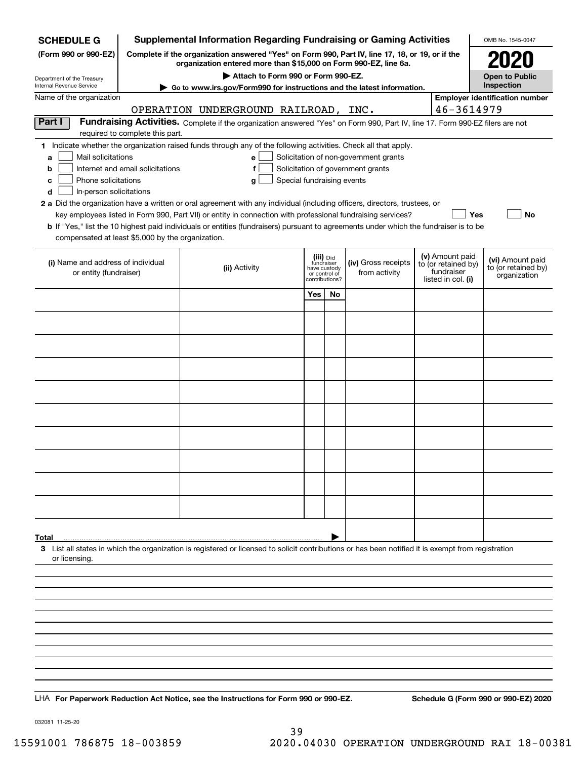**SCHEDULE G**
**(Form 990 or 990-EZ)**

Department of the Treasury
Internal Revenue Service

# Supplemental Information Regarding Fundraising or Gaming Activities

**Complete if the organization answered "Yes" on Form 990, Part IV, line 17, 18, or 19, or if the organization entered more than $15,000 on Form 990-EZ, line 6a.**

**▶ Attach to Form 990 or Form 990-EZ.**

**▶ Go to www.irs.gov/Form990 for instructions and the latest information.**

OMB No. 1545-0047

**2020**

**Open to Public Inspection**

Name of the organization: OPERATION UNDERGROUND RAILROAD, INC.

**Employer identification number:** 46-3614979

## Part I Fundraising Activities.

Complete if the organization answered "Yes" on Form 990, Part IV, line 17. Form 990-EZ filers are not required to complete this part.

**1** Indicate whether the organization raised funds through any of the following activities. Check all that apply.

- **a** ☐ Mail solicitations
- **b** ☐ Internet and email solicitations
- **c** ☐ Phone solicitations
- **d** ☐ In-person solicitations
- **e** ☐ Solicitation of non-government grants
- **f** ☐ Solicitation of government grants
- **g** ☐ Special fundraising events

**2 a** Did the organization have a written or oral agreement with any individual (including officers, directors, trustees, or key employees listed in Form 990, Part VII) or entity in connection with professional fundraising services? ☐ **Yes** ☐ **No**

**b** If "Yes," list the 10 highest paid individuals or entities (fundraisers) pursuant to agreements under which the fundraiser is to be compensated at least $5,000 by the organization.

| (i) Name and address of individual or entity (fundraiser) | (ii) Activity | (iii) Did fundraiser have custody or control of contributions? | | (iv) Gross receipts from activity | (v) Amount paid to (or retained by) fundraiser listed in col. (i) | (vi) Amount paid to (or retained by) organization |
|---|---|---|---|---|---|---|
| | | Yes | No | | | |
| | | | | | | |
| | | | | | | |
| | | | | | | |
| | | | | | | |
| | | | | | | |
| | | | | | | |
| | | | | | | |
| | | | | | | |
| | | | | | | |
| | | | | | | |
| **Total** ▶ | | | | | | |

**3** List all states in which the organization is registered or licensed to solicit contributions or has been notified it is exempt from registration or licensing.

LHA **For Paperwork Reduction Act Notice, see the Instructions for Form 990 or 990-EZ.** **Schedule G (Form 990 or 990-EZ) 2020**

032081 11-25-20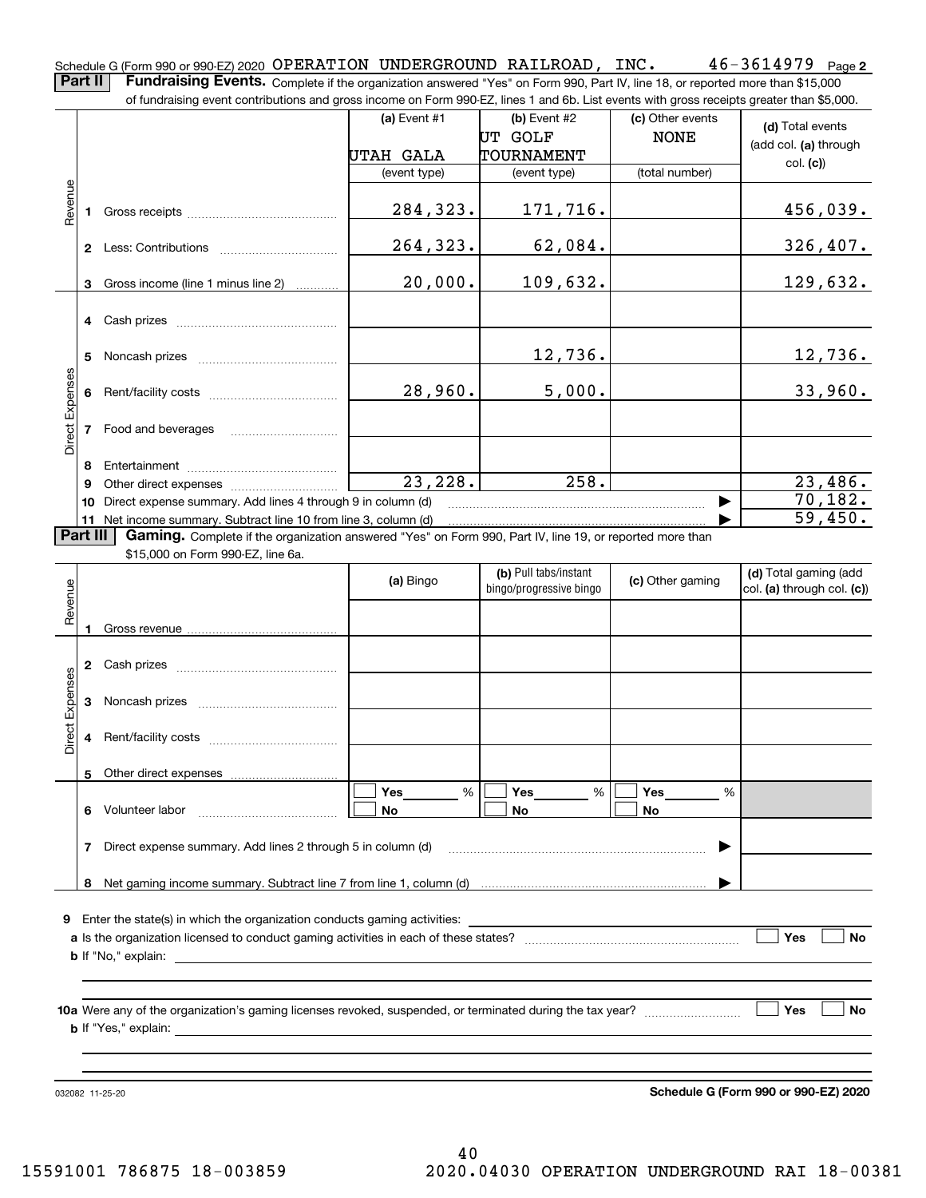Schedule G (Form 990 or 990-EZ) 2020 OPERATION UNDERGROUND RAILROAD, INC. 46-3614979 Page 2

**Part II** **Fundraising Events.** Complete if the organization answered "Yes" on Form 990, Part IV, line 18, or reported more than $15,000 of fundraising event contributions and gross income on Form 990-EZ, lines 1 and 6b. List events with gross receipts greater than $5,000.

| | | (a) Event #1 | (b) Event #2 | (c) Other events | (d) Total events (add col. (a) through col. (c)) |
|---|---|---|---|---|---|
| | | UTAH GALA | UT GOLF TOURNAMENT | NONE | |
| | | (event type) | (event type) | (total number) | |
| Revenue | 1 Gross receipts | 284,323. | 171,716. | | 456,039. |
| | 2 Less: Contributions | 264,323. | 62,084. | | 326,407. |
| | 3 Gross income (line 1 minus line 2) | 20,000. | 109,632. | | 129,632. |
| Direct Expenses | 4 Cash prizes | | | | |
| | 5 Noncash prizes | | 12,736. | | 12,736. |
| | 6 Rent/facility costs | 28,960. | 5,000. | | 33,960. |
| | 7 Food and beverages | | | | |
| | 8 Entertainment | | | | |
| | 9 Other direct expenses | 23,228. | 258. | | 23,486. |
| | 10 Direct expense summary. Add lines 4 through 9 in column (d) | | | ▶ | 70,182. |
| | 11 Net income summary. Subtract line 10 from line 3, column (d) | | | ▶ | 59,450. |

**Part III** **Gaming.** Complete if the organization answered "Yes" on Form 990, Part IV, line 19, or reported more than $15,000 on Form 990-EZ, line 6a.

| | | (a) Bingo | (b) Pull tabs/instant bingo/progressive bingo | (c) Other gaming | (d) Total gaming (add col. (a) through col. (c)) |
|---|---|---|---|---|---|
| Revenue | 1 Gross revenue | | | | |
| Direct Expenses | 2 Cash prizes | | | | |
| | 3 Noncash prizes | | | | |
| | 4 Rent/facility costs | | | | |
| | 5 Other direct expenses | | | | |
| | 6 Volunteer labor | ☐ Yes ____ % ☐ No | ☐ Yes ____ % ☐ No | ☐ Yes ____ % ☐ No | |
| | 7 Direct expense summary. Add lines 2 through 5 in column (d) | | | ▶ | |
| | 8 Net gaming income summary. Subtract line 7 from line 1, column (d) | | | ▶ | |

**9** Enter the state(s) in which the organization conducts gaming activities: ____________

**a** Is the organization licensed to conduct gaming activities in each of these states? ☐ Yes ☐ No

**b** If "No," explain: ____________

**10a** Were any of the organization's gaming licenses revoked, suspended, or terminated during the tax year? ☐ Yes ☐ No

**b** If "Yes," explain: ____________

032082 11-25-20 **Schedule G (Form 990 or 990-EZ) 2020**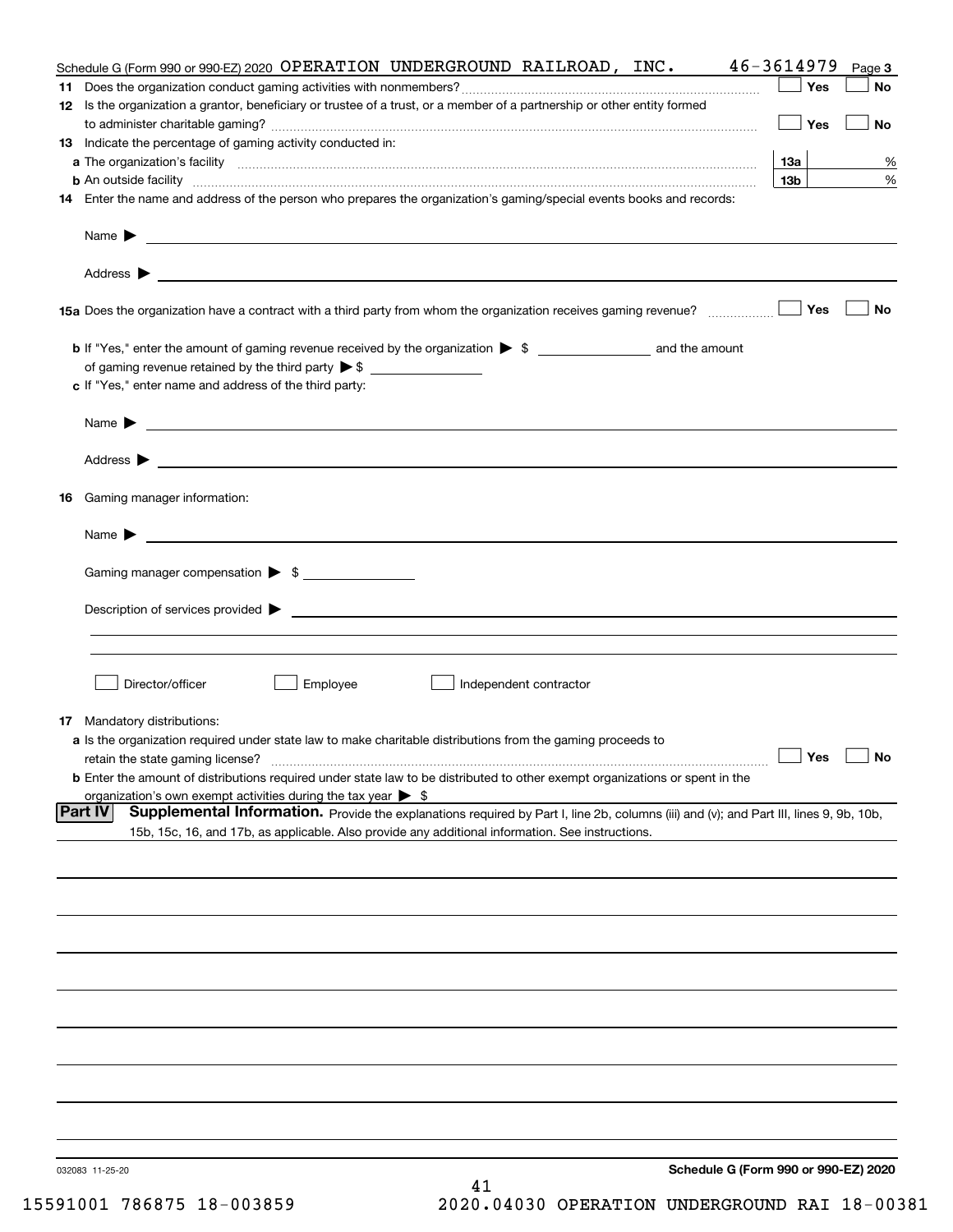Schedule G (Form 990 or 990-EZ) 2020 OPERATION UNDERGROUND RAILROAD, INC. 46-3614979 Page 3

**11** Does the organization conduct gaming activities with nonmembers? ☐ Yes ☐ No

**12** Is the organization a grantor, beneficiary or trustee of a trust, or a member of a partnership or other entity formed to administer charitable gaming? ☐ Yes ☐ No

**13** Indicate the percentage of gaming activity conducted in:

**a** The organization's facility **13a** %

**b** An outside facility **13b** %

**14** Enter the name and address of the person who prepares the organization's gaming/special events books and records:

Name ▶

Address ▶

**15a** Does the organization have a contract with a third party from whom the organization receives gaming revenue? ☐ Yes ☐ No

**b** If "Yes," enter the amount of gaming revenue received by the organization ▶ $ ______ and the amount of gaming revenue retained by the third party ▶ $ ______

**c** If "Yes," enter name and address of the third party:

Name ▶

Address ▶

**16** Gaming manager information:

Name ▶

Gaming manager compensation ▶ $

Description of services provided ▶

☐ Director/officer ☐ Employee ☐ Independent contractor

**17** Mandatory distributions:

**a** Is the organization required under state law to make charitable distributions from the gaming proceeds to retain the state gaming license? ☐ Yes ☐ No

**b** Enter the amount of distributions required under state law to be distributed to other exempt organizations or spent in the organization's own exempt activities during the tax year ▶ $

**Part IV Supplemental Information.** Provide the explanations required by Part I, line 2b, columns (iii) and (v); and Part III, lines 9, 9b, 10b, 15b, 15c, 16, and 17b, as applicable. Also provide any additional information. See instructions.

032083 11-25-20 **Schedule G (Form 990 or 990-EZ) 2020**

15591001 786875 18-003859 2020.04030 OPERATION UNDERGROUND RAI 18-00381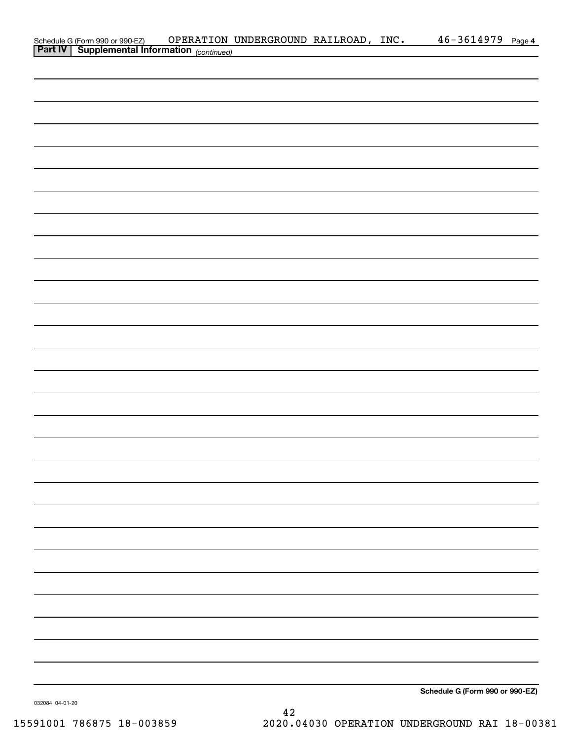Schedule G (Form 990 or 990-EZ) OPERATION UNDERGROUND RAILROAD, INC. 46-3614979 Page 4

**Part IV | Supplemental Information** *(continued)*

**Schedule G (Form 990 or 990-EZ)**

032084 04-01-20

15591001 786875 18-003859 2020.04030 OPERATION UNDERGROUND RAI 18-00381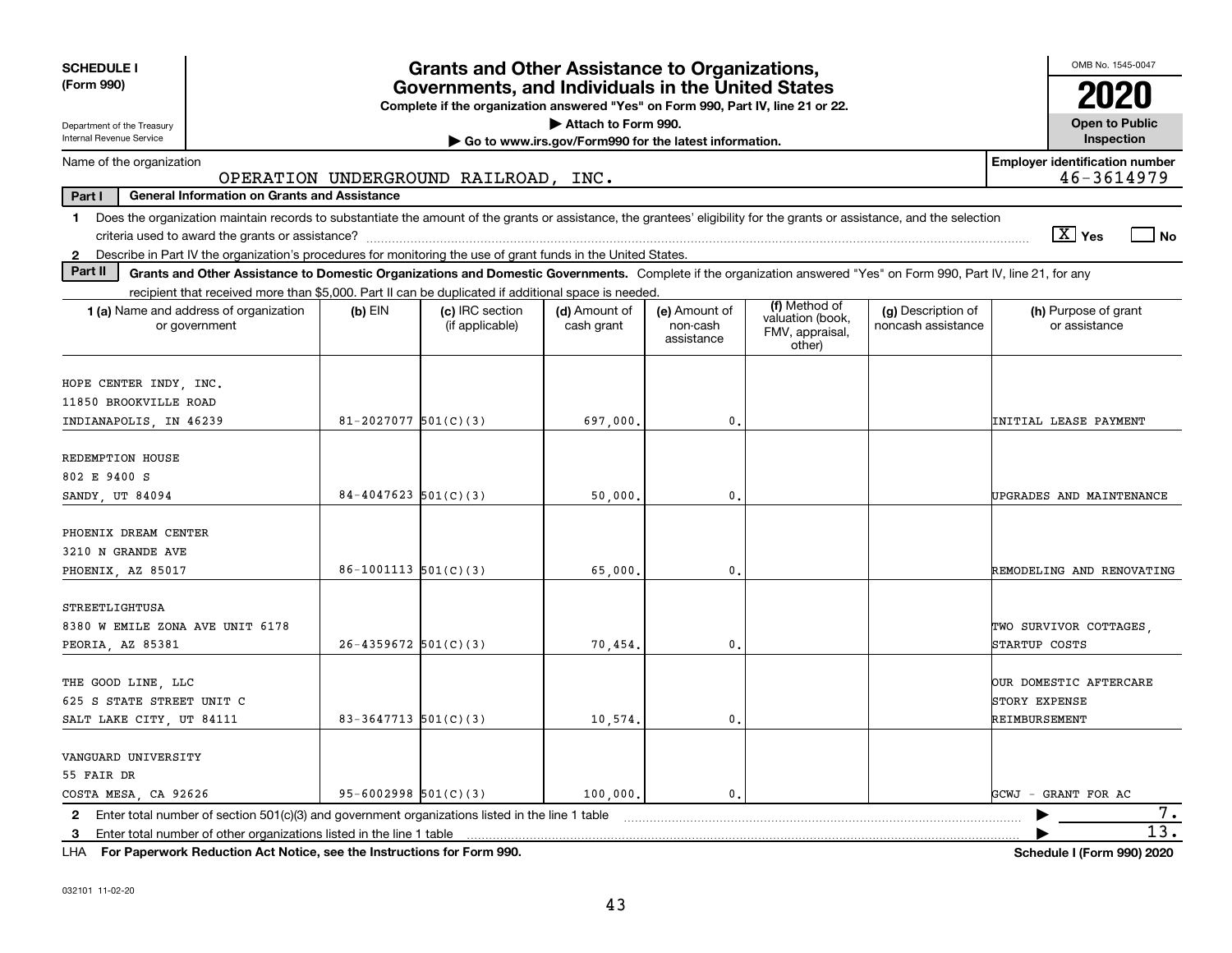**SCHEDULE I**
**(Form 990)**

Department of the Treasury
Internal Revenue Service

# Grants and Other Assistance to Organizations, Governments, and Individuals in the United States

**Complete if the organization answered "Yes" on Form 990, Part IV, line 21 or 22.**
▶ Attach to Form 990.
▶ Go to www.irs.gov/Form990 for the latest information.

OMB No. 1545-0047
**2020**
**Open to Public Inspection**

Name of the organization: OPERATION UNDERGROUND RAILROAD, INC.
Employer identification number: 46-3614979

**Part I — General Information on Grants and Assistance**

1 Does the organization maintain records to substantiate the amount of the grants or assistance, the grantees' eligibility for the grants or assistance, and the selection criteria used to award the grants or assistance? [X] Yes [ ] No

2 Describe in Part IV the organization's procedures for monitoring the use of grant funds in the United States.

**Part II — Grants and Other Assistance to Domestic Organizations and Domestic Governments.** Complete if the organization answered "Yes" on Form 990, Part IV, line 21, for any recipient that received more than $5,000. Part II can be duplicated if additional space is needed.

| 1 (a) Name and address of organization or government | (b) EIN | (c) IRC section (if applicable) | (d) Amount of cash grant | (e) Amount of non-cash assistance | (f) Method of valuation (book, FMV, appraisal, other) | (g) Description of noncash assistance | (h) Purpose of grant or assistance |
|---|---|---|---|---|---|---|---|
| HOPE CENTER INDY, INC.<br>11850 BROOKVILLE ROAD<br>INDIANAPOLIS, IN 46239 | 81-2027077 | 501(C)(3) | 697,000. | 0. | | | INITIAL LEASE PAYMENT |
| REDEMPTION HOUSE<br>802 E 9400 S<br>SANDY, UT 84094 | 84-4047623 | 501(C)(3) | 50,000. | 0. | | | UPGRADES AND MAINTENANCE |
| PHOENIX DREAM CENTER<br>3210 N GRANDE AVE<br>PHOENIX, AZ 85017 | 86-1001113 | 501(C)(3) | 65,000. | 0. | | | REMODELING AND RENOVATING |
| STREETLIGHTUSA<br>8380 W EMILE ZONA AVE UNIT 6178<br>PEORIA, AZ 85381 | 26-4359672 | 501(C)(3) | 70,454. | 0. | | | TWO SURVIVOR COTTAGES, STARTUP COSTS |
| THE GOOD LINE, LLC<br>625 S STATE STREET UNIT C<br>SALT LAKE CITY, UT 84111 | 83-3647713 | 501(C)(3) | 10,574. | 0. | | | OUR DOMESTIC AFTERCARE STORY EXPENSE REIMBURSEMENT |
| VANGUARD UNIVERSITY<br>55 FAIR DR<br>COSTA MESA, CA 92626 | 95-6002998 | 501(C)(3) | 100,000. | 0. | | | GCWJ - GRANT FOR AC |

2 Enter total number of section 501(c)(3) and government organizations listed in the line 1 table ▶ 7.

3 Enter total number of other organizations listed in the line 1 table ▶ 13.

LHA **For Paperwork Reduction Act Notice, see the Instructions for Form 990.** **Schedule I (Form 990) 2020**

032101 11-02-20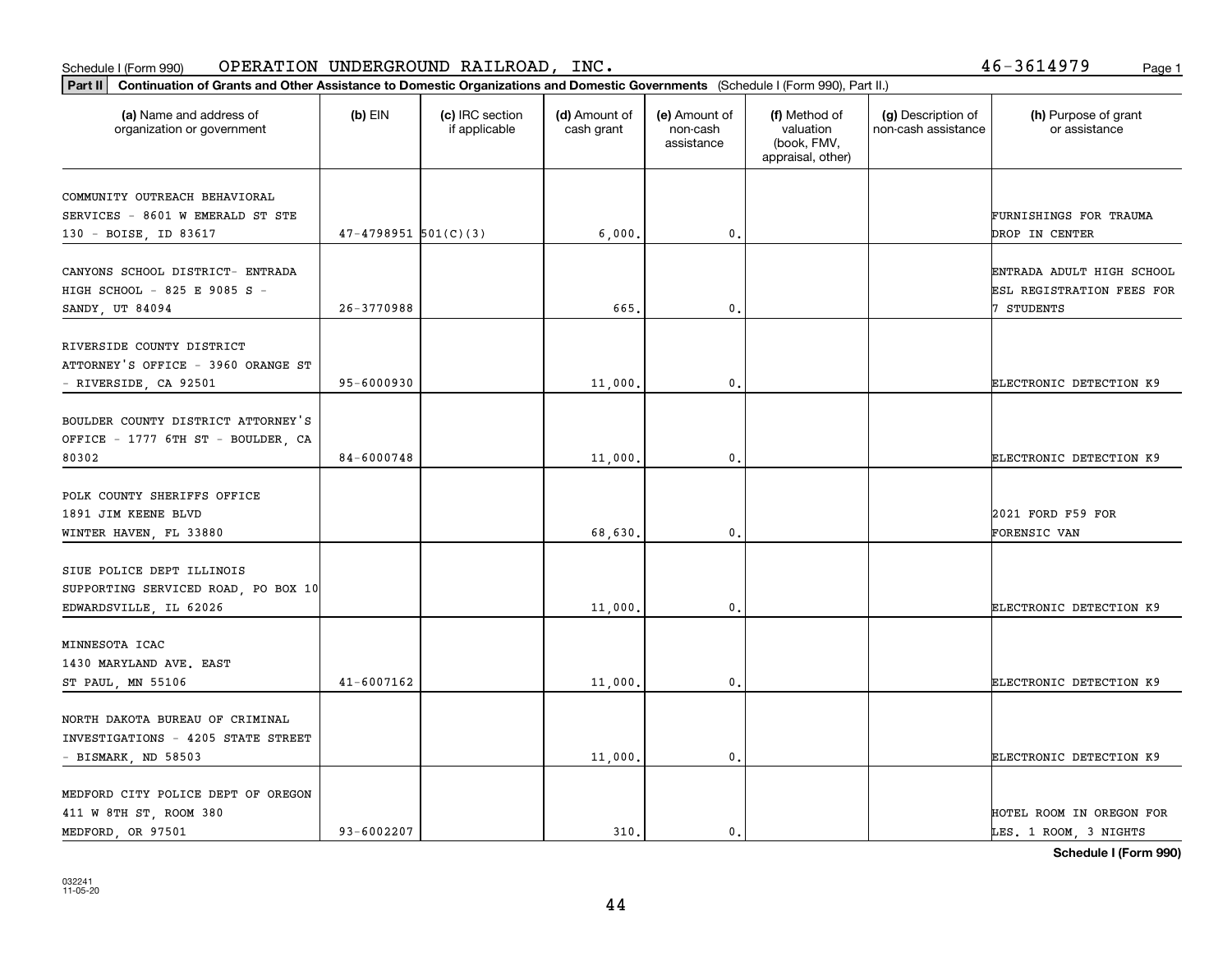Schedule I (Form 990) OPERATION UNDERGROUND RAILROAD, INC. 46-3614979

**Part II Continuation of Grants and Other Assistance to Domestic Organizations and Domestic Governments** (Schedule I (Form 990), Part II.)

| (a) Name and address of organization or government | (b) EIN | (c) IRC section if applicable | (d) Amount of cash grant | (e) Amount of non-cash assistance | (f) Method of valuation (book, FMV, appraisal, other) | (g) Description of non-cash assistance | (h) Purpose of grant or assistance |
|---|---|---|---|---|---|---|---|
| COMMUNITY OUTREACH BEHAVIORAL SERVICES - 8601 W EMERALD ST STE 130 - BOISE, ID 83617 | 47-4798951 | 501(C)(3) | 6,000. | 0. | | | FURNISHINGS FOR TRAUMA DROP IN CENTER |
| CANYONS SCHOOL DISTRICT- ENTRADA HIGH SCHOOL - 825 E 9085 S - SANDY, UT 84094 | 26-3770988 | | 665. | 0. | | | ENTRADA ADULT HIGH SCHOOL ESL REGISTRATION FEES FOR 7 STUDENTS |
| RIVERSIDE COUNTY DISTRICT ATTORNEY'S OFFICE - 3960 ORANGE ST - RIVERSIDE, CA 92501 | 95-6000930 | | 11,000. | 0. | | | ELECTRONIC DETECTION K9 |
| BOULDER COUNTY DISTRICT ATTORNEY'S OFFICE - 1777 6TH ST - BOULDER, CA 80302 | 84-6000748 | | 11,000. | 0. | | | ELECTRONIC DETECTION K9 |
| POLK COUNTY SHERIFFS OFFICE 1891 JIM KEENE BLVD WINTER HAVEN, FL 33880 | | | 68,630. | 0. | | | 2021 FORD F59 FOR FORENSIC VAN |
| SIUE POLICE DEPT ILLINOIS SUPPORTING SERVICED ROAD, PO BOX 10 EDWARDSVILLE, IL 62026 | | | 11,000. | 0. | | | ELECTRONIC DETECTION K9 |
| MINNESOTA ICAC 1430 MARYLAND AVE. EAST ST PAUL, MN 55106 | 41-6007162 | | 11,000. | 0. | | | ELECTRONIC DETECTION K9 |
| NORTH DAKOTA BUREAU OF CRIMINAL INVESTIGATIONS - 4205 STATE STREET - BISMARK, ND 58503 | | | 11,000. | 0. | | | ELECTRONIC DETECTION K9 |
| MEDFORD CITY POLICE DEPT OF OREGON 411 W 8TH ST, ROOM 380 MEDFORD, OR 97501 | 93-6002207 | | 310. | 0. | | | HOTEL ROOM IN OREGON FOR LES. 1 ROOM, 3 NIGHTS |

**Schedule I (Form 990)**

032241 11-05-20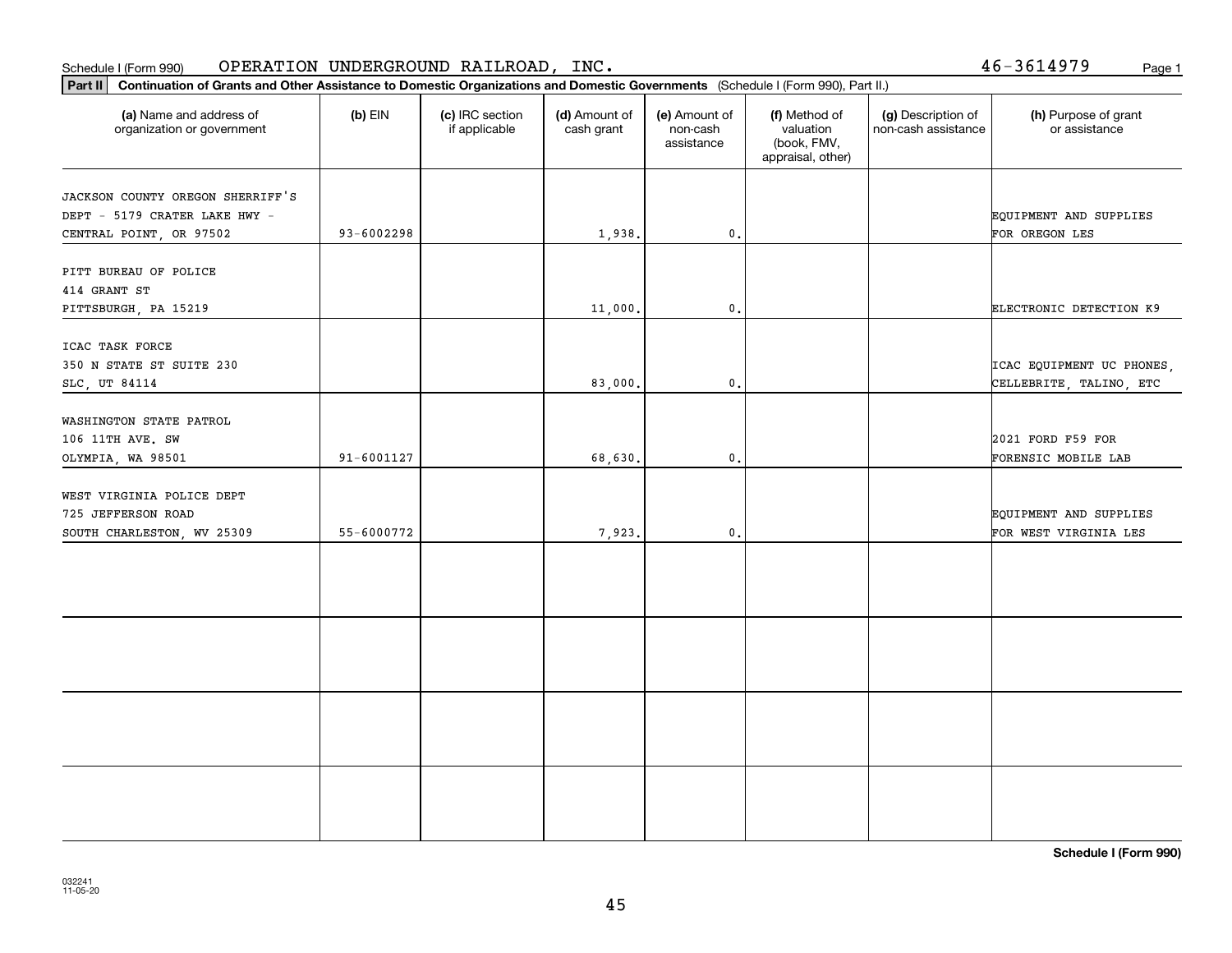Schedule I (Form 990) OPERATION UNDERGROUND RAILROAD, INC. 46-3614979 Page 1

**Part II** **Continuation of Grants and Other Assistance to Domestic Organizations and Domestic Governments** (Schedule I (Form 990), Part II.)

| (a) Name and address of organization or government | (b) EIN | (c) IRC section if applicable | (d) Amount of cash grant | (e) Amount of non-cash assistance | (f) Method of valuation (book, FMV, appraisal, other) | (g) Description of non-cash assistance | (h) Purpose of grant or assistance |
|---|---|---|---|---|---|---|---|
| JACKSON COUNTY OREGON SHERRIFF'S DEPT - 5179 CRATER LAKE HWY - CENTRAL POINT, OR 97502 | 93-6002298 | | 1,938. | 0. | | | EQUIPMENT AND SUPPLIES FOR OREGON LES |
| PITT BUREAU OF POLICE 414 GRANT ST PITTSBURGH, PA 15219 | | | 11,000. | 0. | | | ELECTRONIC DETECTION K9 |
| ICAC TASK FORCE 350 N STATE ST SUITE 230 SLC, UT 84114 | | | 83,000. | 0. | | | ICAC EQUIPMENT UC PHONES, CELLEBRITE, TALINO, ETC |
| WASHINGTON STATE PATROL 106 11TH AVE. SW OLYMPIA, WA 98501 | 91-6001127 | | 68,630. | 0. | | | 2021 FORD F59 FOR FORENSIC MOBILE LAB |
| WEST VIRGINIA POLICE DEPT 725 JEFFERSON ROAD SOUTH CHARLESTON, WV 25309 | 55-6000772 | | 7,923. | 0. | | | EQUIPMENT AND SUPPLIES FOR WEST VIRGINIA LES |
| | | | | | | | |
| | | | | | | | |
| | | | | | | | |
| | | | | | | | |

**Schedule I (Form 990)**

032241 11-05-20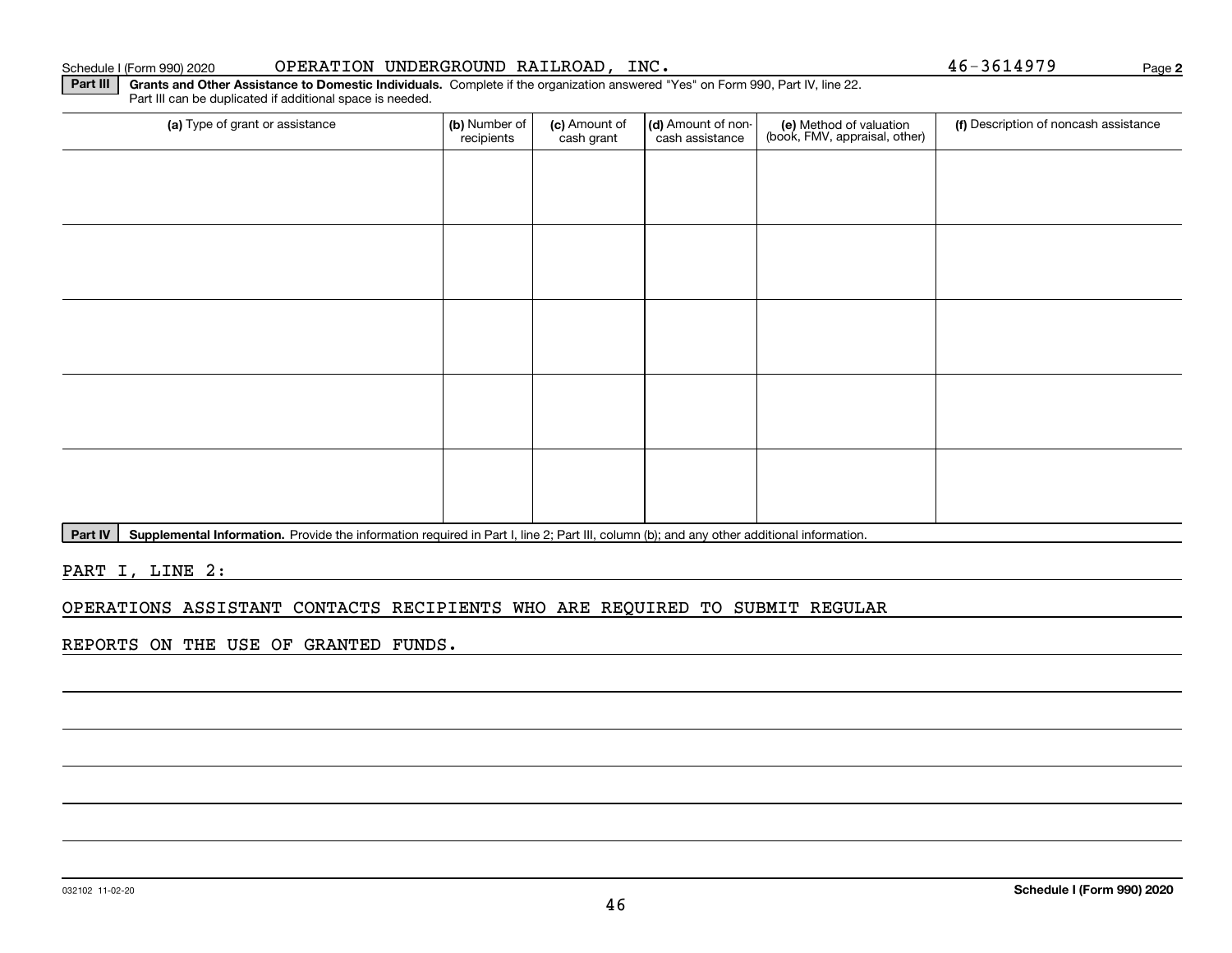Schedule I (Form 990) 2020 OPERATION UNDERGROUND RAILROAD, INC. 46-3614979 Page 2

**Part III** **Grants and Other Assistance to Domestic Individuals.** Complete if the organization answered "Yes" on Form 990, Part IV, line 22. Part III can be duplicated if additional space is needed.

| (a) Type of grant or assistance | (b) Number of recipients | (c) Amount of cash grant | (d) Amount of non-cash assistance | (e) Method of valuation (book, FMV, appraisal, other) | (f) Description of noncash assistance |
|---|---|---|---|---|---|
| | | | | | |
| | | | | | |
| | | | | | |
| | | | | | |
| | | | | | |

**Part IV** **Supplemental Information.** Provide the information required in Part I, line 2; Part III, column (b); and any other additional information.

PART I, LINE 2:

OPERATIONS ASSISTANT CONTACTS RECIPIENTS WHO ARE REQUIRED TO SUBMIT REGULAR REPORTS ON THE USE OF GRANTED FUNDS.

032102 11-02-20 **Schedule I (Form 990) 2020**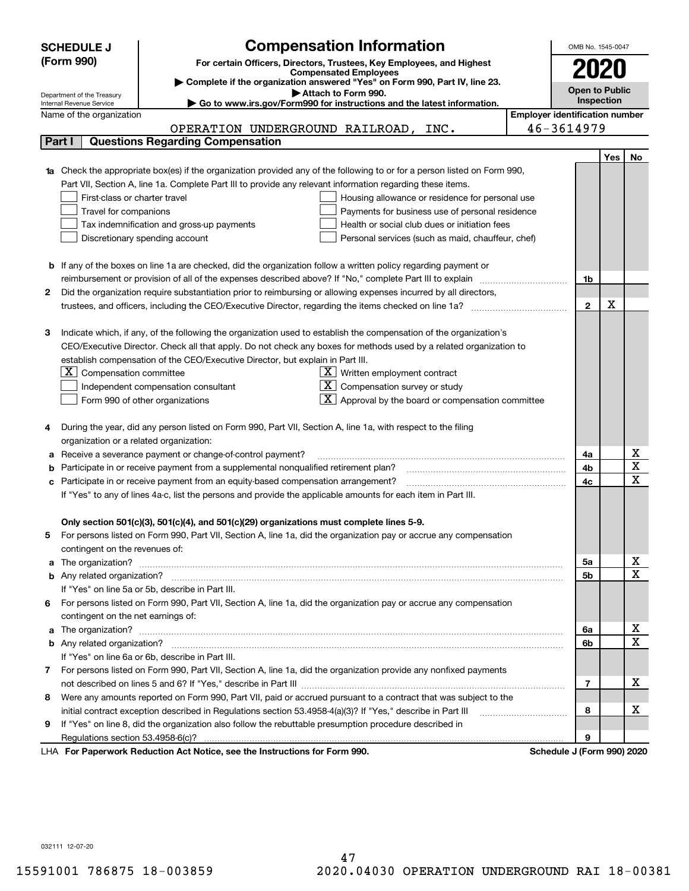# SCHEDULE J (Form 990)

# Compensation Information

**For certain Officers, Directors, Trustees, Key Employees, and Highest Compensated Employees**

▶ Complete if the organization answered "Yes" on Form 990, Part IV, line 23.

▶ Attach to Form 990.

▶ Go to www.irs.gov/Form990 for instructions and the latest information.

Department of the Treasury
Internal Revenue Service

OMB No. 1545-0047

**2020**

**Open to Public Inspection**

Name of the organization: OPERATION UNDERGROUND RAILROAD, INC.

Employer identification number: 46-3614979

## Part I — Questions Regarding Compensation

| | | Line | Yes | No |
|---|---|---|---|---|
| **1a** | Check the appropriate box(es) if the organization provided any of the following to or for a person listed on Form 990, Part VII, Section A, line 1a. Complete Part III to provide any relevant information regarding these items.<br>☐ First-class or charter travel ☐ Housing allowance or residence for personal use<br>☐ Travel for companions ☐ Payments for business use of personal residence<br>☐ Tax indemnification and gross-up payments ☐ Health or social club dues or initiation fees<br>☐ Discretionary spending account ☐ Personal services (such as maid, chauffeur, chef) | | | |
| **b** | If any of the boxes on line 1a are checked, did the organization follow a written policy regarding payment or reimbursement or provision of all of the expenses described above? If "No," complete Part III to explain | 1b | | |
| **2** | Did the organization require substantiation prior to reimbursing or allowing expenses incurred by all directors, trustees, and officers, including the CEO/Executive Director, regarding the items checked on line 1a? | 2 | X | |
| **3** | Indicate which, if any, of the following the organization used to establish the compensation of the organization's CEO/Executive Director. Check all that apply. Do not check any boxes for methods used by a related organization to establish compensation of the CEO/Executive Director, but explain in Part III.<br>☒ Compensation committee ☒ Written employment contract<br>☐ Independent compensation consultant ☒ Compensation survey or study<br>☐ Form 990 of other organizations ☒ Approval by the board or compensation committee | | | |
| **4** | During the year, did any person listed on Form 990, Part VII, Section A, line 1a, with respect to the filing organization or a related organization: | | | |
| **a** | Receive a severance payment or change-of-control payment? | 4a | | X |
| **b** | Participate in or receive payment from a supplemental nonqualified retirement plan? | 4b | | X |
| **c** | Participate in or receive payment from an equity-based compensation arrangement? | 4c | | X |
| | If "Yes" to any of lines 4a-c, list the persons and provide the applicable amounts for each item in Part III. | | | |
| | **Only section 501(c)(3), 501(c)(4), and 501(c)(29) organizations must complete lines 5-9.** | | | |
| **5** | For persons listed on Form 990, Part VII, Section A, line 1a, did the organization pay or accrue any compensation contingent on the revenues of: | | | |
| **a** | The organization? | 5a | | X |
| **b** | Any related organization? | 5b | | X |
| | If "Yes" on line 5a or 5b, describe in Part III. | | | |
| **6** | For persons listed on Form 990, Part VII, Section A, line 1a, did the organization pay or accrue any compensation contingent on the net earnings of: | | | |
| **a** | The organization? | 6a | | X |
| **b** | Any related organization? | 6b | | X |
| | If "Yes" on line 6a or 6b, describe in Part III. | | | |
| **7** | For persons listed on Form 990, Part VII, Section A, line 1a, did the organization provide any nonfixed payments not described on lines 5 and 6? If "Yes," describe in Part III | 7 | | X |
| **8** | Were any amounts reported on Form 990, Part VII, paid or accrued pursuant to a contract that was subject to the initial contract exception described in Regulations section 53.4958-4(a)(3)? If "Yes," describe in Part III | 8 | | X |
| **9** | If "Yes" on line 8, did the organization also follow the rebuttable presumption procedure described in Regulations section 53.4958-6(c)? | 9 | | |

LHA **For Paperwork Reduction Act Notice, see the Instructions for Form 990.** **Schedule J (Form 990) 2020**

032111 12-07-20

15591001 786875 18-003859 2020.04030 OPERATION UNDERGROUND RAI 18-00381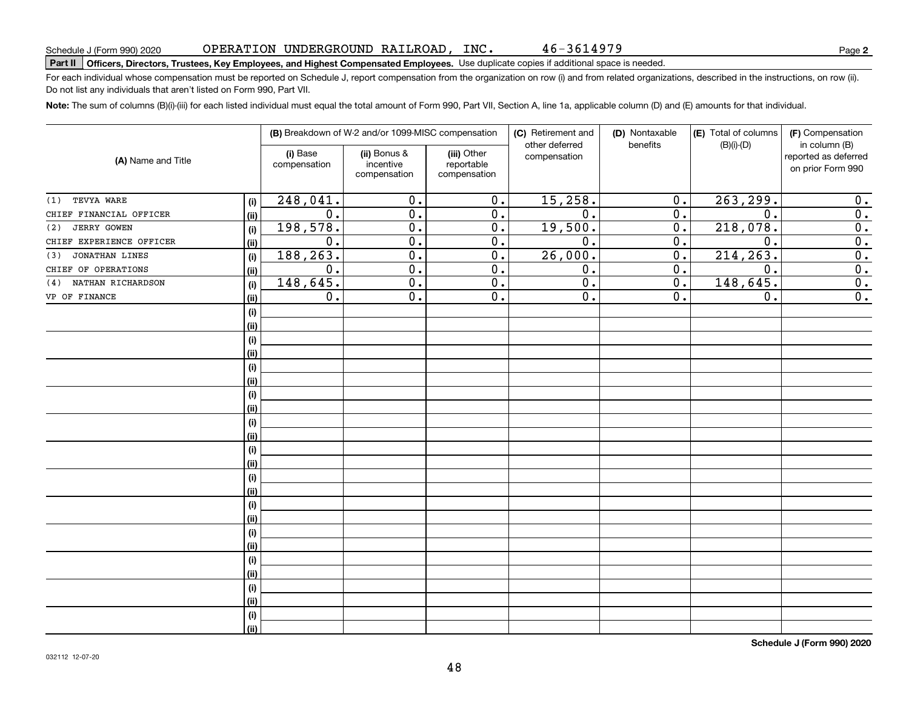Schedule J (Form 990) 2020 OPERATION UNDERGROUND RAILROAD, INC. 46-3614979

**Part II Officers, Directors, Trustees, Key Employees, and Highest Compensated Employees.** Use duplicate copies if additional space is needed.

For each individual whose compensation must be reported on Schedule J, report compensation from the organization on row (i) and from related organizations, described in the instructions, on row (ii). Do not list any individuals that aren't listed on Form 990, Part VII.

**Note:** The sum of columns (B)(i)-(iii) for each listed individual must equal the total amount of Form 990, Part VII, Section A, line 1a, applicable column (D) and (E) amounts for that individual.

| (A) Name and Title | | (B) Breakdown of W-2 and/or 1099-MISC compensation | | | (C) Retirement and other deferred compensation | (D) Nontaxable benefits | (E) Total of columns (B)(i)-(D) | (F) Compensation in column (B) reported as deferred on prior Form 990 |
|---|---|---|---|---|---|---|---|---|
| | | (i) Base compensation | (ii) Bonus & incentive compensation | (iii) Other reportable compensation | | | | |
| (1) TEVYA WARE | (i) | 248,041. | 0. | 0. | 15,258. | 0. | 263,299. | 0. |
| CHIEF FINANCIAL OFFICER | (ii) | 0. | 0. | 0. | 0. | 0. | 0. | 0. |
| (2) JERRY GOWEN | (i) | 198,578. | 0. | 0. | 19,500. | 0. | 218,078. | 0. |
| CHIEF EXPERIENCE OFFICER | (ii) | 0. | 0. | 0. | 0. | 0. | 0. | 0. |
| (3) JONATHAN LINES | (i) | 188,263. | 0. | 0. | 26,000. | 0. | 214,263. | 0. |
| CHIEF OF OPERATIONS | (ii) | 0. | 0. | 0. | 0. | 0. | 0. | 0. |
| (4) NATHAN RICHARDSON | (i) | 148,645. | 0. | 0. | 0. | 0. | 148,645. | 0. |
| VP OF FINANCE | (ii) | 0. | 0. | 0. | 0. | 0. | 0. | 0. |

Schedule J (Form 990) 2020

032112 12-07-20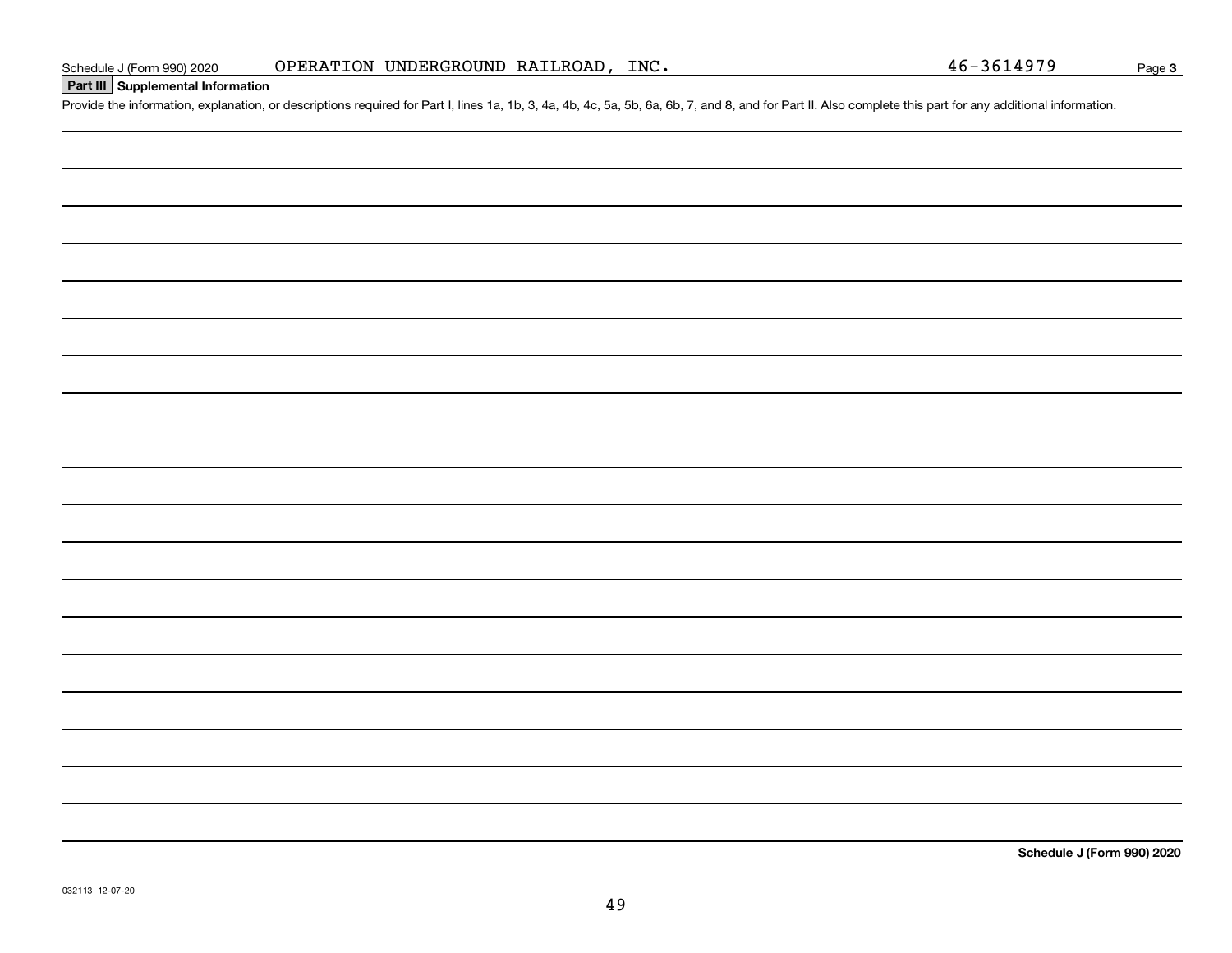Schedule J (Form 990) 2020 OPERATION UNDERGROUND RAILROAD, INC. 46-3614979

## Part III Supplemental Information

Provide the information, explanation, or descriptions required for Part I, lines 1a, 1b, 3, 4a, 4b, 4c, 5a, 5b, 6a, 6b, 7, and 8, and for Part II. Also complete this part for any additional information.

**Schedule J (Form 990) 2020**

032113 12-07-20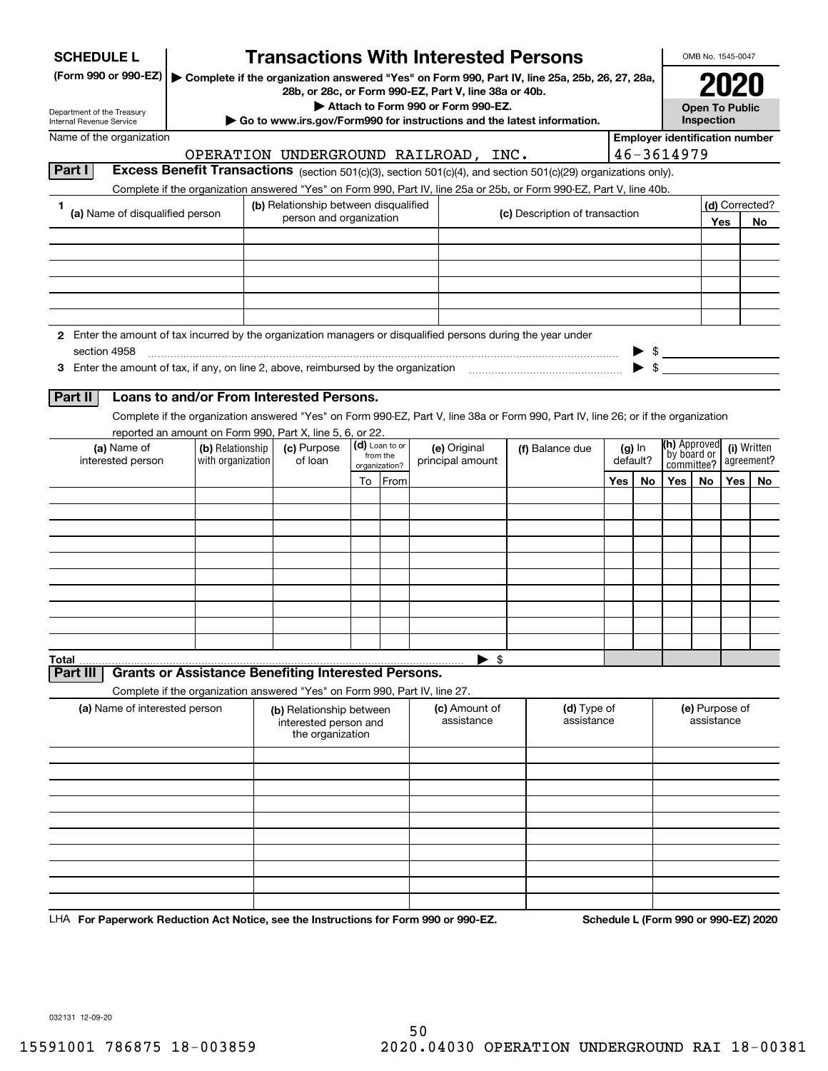# SCHEDULE L (Form 990 or 990-EZ)

## Transactions With Interested Persons

▶ Complete if the organization answered "Yes" on Form 990, Part IV, line 25a, 25b, 26, 27, 28a, 28b, or 28c, or Form 990-EZ, Part V, line 38a or 40b.

▶ Attach to Form 990 or Form 990-EZ.

▶ Go to www.irs.gov/Form990 for instructions and the latest information.

Department of the Treasury
Internal Revenue Service

OMB No. 1545-0047

**2020**

**Open To Public Inspection**

Name of the organization: OPERATION UNDERGROUND RAILROAD, INC.

Employer identification number: 46-3614979

### Part I Excess Benefit Transactions (section 501(c)(3), section 501(c)(4), and section 501(c)(29) organizations only).

Complete if the organization answered "Yes" on Form 990, Part IV, line 25a or 25b, or Form 990-EZ, Part V, line 40b.

| 1 (a) Name of disqualified person | (b) Relationship between disqualified person and organization | (c) Description of transaction | (d) Corrected? Yes | No |
|---|---|---|---|---|
| | | | | |
| | | | | |
| | | | | |
| | | | | |
| | | | | |
| | | | | |

2 Enter the amount of tax incurred by the organization managers or disqualified persons during the year under section 4958 ▶ $

3 Enter the amount of tax, if any, on line 2, above, reimbursed by the organization ▶ $

### Part II Loans to and/or From Interested Persons.

Complete if the organization answered "Yes" on Form 990-EZ, Part V, line 38a or Form 990, Part IV, line 26; or if the organization reported an amount on Form 990, Part X, line 5, 6, or 22.

| (a) Name of interested person | (b) Relationship with organization | (c) Purpose of loan | (d) Loan to or from the organization? | | (e) Original principal amount | (f) Balance due | (g) In default? | | (h) Approved by board or committee? | | (i) Written agreement? | |
|---|---|---|---|---|---|---|---|---|---|---|---|---|
| | | | To | From | | | Yes | No | Yes | No | Yes | No |
| | | | | | | | | | | | | |
| | | | | | | | | | | | | |
| | | | | | | | | | | | | |
| | | | | | | | | | | | | |
| | | | | | | | | | | | | |
| | | | | | | | | | | | | |
| | | | | | | | | | | | | |
| | | | | | | | | | | | | |
| | | | | | | | | | | | | |
| | | | | | | | | | | | | |
| **Total** | | | | | ▶ $ | | | | | | | |

### Part III Grants or Assistance Benefiting Interested Persons.

Complete if the organization answered "Yes" on Form 990, Part IV, line 27.

| (a) Name of interested person | (b) Relationship between interested person and the organization | (c) Amount of assistance | (d) Type of assistance | (e) Purpose of assistance |
|---|---|---|---|---|
| | | | | |
| | | | | |
| | | | | |
| | | | | |
| | | | | |
| | | | | |
| | | | | |
| | | | | |
| | | | | |
| | | | | |

LHA **For Paperwork Reduction Act Notice, see the Instructions for Form 990 or 990-EZ.** **Schedule L (Form 990 or 990-EZ) 2020**

032131 12-09-20

15591001 786875 18-003859 2020.04030 OPERATION UNDERGROUND RAI 18-00381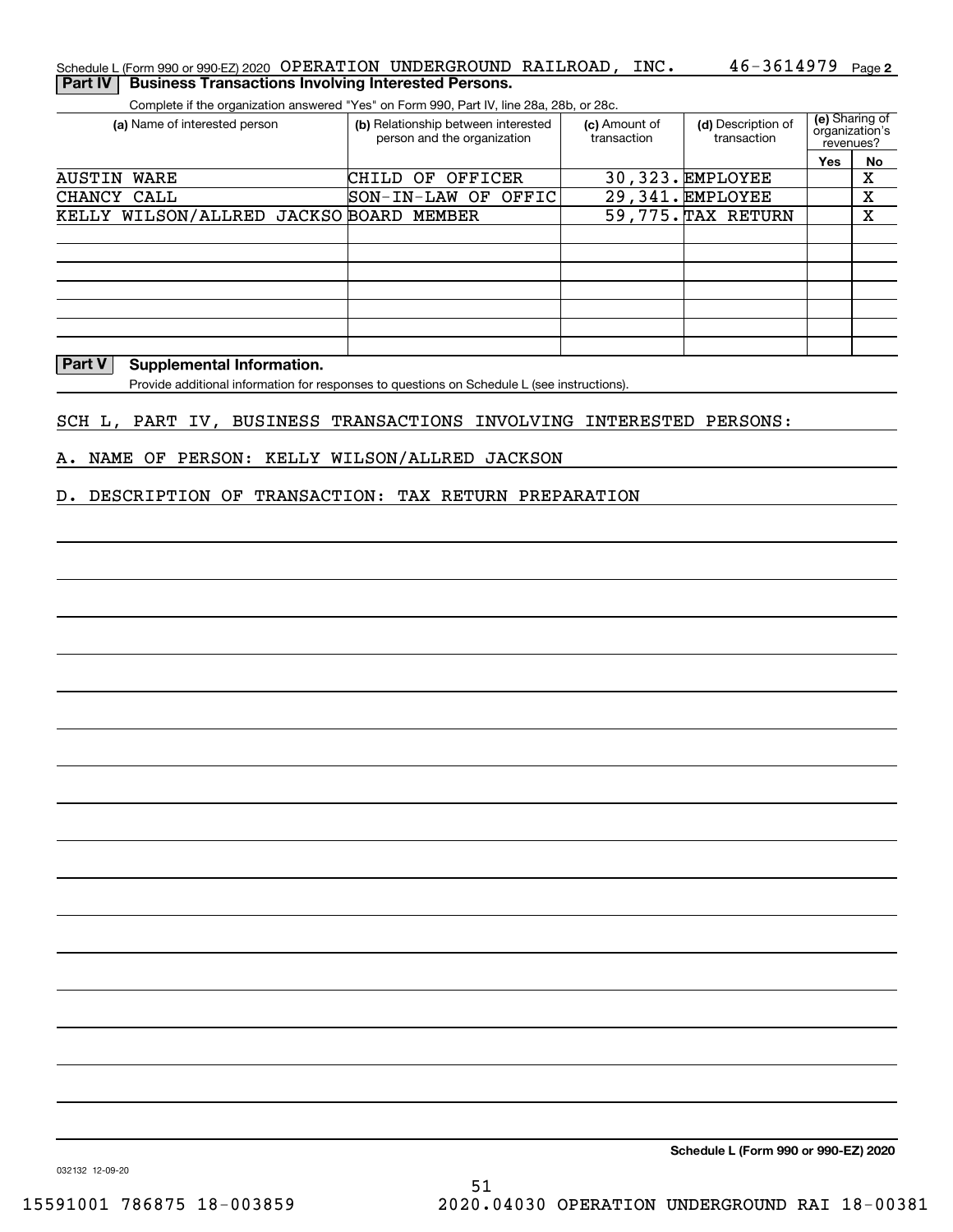Schedule L (Form 990 or 990-EZ) 2020 OPERATION UNDERGROUND RAILROAD, INC. 46-3614979 Page 2

## Part IV Business Transactions Involving Interested Persons.

Complete if the organization answered "Yes" on Form 990, Part IV, line 28a, 28b, or 28c.

| (a) Name of interested person | (b) Relationship between interested person and the organization | (c) Amount of transaction | (d) Description of transaction | (e) Sharing of organization's revenues? Yes | No |
|---|---|---|---|---|---|
| AUSTIN WARE | CHILD OF OFFICER | 30,323. | EMPLOYEE | | X |
| CHANCY CALL | SON-IN-LAW OF OFFIC | 29,341. | EMPLOYEE | | X |
| KELLY WILSON/ALLRED JACKSO | BOARD MEMBER | 59,775. | TAX RETURN | | X |

## Part V Supplemental Information.

Provide additional information for responses to questions on Schedule L (see instructions).

SCH L, PART IV, BUSINESS TRANSACTIONS INVOLVING INTERESTED PERSONS:

A. NAME OF PERSON: KELLY WILSON/ALLRED JACKSON

D. DESCRIPTION OF TRANSACTION: TAX RETURN PREPARATION

Schedule L (Form 990 or 990-EZ) 2020

032132 12-09-20

15591001 786875 18-003859 2020.04030 OPERATION UNDERGROUND RAI 18-00381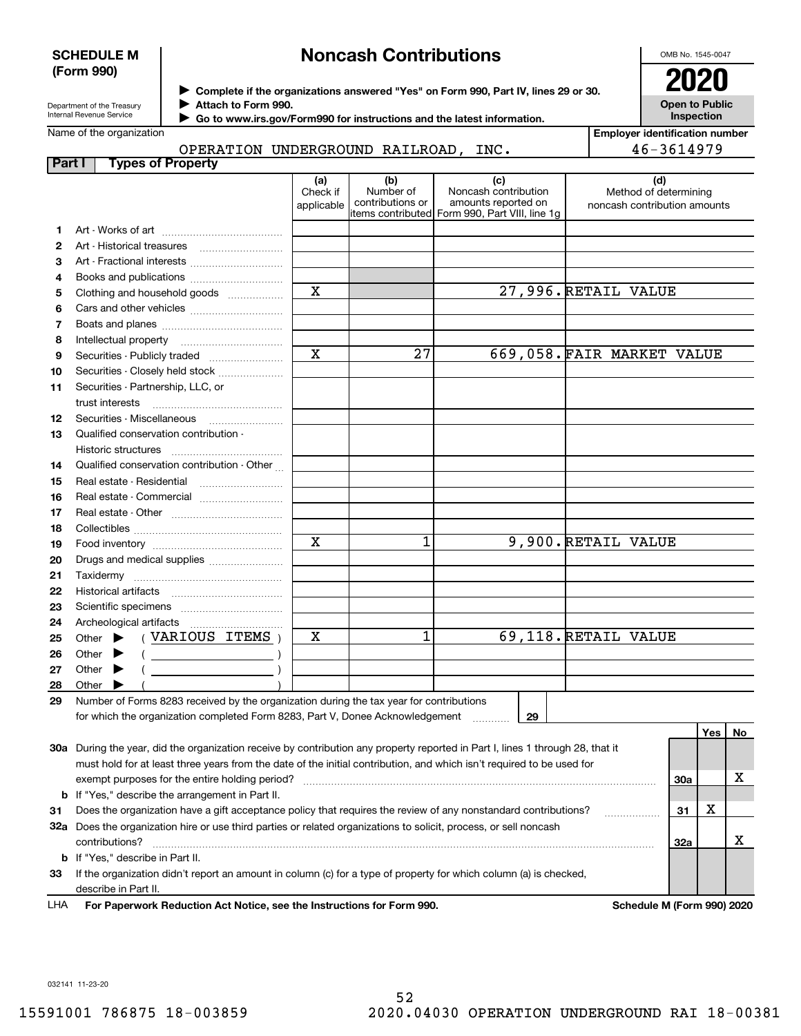**SCHEDULE M (Form 990)**

Department of the Treasury
Internal Revenue Service

# Noncash Contributions

▶ Complete if the organizations answered "Yes" on Form 990, Part IV, lines 29 or 30.
▶ Attach to Form 990.
▶ Go to www.irs.gov/Form990 for instructions and the latest information.

OMB No. 1545-0047

**2020**

**Open to Public Inspection**

Name of the organization: OPERATION UNDERGROUND RAILROAD, INC.

Employer identification number: 46-3614979

## Part I Types of Property

| | | (a) Check if applicable | (b) Number of contributions or items contributed | (c) Noncash contribution amounts reported on Form 990, Part VIII, line 1g | (d) Method of determining noncash contribution amounts |
|---|---|---|---|---|---|
| 1 | Art - Works of art | | | | |
| 2 | Art - Historical treasures | | | | |
| 3 | Art - Fractional interests | | | | |
| 4 | Books and publications | | | | |
| 5 | Clothing and household goods | X | | 27,996. | RETAIL VALUE |
| 6 | Cars and other vehicles | | | | |
| 7 | Boats and planes | | | | |
| 8 | Intellectual property | | | | |
| 9 | Securities - Publicly traded | X | 27 | 669,058. | FAIR MARKET VALUE |
| 10 | Securities - Closely held stock | | | | |
| 11 | Securities - Partnership, LLC, or trust interests | | | | |
| 12 | Securities - Miscellaneous | | | | |
| 13 | Qualified conservation contribution - Historic structures | | | | |
| 14 | Qualified conservation contribution - Other | | | | |
| 15 | Real estate - Residential | | | | |
| 16 | Real estate - Commercial | | | | |
| 17 | Real estate - Other | | | | |
| 18 | Collectibles | | | | |
| 19 | Food inventory | X | 1 | 9,900. | RETAIL VALUE |
| 20 | Drugs and medical supplies | | | | |
| 21 | Taxidermy | | | | |
| 22 | Historical artifacts | | | | |
| 23 | Scientific specimens | | | | |
| 24 | Archeological artifacts | | | | |
| 25 | Other ▶ ( VARIOUS ITEMS ) | X | 1 | 69,118. | RETAIL VALUE |
| 26 | Other ▶ ( ) | | | | |
| 27 | Other ▶ ( ) | | | | |
| 28 | Other ▶ ( ) | | | | |

29 Number of Forms 8283 received by the organization during the tax year for contributions for which the organization completed Form 8283, Part V, Donee Acknowledgement ..... **29**

| | | | Yes | No |
|---|---|---|---|---|
| 30a | During the year, did the organization receive by contribution any property reported in Part I, lines 1 through 28, that it must hold for at least three years from the date of the initial contribution, and which isn't required to be used for exempt purposes for the entire holding period? | 30a | | X |
| b | If "Yes," describe the arrangement in Part II. | | | |
| 31 | Does the organization have a gift acceptance policy that requires the review of any nonstandard contributions? | 31 | X | |
| 32a | Does the organization hire or use third parties or related organizations to solicit, process, or sell noncash contributions? | 32a | | X |
| b | If "Yes," describe in Part II. | | | |
| 33 | If the organization didn't report an amount in column (c) for a type of property for which column (a) is checked, describe in Part II. | | | |

LHA For Paperwork Reduction Act Notice, see the Instructions for Form 990. Schedule M (Form 990) 2020

032141 11-23-20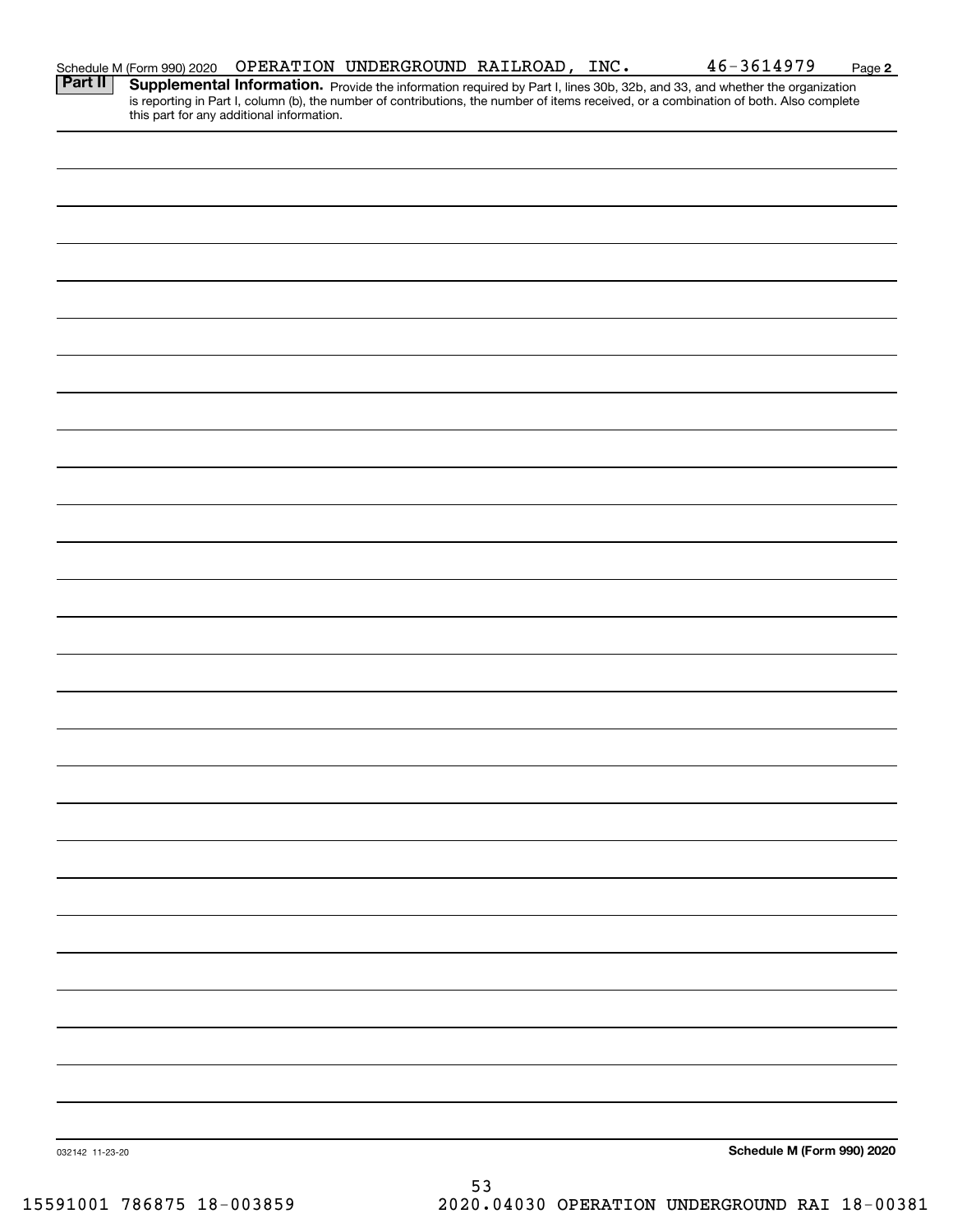Schedule M (Form 990) 2020 OPERATION UNDERGROUND RAILROAD, INC. 46-3614979 Page 2

**Part II** **Supplemental Information.** Provide the information required by Part I, lines 30b, 32b, and 33, and whether the organization is reporting in Part I, column (b), the number of contributions, the number of items received, or a combination of both. Also complete this part for any additional information.

032142 11-23-20

**Schedule M (Form 990) 2020**

15591001 786875 18-003859 2020.04030 OPERATION UNDERGROUND RAI 18-00381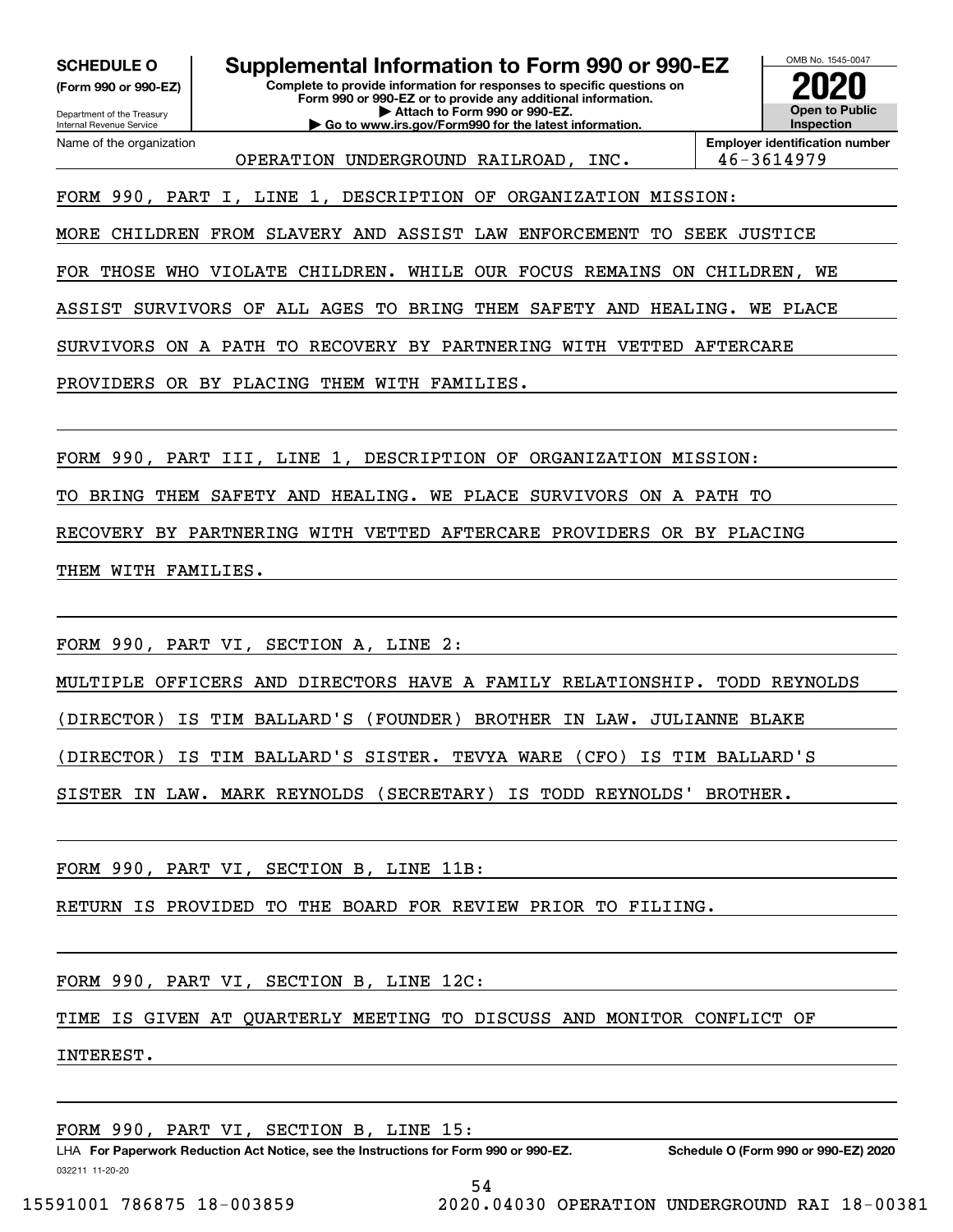**SCHEDULE O**
**(Form 990 or 990-EZ)**

Department of the Treasury
Internal Revenue Service

# Supplemental Information to Form 990 or 990-EZ

**Complete to provide information for responses to specific questions on Form 990 or 990-EZ or to provide any additional information.**
**▶ Attach to Form 990 or 990-EZ.**
**▶ Go to www.irs.gov/Form990 for the latest information.**

OMB No. 1545-0047
**2020**
**Open to Public Inspection**

| Name of the organization | Employer identification number |
|---|---|
| OPERATION UNDERGROUND RAILROAD, INC. | 46-3614979 |

FORM 990, PART I, LINE 1, DESCRIPTION OF ORGANIZATION MISSION:

MORE CHILDREN FROM SLAVERY AND ASSIST LAW ENFORCEMENT TO SEEK JUSTICE FOR THOSE WHO VIOLATE CHILDREN. WHILE OUR FOCUS REMAINS ON CHILDREN, WE ASSIST SURVIVORS OF ALL AGES TO BRING THEM SAFETY AND HEALING. WE PLACE SURVIVORS ON A PATH TO RECOVERY BY PARTNERING WITH VETTED AFTERCARE PROVIDERS OR BY PLACING THEM WITH FAMILIES.

FORM 990, PART III, LINE 1, DESCRIPTION OF ORGANIZATION MISSION:

TO BRING THEM SAFETY AND HEALING. WE PLACE SURVIVORS ON A PATH TO RECOVERY BY PARTNERING WITH VETTED AFTERCARE PROVIDERS OR BY PLACING THEM WITH FAMILIES.

FORM 990, PART VI, SECTION A, LINE 2:

MULTIPLE OFFICERS AND DIRECTORS HAVE A FAMILY RELATIONSHIP. TODD REYNOLDS (DIRECTOR) IS TIM BALLARD'S (FOUNDER) BROTHER IN LAW. JULIANNE BLAKE (DIRECTOR) IS TIM BALLARD'S SISTER. TEVYA WARE (CFO) IS TIM BALLARD'S SISTER IN LAW. MARK REYNOLDS (SECRETARY) IS TODD REYNOLDS' BROTHER.

FORM 990, PART VI, SECTION B, LINE 11B:

RETURN IS PROVIDED TO THE BOARD FOR REVIEW PRIOR TO FILIING.

FORM 990, PART VI, SECTION B, LINE 12C:

TIME IS GIVEN AT QUARTERLY MEETING TO DISCUSS AND MONITOR CONFLICT OF INTEREST.

FORM 990, PART VI, SECTION B, LINE 15:

LHA **For Paperwork Reduction Act Notice, see the Instructions for Form 990 or 990-EZ.** **Schedule O (Form 990 or 990-EZ) 2020**
032211 11-20-20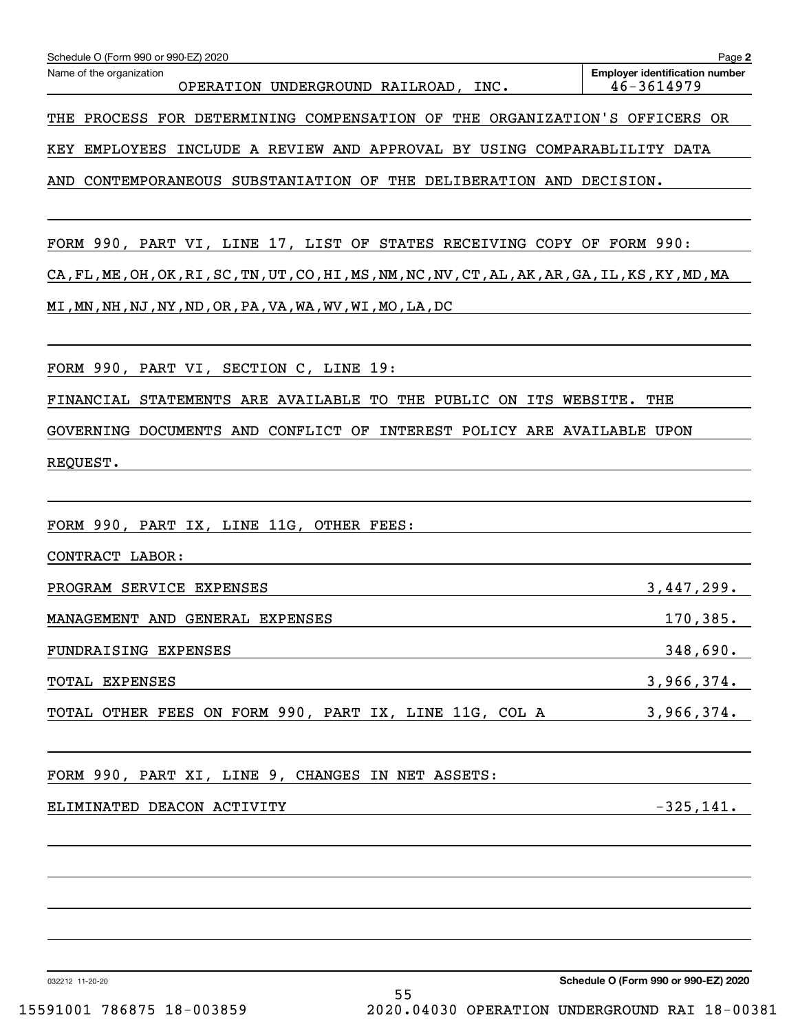Schedule O (Form 990 or 990-EZ) 2020

Name of the organization: OPERATION UNDERGROUND RAILROAD, INC.

Employer identification number: 46-3614979

THE PROCESS FOR DETERMINING COMPENSATION OF THE ORGANIZATION'S OFFICERS OR KEY EMPLOYEES INCLUDE A REVIEW AND APPROVAL BY USING COMPARABLILITY DATA AND CONTEMPORANEOUS SUBSTANIATION OF THE DELIBERATION AND DECISION.

FORM 990, PART VI, LINE 17, LIST OF STATES RECEIVING COPY OF FORM 990:

CA,FL,ME,OH,OK,RI,SC,TN,UT,CO,HI,MS,NM,NC,NV,CT,AL,AK,AR,GA,IL,KS,KY,MD,MA MI,MN,NH,NJ,NY,ND,OR,PA,VA,WA,WV,WI,MO,LA,DC

FORM 990, PART VI, SECTION C, LINE 19:

FINANCIAL STATEMENTS ARE AVAILABLE TO THE PUBLIC ON ITS WEBSITE. THE GOVERNING DOCUMENTS AND CONFLICT OF INTEREST POLICY ARE AVAILABLE UPON REQUEST.

FORM 990, PART IX, LINE 11G, OTHER FEES:

CONTRACT LABOR:

| | |
|---|---|
| PROGRAM SERVICE EXPENSES | 3,447,299. |
| MANAGEMENT AND GENERAL EXPENSES | 170,385. |
| FUNDRAISING EXPENSES | 348,690. |
| TOTAL EXPENSES | 3,966,374. |
| TOTAL OTHER FEES ON FORM 990, PART IX, LINE 11G, COL A | 3,966,374. |

FORM 990, PART XI, LINE 9, CHANGES IN NET ASSETS:

| | |
|---|---|
| ELIMINATED DEACON ACTIVITY | -325,141. |

Schedule O (Form 990 or 990-EZ) 2020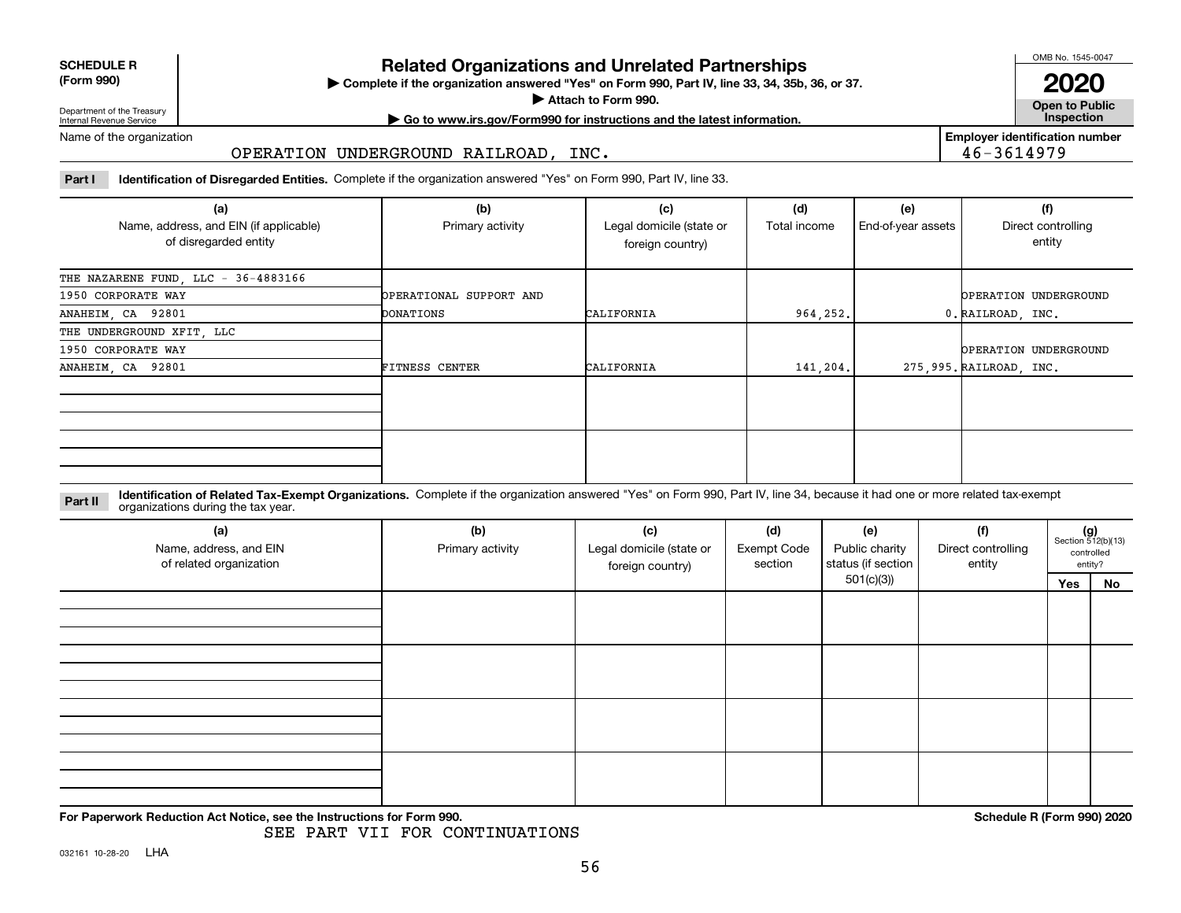**SCHEDULE R (Form 990)**

Department of the Treasury
Internal Revenue Service

# Related Organizations and Unrelated Partnerships

▶ Complete if the organization answered "Yes" on Form 990, Part IV, line 33, 34, 35b, 36, or 37.
▶ Attach to Form 990.
▶ Go to www.irs.gov/Form990 for instructions and the latest information.

OMB No. 1545-0047

**2020**

**Open to Public Inspection**

Name of the organization: OPERATION UNDERGROUND RAILROAD, INC.

**Employer identification number**: 46-3614979

**Part I** **Identification of Disregarded Entities.** Complete if the organization answered "Yes" on Form 990, Part IV, line 33.

| (a) Name, address, and EIN (if applicable) of disregarded entity | (b) Primary activity | (c) Legal domicile (state or foreign country) | (d) Total income | (e) End-of-year assets | (f) Direct controlling entity |
|---|---|---|---|---|---|
| THE NAZARENE FUND, LLC - 36-4883166<br>1950 CORPORATE WAY<br>ANAHEIM, CA 92801 | OPERATIONAL SUPPORT AND DONATIONS | CALIFORNIA | 964,252. | 0. | OPERATION UNDERGROUND RAILROAD, INC. |
| THE UNDERGROUND XFIT, LLC<br>1950 CORPORATE WAY<br>ANAHEIM, CA 92801 | FITNESS CENTER | CALIFORNIA | 141,204. | 275,995. | OPERATION UNDERGROUND RAILROAD, INC. |
| | | | | | |
| | | | | | |

**Part II** **Identification of Related Tax-Exempt Organizations.** Complete if the organization answered "Yes" on Form 990, Part IV, line 34, because it had one or more related tax-exempt organizations during the tax year.

| (a) Name, address, and EIN of related organization | (b) Primary activity | (c) Legal domicile (state or foreign country) | (d) Exempt Code section | (e) Public charity status (if section 501(c)(3)) | (f) Direct controlling entity | (g) Section 512(b)(13) controlled entity? Yes | No |
|---|---|---|---|---|---|---|---|
| | | | | | | | |
| | | | | | | | |
| | | | | | | | |
| | | | | | | | |

**For Paperwork Reduction Act Notice, see the Instructions for Form 990.**

SEE PART VII FOR CONTINUATIONS

**Schedule R (Form 990) 2020**

032161 10-28-20 LHA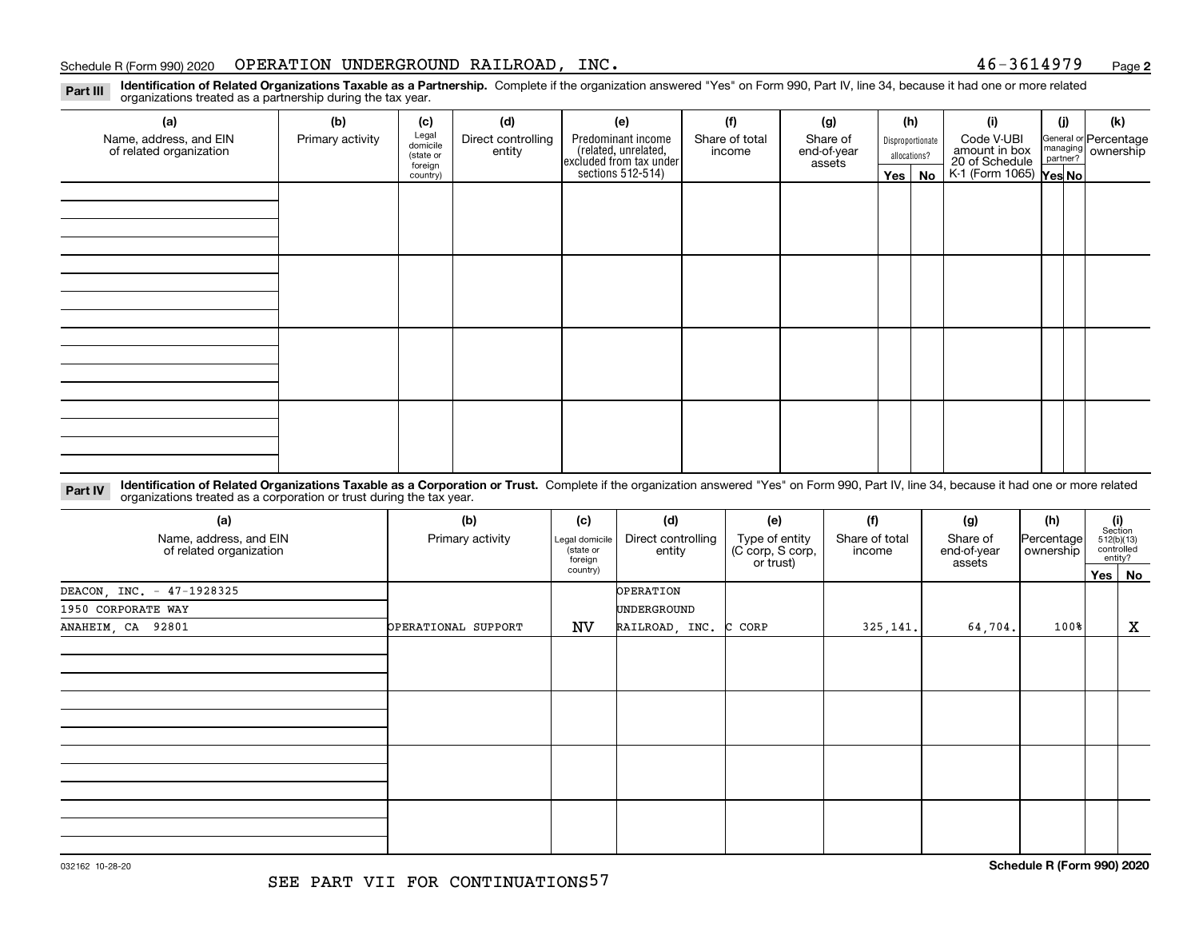Schedule R (Form 990) 2020 OPERATION UNDERGROUND RAILROAD, INC. 46-3614979 Page 2

**Part III** **Identification of Related Organizations Taxable as a Partnership.** Complete if the organization answered "Yes" on Form 990, Part IV, line 34, because it had one or more related organizations treated as a partnership during the tax year.

| (a) Name, address, and EIN of related organization | (b) Primary activity | (c) Legal domicile (state or foreign country) | (d) Direct controlling entity | (e) Predominant income (related, unrelated, excluded from tax under sections 512-514) | (f) Share of total income | (g) Share of end-of-year assets | (h) Disproportionate allocations? Yes | (h) No | (i) Code V-UBI amount in box 20 of Schedule K-1 (Form 1065) | (j) General or managing partner? Yes | (j) No | (k) Percentage ownership |
|---|---|---|---|---|---|---|---|---|---|---|---|---|
| | | | | | | | | | | | | |
| | | | | | | | | | | | | |
| | | | | | | | | | | | | |
| | | | | | | | | | | | | |

**Part IV** **Identification of Related Organizations Taxable as a Corporation or Trust.** Complete if the organization answered "Yes" on Form 990, Part IV, line 34, because it had one or more related organizations treated as a corporation or trust during the tax year.

| (a) Name, address, and EIN of related organization | (b) Primary activity | (c) Legal domicile (state or foreign country) | (d) Direct controlling entity | (e) Type of entity (C corp, S corp, or trust) | (f) Share of total income | (g) Share of end-of-year assets | (h) Percentage ownership | (i) Section 512(b)(13) controlled entity? Yes | No |
|---|---|---|---|---|---|---|---|---|---|
| DEACON, INC. - 47-1928325<br>1950 CORPORATE WAY<br>ANAHEIM, CA 92801 | OPERATIONAL SUPPORT | NV | OPERATION UNDERGROUND RAILROAD, INC. | C CORP | 325,141. | 64,704. | 100% | | X |
| | | | | | | | | | |
| | | | | | | | | | |
| | | | | | | | | | |
| | | | | | | | | | |

032162 10-28-20 **Schedule R (Form 990) 2020**

SEE PART VII FOR CONTINUATIONS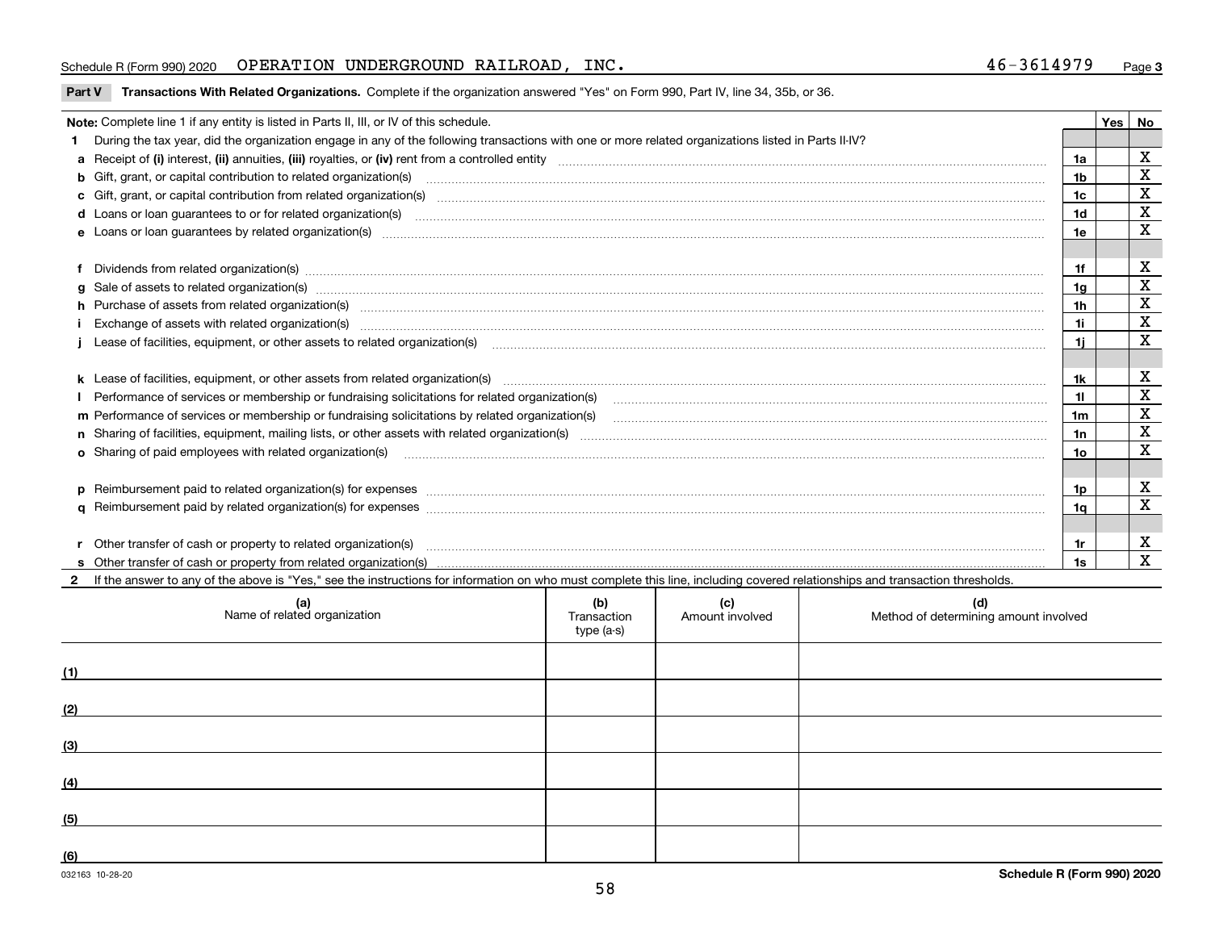Schedule R (Form 990) 2020 OPERATION UNDERGROUND RAILROAD, INC. 46-3614979 Page 3

**Part V Transactions With Related Organizations.** Complete if the organization answered "Yes" on Form 990, Part IV, line 34, 35b, or 36.

| Note: Complete line 1 if any entity is listed in Parts II, III, or IV of this schedule. | | Yes | No |
|---|---|---|---|
| **1** During the tax year, did the organization engage in any of the following transactions with one or more related organizations listed in Parts II-IV? | | | |
| **a** Receipt of **(i)** interest, **(ii)** annuities, **(iii)** royalties, or **(iv)** rent from a controlled entity | 1a | | X |
| **b** Gift, grant, or capital contribution to related organization(s) | 1b | | X |
| **c** Gift, grant, or capital contribution from related organization(s) | 1c | | X |
| **d** Loans or loan guarantees to or for related organization(s) | 1d | | X |
| **e** Loans or loan guarantees by related organization(s) | 1e | | X |
| **f** Dividends from related organization(s) | 1f | | X |
| **g** Sale of assets to related organization(s) | 1g | | X |
| **h** Purchase of assets from related organization(s) | 1h | | X |
| **i** Exchange of assets with related organization(s) | 1i | | X |
| **j** Lease of facilities, equipment, or other assets to related organization(s) | 1j | | X |
| **k** Lease of facilities, equipment, or other assets from related organization(s) | 1k | | X |
| **l** Performance of services or membership or fundraising solicitations for related organization(s) | 1l | | X |
| **m** Performance of services or membership or fundraising solicitations by related organization(s) | 1m | | X |
| **n** Sharing of facilities, equipment, mailing lists, or other assets with related organization(s) | 1n | | X |
| **o** Sharing of paid employees with related organization(s) | 1o | | X |
| **p** Reimbursement paid to related organization(s) for expenses | 1p | | X |
| **q** Reimbursement paid by related organization(s) for expenses | 1q | | X |
| **r** Other transfer of cash or property to related organization(s) | 1r | | X |
| **s** Other transfer of cash or property from related organization(s) | 1s | | X |

**2** If the answer to any of the above is "Yes," see the instructions for information on who must complete this line, including covered relationships and transaction thresholds.

| | (a) Name of related organization | (b) Transaction type (a-s) | (c) Amount involved | (d) Method of determining amount involved |
|---|---|---|---|---|
| (1) | | | | |
| (2) | | | | |
| (3) | | | | |
| (4) | | | | |
| (5) | | | | |
| (6) | | | | |

032163 10-28-20

**Schedule R (Form 990) 2020**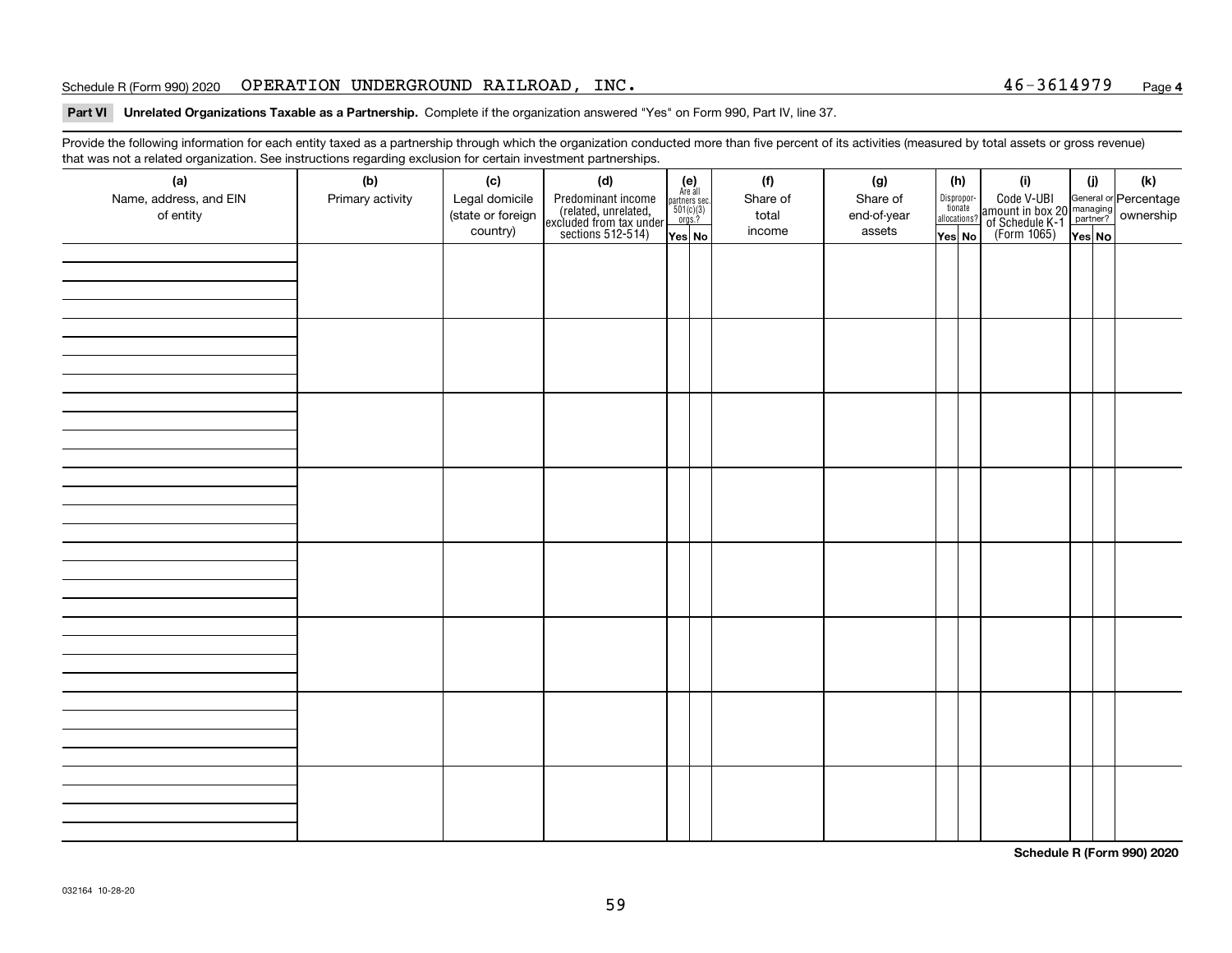Schedule R (Form 990) 2020 OPERATION UNDERGROUND RAILROAD, INC. 46-3614979 Page **4**

**Part VI Unrelated Organizations Taxable as a Partnership.** Complete if the organization answered "Yes" on Form 990, Part IV, line 37.

Provide the following information for each entity taxed as a partnership through which the organization conducted more than five percent of its activities (measured by total assets or gross revenue) that was not a related organization. See instructions regarding exclusion for certain investment partnerships.

| (a) Name, address, and EIN of entity | (b) Primary activity | (c) Legal domicile (state or foreign country) | (d) Predominant income (related, unrelated, excluded from tax under sections 512-514) | (e) Are all partners sec. 501(c)(3) orgs.? | | (f) Share of total income | (g) Share of end-of-year assets | (h) Disproportionate allocations? | | (i) Code V-UBI amount in box 20 of Schedule K-1 (Form 1065) | (j) General or managing partner? | | (k) Percentage ownership |
|---|---|---|---|---|---|---|---|---|---|---|---|---|---|
| | | | | Yes | No | | | Yes | No | | Yes | No | |
| | | | | | | | | | | | | | |
| | | | | | | | | | | | | | |
| | | | | | | | | | | | | | |
| | | | | | | | | | | | | | |
| | | | | | | | | | | | | | |
| | | | | | | | | | | | | | |
| | | | | | | | | | | | | | |
| | | | | | | | | | | | | | |

**Schedule R (Form 990) 2020**

032164 10-28-20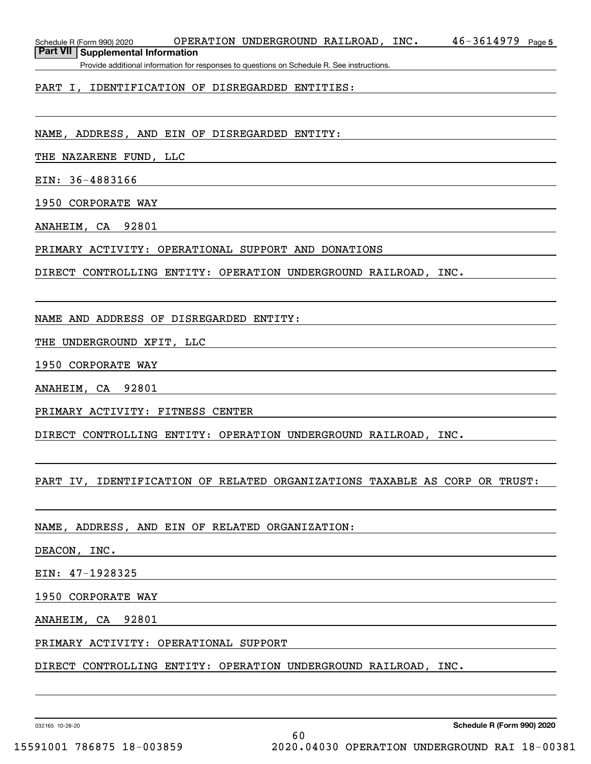## Part VII Supplemental Information

Provide additional information for responses to questions on Schedule R. See instructions.

PART I, IDENTIFICATION OF DISREGARDED ENTITIES:

NAME, ADDRESS, AND EIN OF DISREGARDED ENTITY:

THE NAZARENE FUND, LLC

EIN: 36-4883166

1950 CORPORATE WAY

ANAHEIM, CA 92801

PRIMARY ACTIVITY: OPERATIONAL SUPPORT AND DONATIONS

DIRECT CONTROLLING ENTITY: OPERATION UNDERGROUND RAILROAD, INC.

NAME AND ADDRESS OF DISREGARDED ENTITY:

THE UNDERGROUND XFIT, LLC

1950 CORPORATE WAY

ANAHEIM, CA 92801

PRIMARY ACTIVITY: FITNESS CENTER

DIRECT CONTROLLING ENTITY: OPERATION UNDERGROUND RAILROAD, INC.

PART IV, IDENTIFICATION OF RELATED ORGANIZATIONS TAXABLE AS CORP OR TRUST:

NAME, ADDRESS, AND EIN OF RELATED ORGANIZATION:

DEACON, INC.

EIN: 47-1928325

1950 CORPORATE WAY

ANAHEIM, CA 92801

PRIMARY ACTIVITY: OPERATIONAL SUPPORT

DIRECT CONTROLLING ENTITY: OPERATION UNDERGROUND RAILROAD, INC.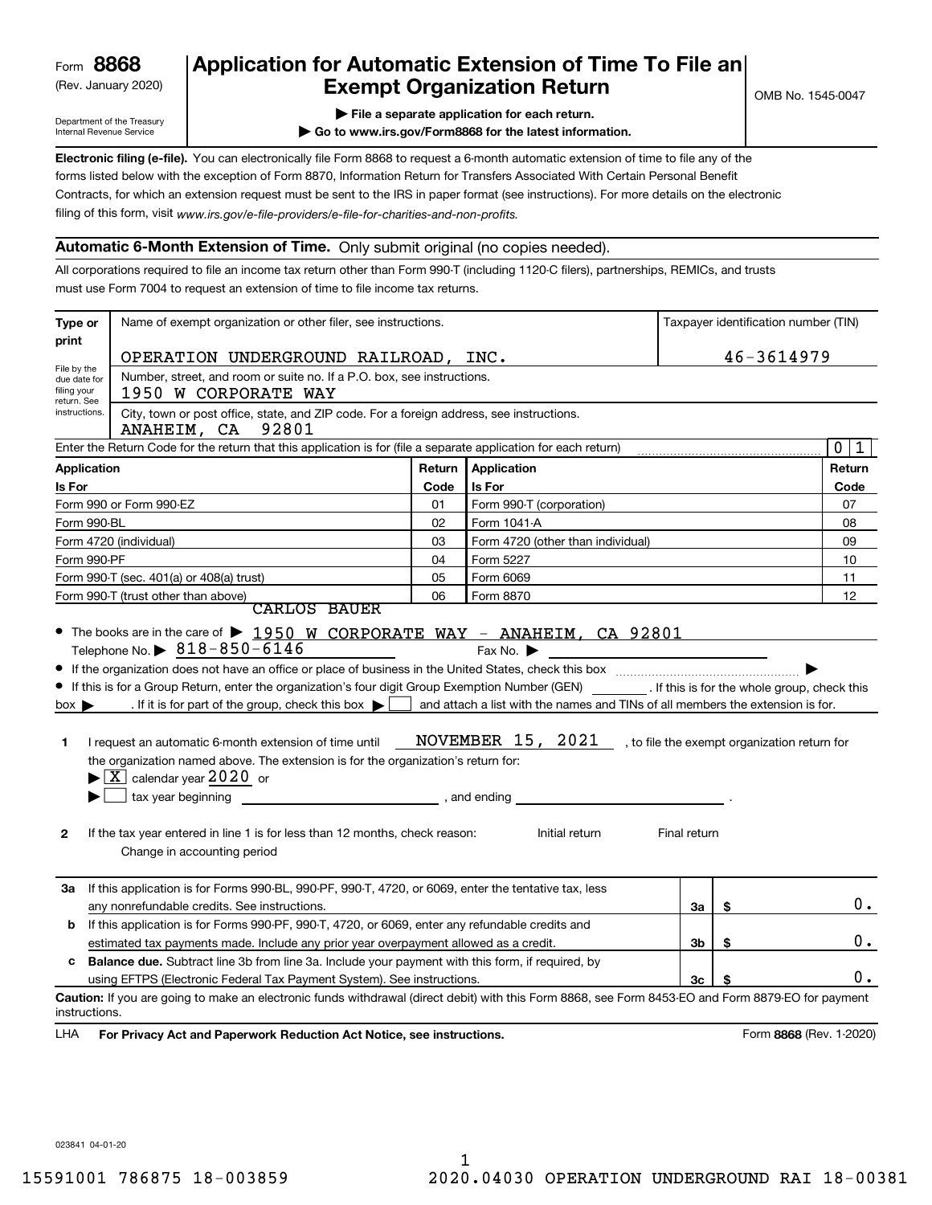Form **8868** (Rev. January 2020)

Department of the Treasury Internal Revenue Service

# Application for Automatic Extension of Time To File an Exempt Organization Return

OMB No. 1545-0047

▶ **File a separate application for each return.**

▶ **Go to www.irs.gov/Form8868 for the latest information.**

**Electronic filing (e-file).** You can electronically file Form 8868 to request a 6-month automatic extension of time to file any of the forms listed below with the exception of Form 8870, Information Return for Transfers Associated With Certain Personal Benefit Contracts, for which an extension request must be sent to the IRS in paper format (see instructions). For more details on the electronic filing of this form, visit *www.irs.gov/e-file-providers/e-file-for-charities-and-non-profits.*

## Automatic 6-Month Extension of Time. Only submit original (no copies needed).

All corporations required to file an income tax return other than Form 990-T (including 1120-C filers), partnerships, REMICs, and trusts must use Form 7004 to request an extension of time to file income tax returns.

**Type or print**

File by the due date for filing your return. See instructions.

Name of exempt organization or other filer, see instructions: OPERATION UNDERGROUND RAILROAD, INC.

Taxpayer identification number (TIN): 46-3614979

Number, street, and room or suite no. If a P.O. box, see instructions: 1950 W CORPORATE WAY

City, town or post office, state, and ZIP code. For a foreign address, see instructions: ANAHEIM, CA 92801

Enter the Return Code for the return that this application is for (file a separate application for each return): 0 1

| Application Is For | Return Code | Application Is For | Return Code |
|---|---|---|---|
| Form 990 or Form 990-EZ | 01 | Form 990-T (corporation) | 07 |
| Form 990-BL | 02 | Form 1041-A | 08 |
| Form 4720 (individual) | 03 | Form 4720 (other than individual) | 09 |
| Form 990-PF | 04 | Form 5227 | 10 |
| Form 990-T (sec. 401(a) or 408(a) trust) | 05 | Form 6069 | 11 |
| Form 990-T (trust other than above) | 06 | Form 8870 | 12 |

- The books are in the care of ▶ CARLOS BAUER 1950 W CORPORATE WAY - ANAHEIM, CA 92801

  Telephone No. ▶ 818-850-6146 Fax No. ▶
- If the organization does not have an office or place of business in the United States, check this box ▶
- If this is for a Group Return, enter the organization's four digit Group Exemption Number (GEN) ______ . If this is for the whole group, check this box ▶ . If it is for part of the group, check this box ▶ ☐ and attach a list with the names and TINs of all members the extension is for.

**1** I request an automatic 6-month extension of time until NOVEMBER 15, 2021 , to file the exempt organization return for the organization named above. The extension is for the organization's return for:

▶ ☒ calendar year 2020 or

▶ ☐ tax year beginning ______________ , and ending ______________ .

**2** If the tax year entered in line 1 is for less than 12 months, check reason: Initial return Final return Change in accounting period

| | | | |
|---|---|---|---|
| **3a** | If this application is for Forms 990-BL, 990-PF, 990-T, 4720, or 6069, enter the tentative tax, less any nonrefundable credits. See instructions. | **3a** | $ 0. |
| **b** | If this application is for Forms 990-PF, 990-T, 4720, or 6069, enter any refundable credits and estimated tax payments made. Include any prior year overpayment allowed as a credit. | **3b** | $ 0. |
| **c** | **Balance due.** Subtract line 3b from line 3a. Include your payment with this form, if required, by using EFTPS (Electronic Federal Tax Payment System). See instructions. | **3c** | $ 0. |

**Caution:** If you are going to make an electronic funds withdrawal (direct debit) with this Form 8868, see Form 8453-EO and Form 8879-EO for payment instructions.

LHA **For Privacy Act and Paperwork Reduction Act Notice, see instructions.** Form **8868** (Rev. 1-2020)

023841 04-01-20

15591001 786875 18-003859 2020.04030 OPERATION UNDERGROUND RAI 18-00381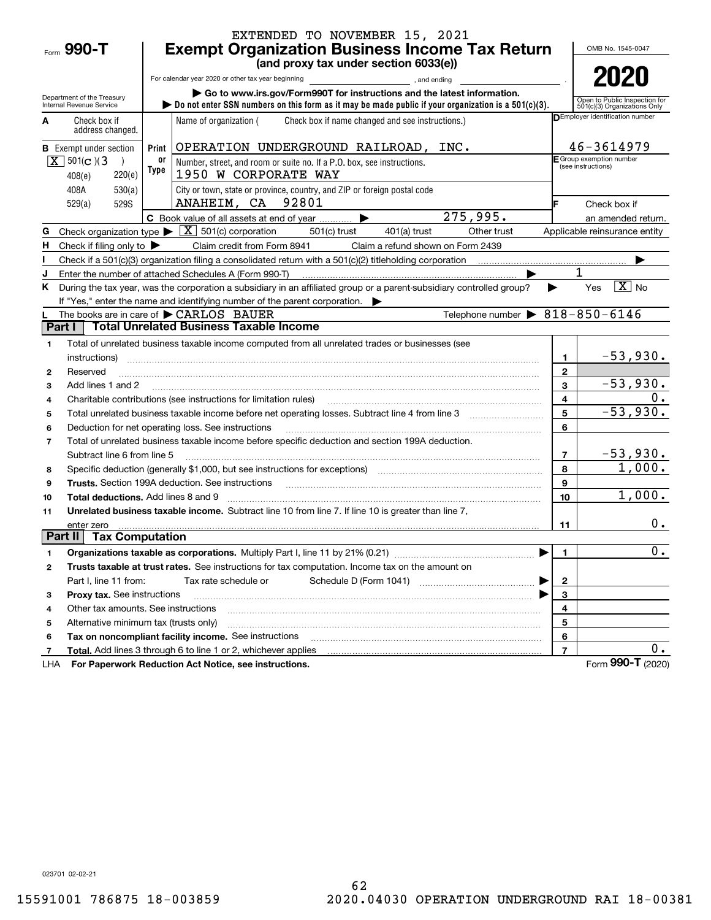EXTENDED TO NOVEMBER 15, 2021

# Form 990-T Exempt Organization Business Income Tax Return

**(and proxy tax under section 6033(e))**

For calendar year 2020 or other tax year beginning ______, and ending ______.

▶ Go to www.irs.gov/Form990T for instructions and the latest information.

▶ Do not enter SSN numbers on this form as it may be made public if your organization is a 501(c)(3).

Department of the Treasury Internal Revenue Service

OMB No. 1545-0047

**2020**

Open to Public Inspection for 501(c)(3) Organizations Only

**A** Check box if address changed.

**B** Exempt under section [X] 501(c)(3) | 408(e) | 220(e) | 408A | 530(a) | 529(a) | 529S

Name of organization ( Check box if name changed and see instructions.)
OPERATION UNDERGROUND RAILROAD, INC.

Number, street, and room or suite no. If a P.O. box, see instructions.
1950 W CORPORATE WAY

City or town, state or province, country, and ZIP or foreign postal code
ANAHEIM, CA 92801

**D** Employer identification number: 46-3614979

**E** Group exemption number (see instructions)

**F** Check box if an amended return.

**C** Book value of all assets at end of year ▶ 275,995.

**G** Check organization type ▶ [X] 501(c) corporation | 501(c) trust | 401(a) trust | Other trust | Applicable reinsurance entity

**H** Check if filing only to ▶ Claim credit from Form 8941 | Claim a refund shown on Form 2439

**I** Check if a 501(c)(3) organization filing a consolidated return with a 501(c)(2) titleholding corporation ▶

**J** Enter the number of attached Schedules A (Form 990-T) ▶ 1

**K** During the tax year, was the corporation a subsidiary in an affiliated group or a parent-subsidiary controlled group? ▶ Yes [X] No

If "Yes," enter the name and identifying number of the parent corporation. ▶

**L** The books are in care of ▶ CARLOS BAUER Telephone number ▶ 818-850-6146

## Part I Total Unrelated Business Taxable Income

| | | Line | Amount |
|---|---|---|---|
| 1 | Total of unrelated business taxable income computed from all unrelated trades or businesses (see instructions) | 1 | -53,930. |
| 2 | Reserved | 2 | |
| 3 | Add lines 1 and 2 | 3 | -53,930. |
| 4 | Charitable contributions (see instructions for limitation rules) | 4 | 0. |
| 5 | Total unrelated business taxable income before net operating losses. Subtract line 4 from line 3 | 5 | -53,930. |
| 6 | Deduction for net operating loss. See instructions | 6 | |
| 7 | Total of unrelated business taxable income before specific deduction and section 199A deduction. Subtract line 6 from line 5 | 7 | -53,930. |
| 8 | Specific deduction (generally $1,000, but see instructions for exceptions) | 8 | 1,000. |
| 9 | **Trusts.** Section 199A deduction. See instructions | 9 | |
| 10 | **Total deductions.** Add lines 8 and 9 | 10 | 1,000. |
| 11 | **Unrelated business taxable income.** Subtract line 10 from line 7. If line 10 is greater than line 7, enter zero | 11 | 0. |

## Part II Tax Computation

| | | Line | Amount |
|---|---|---|---|
| 1 | **Organizations taxable as corporations.** Multiply Part I, line 11 by 21% (0.21) ▶ | 1 | 0. |
| 2 | **Trusts taxable at trust rates.** See instructions for tax computation. Income tax on the amount on Part I, line 11 from: Tax rate schedule or Schedule D (Form 1041) ▶ | 2 | |
| 3 | **Proxy tax.** See instructions ▶ | 3 | |
| 4 | Other tax amounts. See instructions | 4 | |
| 5 | Alternative minimum tax (trusts only) | 5 | |
| 6 | **Tax on noncompliant facility income.** See instructions | 6 | |
| 7 | **Total.** Add lines 3 through 6 to line 1 or 2, whichever applies | 7 | 0. |

LHA **For Paperwork Reduction Act Notice, see instructions.** Form **990-T** (2020)

023701 02-02-21

15591001 786875 18-003859 2020.04030 OPERATION UNDERGROUND RAI 18-00381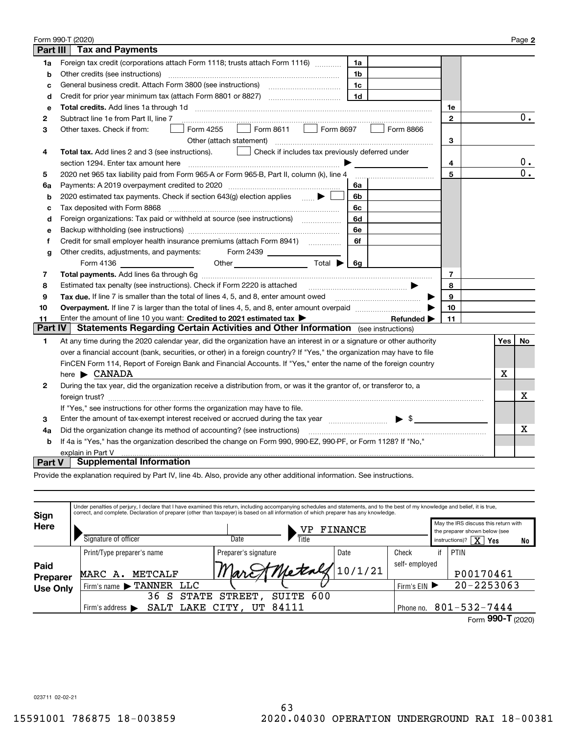Form 990-T (2020)

## Part III Tax and Payments

| Line | Description | Ref | Amount | Line | Amount |
|---|---|---|---|---|---|
| 1a | Foreign tax credit (corporations attach Form 1118; trusts attach Form 1116) | 1a | | | |
| b | Other credits (see instructions) | 1b | | | |
| c | General business credit. Attach Form 3800 (see instructions) | 1c | | | |
| d | Credit for prior year minimum tax (attach Form 8801 or 8827) | 1d | | | |
| e | **Total credits.** Add lines 1a through 1d | | | 1e | |
| 2 | Subtract line 1e from Part II, line 7 | | | 2 | 0. |
| 3 | Other taxes. Check if from: ☐ Form 4255 ☐ Form 8611 ☐ Form 8697 ☐ Form 8866 ☐ Other (attach statement) | | | 3 | |
| 4 | **Total tax.** Add lines 2 and 3 (see instructions). ☐ Check if includes tax previously deferred under section 1294. Enter tax amount here | | | 4 | 0. |
| 5 | 2020 net 965 tax liability paid from Form 965-A or Form 965-B, Part II, column (k), line 4 | | | 5 | 0. |
| 6a | Payments: A 2019 overpayment credited to 2020 | 6a | | | |
| b | 2020 estimated tax payments. Check if section 643(g) election applies ☐ | 6b | | | |
| c | Tax deposited with Form 8868 | 6c | | | |
| d | Foreign organizations: Tax paid or withheld at source (see instructions) | 6d | | | |
| e | Backup withholding (see instructions) | 6e | | | |
| f | Credit for small employer health insurance premiums (attach Form 8941) | 6f | | | |
| g | Other credits, adjustments, and payments: Form 2439 ____ Form 4136 ____ Other ____ Total ▶ | 6g | | | |
| 7 | **Total payments.** Add lines 6a through 6g | | | 7 | |
| 8 | Estimated tax penalty (see instructions). Check if Form 2220 is attached ☐ | | | 8 | |
| 9 | **Tax due.** If line 7 is smaller than the total of lines 4, 5, and 8, enter amount owed | | | 9 | |
| 10 | **Overpayment.** If line 7 is larger than the total of lines 4, 5, and 8, enter amount overpaid | | | 10 | |
| 11 | Enter the amount of line 10 you want: **Credited to 2021 estimated tax** ▶ Refunded ▶ | | | 11 | |

## Part IV Statements Regarding Certain Activities and Other Information (see instructions)

| Line | Question | Yes | No |
|---|---|---|---|
| 1 | At any time during the 2020 calendar year, did the organization have an interest in or a signature or other authority over a financial account (bank, securities, or other) in a foreign country? If "Yes," the organization may have to file FinCEN Form 114, Report of Foreign Bank and Financial Accounts. If "Yes," enter the name of the foreign country here ▶ CANADA | X | |
| 2 | During the tax year, did the organization receive a distribution from, or was it the grantor of, or transferor to, a foreign trust? If "Yes," see instructions for other forms the organization may have to file. | | X |
| 3 | Enter the amount of tax-exempt interest received or accrued during the tax year ▶ $ | | |
| 4a | Did the organization change its method of accounting? (see instructions) | | X |
| b | If 4a is "Yes," has the organization described the change on Form 990, 990-EZ, 990-PF, or Form 1128? If "No," explain in Part V | | |

## Part V Supplemental Information

Provide the explanation required by Part IV, line 4b. Also, provide any other additional information. See instructions.

**Sign Here**

Under penalties of perjury, I declare that I have examined this return, including accompanying schedules and statements, and to the best of my knowledge and belief, it is true, correct, and complete. Declaration of preparer (other than taxpayer) is based on all information of which preparer has any knowledge.

Signature of officer ____ Date ____ Title: VP FINANCE

May the IRS discuss this return with the preparer shown below (see instructions)? ☒ Yes ☐ No

**Paid Preparer Use Only**

| Print/Type preparer's name | Preparer's signature | Date | Check if self-employed | PTIN |
|---|---|---|---|---|
| MARC A. METCALF | Marc A Metcalf | 10/1/21 | | P00170461 |

Firm's name ▶ TANNER LLC — Firm's EIN ▶ 20-2253063

Firm's address ▶ 36 S STATE STREET, SUITE 600, SALT LAKE CITY, UT 84111 — Phone no. 801-532-7444

Form **990-T** (2020)

023711 02-02-21

15591001 786875 18-003859 2020.04030 OPERATION UNDERGROUND RAI 18-00381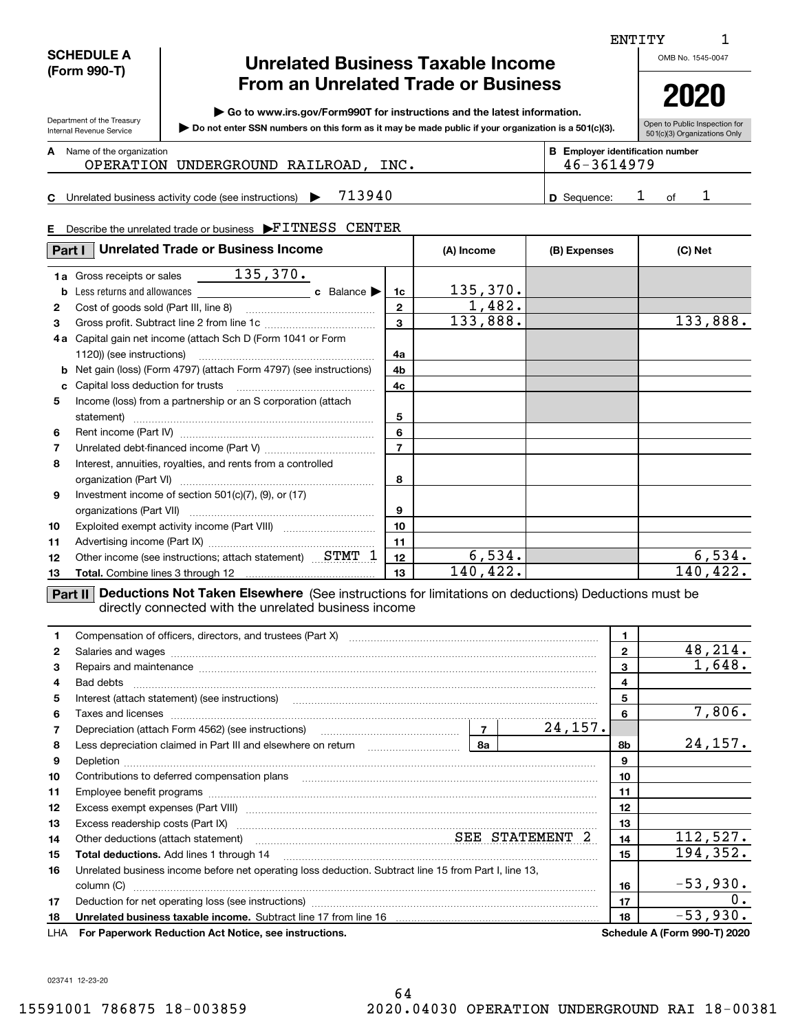ENTITY 1

**SCHEDULE A (Form 990-T)**

Department of the Treasury
Internal Revenue Service

# Unrelated Business Taxable Income From an Unrelated Trade or Business

▶ Go to www.irs.gov/Form990T for instructions and the latest information.

▶ Do not enter SSN numbers on this form as it may be made public if your organization is a 501(c)(3).

OMB No. 1545-0047

**2020**

Open to Public Inspection for 501(c)(3) Organizations Only

**A** Name of the organization: OPERATION UNDERGROUND RAILROAD, INC.

**B** Employer identification number: 46-3614979

**C** Unrelated business activity code (see instructions) ▶ 713940

**D** Sequence: 1 of 1

**E** Describe the unrelated trade or business ▶FITNESS CENTER

| Part I Unrelated Trade or Business Income | | (A) Income | (B) Expenses | (C) Net |
|---|---|---|---|---|
| **1a** Gross receipts or sales 135,370. | | | | |
| **b** Less returns and allowances ______ **c** Balance ▶ | 1c | 135,370. | | |
| **2** Cost of goods sold (Part III, line 8) | 2 | 1,482. | | |
| **3** Gross profit. Subtract line 2 from line 1c | 3 | 133,888. | | 133,888. |
| **4a** Capital gain net income (attach Sch D (Form 1041 or Form 1120)) (see instructions) | 4a | | | |
| **b** Net gain (loss) (Form 4797) (attach Form 4797) (see instructions) | 4b | | | |
| **c** Capital loss deduction for trusts | 4c | | | |
| **5** Income (loss) from a partnership or an S corporation (attach statement) | 5 | | | |
| **6** Rent income (Part IV) | 6 | | | |
| **7** Unrelated debt-financed income (Part V) | 7 | | | |
| **8** Interest, annuities, royalties, and rents from a controlled organization (Part VI) | 8 | | | |
| **9** Investment income of section 501(c)(7), (9), or (17) organizations (Part VII) | 9 | | | |
| **10** Exploited exempt activity income (Part VIII) | 10 | | | |
| **11** Advertising income (Part IX) | 11 | | | |
| **12** Other income (see instructions; attach statement) STMT 1 | 12 | 6,534. | | 6,534. |
| **13** **Total.** Combine lines 3 through 12 | 13 | 140,422. | | 140,422. |

**Part II Deductions Not Taken Elsewhere** (See instructions for limitations on deductions) Deductions must be directly connected with the unrelated business income

| | | | | |
|---|---|---|---|---|
| **1** Compensation of officers, directors, and trustees (Part X) | | | 1 | |
| **2** Salaries and wages | | | 2 | 48,214. |
| **3** Repairs and maintenance | | | 3 | 1,648. |
| **4** Bad debts | | | 4 | |
| **5** Interest (attach statement) (see instructions) | | | 5 | |
| **6** Taxes and licenses | | | 6 | 7,806. |
| **7** Depreciation (attach Form 4562) (see instructions) | 7 | 24,157. | | |
| **8** Less depreciation claimed in Part III and elsewhere on return | 8a | | 8b | 24,157. |
| **9** Depletion | | | 9 | |
| **10** Contributions to deferred compensation plans | | | 10 | |
| **11** Employee benefit programs | | | 11 | |
| **12** Excess exempt expenses (Part VIII) | | | 12 | |
| **13** Excess readership costs (Part IX) | | | 13 | |
| **14** Other deductions (attach statement) SEE STATEMENT 2 | | | 14 | 112,527. |
| **15** **Total deductions.** Add lines 1 through 14 | | | 15 | 194,352. |
| **16** Unrelated business income before net operating loss deduction. Subtract line 15 from Part I, line 13, column (C) | | | 16 | -53,930. |
| **17** Deduction for net operating loss (see instructions) | | | 17 | 0. |
| **18** **Unrelated business taxable income.** Subtract line 17 from line 16 | | | 18 | -53,930. |

LHA **For Paperwork Reduction Act Notice, see instructions.** **Schedule A (Form 990-T) 2020**

023741 12-23-20

15591001 786875 18-003859 2020.04030 OPERATION UNDERGROUND RAI 18-00381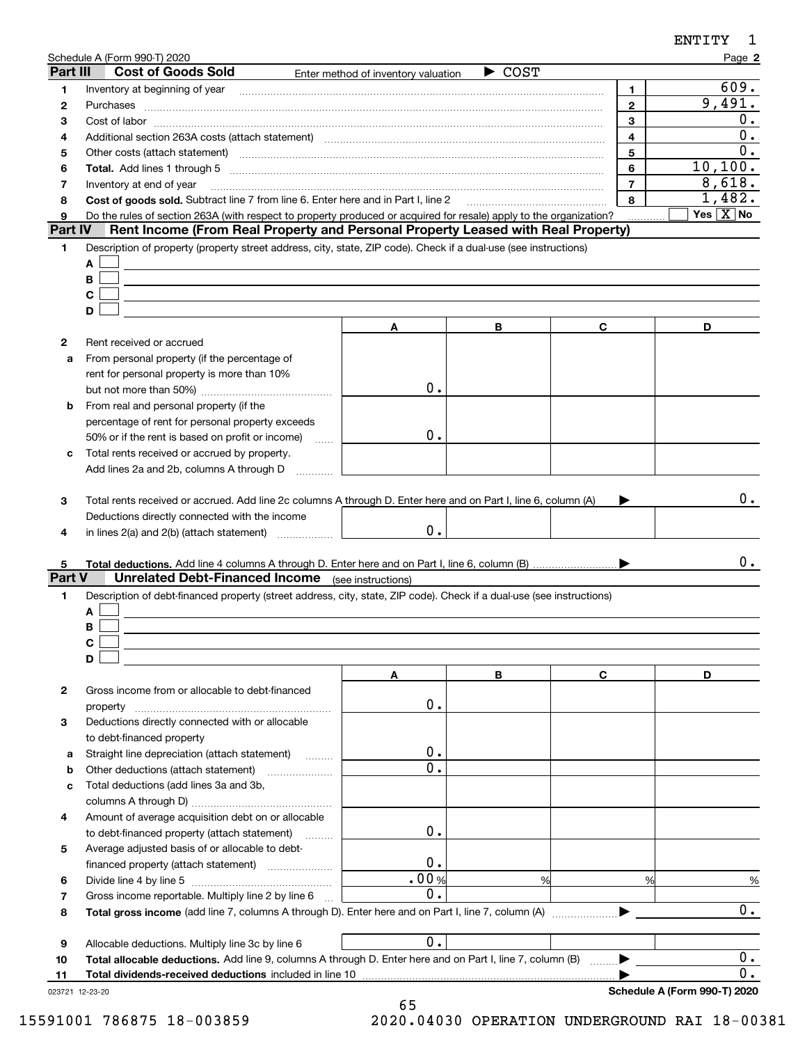ENTITY 1

Schedule A (Form 990-T) 2020

## Part III Cost of Goods Sold

Enter method of inventory valuation ▶ COST

| | | | |
|---|---|---|---|
| 1 | Inventory at beginning of year | 1 | 609. |
| 2 | Purchases | 2 | 9,491. |
| 3 | Cost of labor | 3 | 0. |
| 4 | Additional section 263A costs (attach statement) | 4 | 0. |
| 5 | Other costs (attach statement) | 5 | 0. |
| 6 | **Total.** Add lines 1 through 5 | 6 | 10,100. |
| 7 | Inventory at end of year | 7 | 8,618. |
| 8 | **Cost of goods sold.** Subtract line 7 from line 6. Enter here and in Part I, line 2 | 8 | 1,482. |
| 9 | Do the rules of section 263A (with respect to property produced or acquired for resale) apply to the organization? | | Yes [ ] No [X] |

## Part IV Rent Income (From Real Property and Personal Property Leased with Real Property)

1 Description of property (property street address, city, state, ZIP code). Check if a dual-use (see instructions)

A [ ]
B [ ]
C [ ]
D [ ]

| | | A | B | C | D |
|---|---|---|---|---|---|
| 2 | Rent received or accrued | | | | |
| a | From personal property (if the percentage of rent for personal property is more than 10% but not more than 50%) | 0. | | | |
| b | From real and personal property (if the percentage of rent for personal property exceeds 50% or if the rent is based on profit or income) | 0. | | | |
| c | Total rents received or accrued by property. Add lines 2a and 2b, columns A through D | | | | |

3 Total rents received or accrued. Add line 2c columns A through D. Enter here and on Part I, line 6, column (A) ▶ 0.

| | | A | B | C | D |
|---|---|---|---|---|---|
| 4 | Deductions directly connected with the income in lines 2(a) and 2(b) (attach statement) | 0. | | | |

5 **Total deductions.** Add line 4 columns A through D. Enter here and on Part I, line 6, column (B) ▶ 0.

## Part V Unrelated Debt-Financed Income (see instructions)

1 Description of debt-financed property (street address, city, state, ZIP code). Check if a dual-use (see instructions)

A [ ]
B [ ]
C [ ]
D [ ]

| | | A | B | C | D |
|---|---|---|---|---|---|
| 2 | Gross income from or allocable to debt-financed property | 0. | | | |
| 3 | Deductions directly connected with or allocable to debt-financed property | | | | |
| a | Straight line depreciation (attach statement) | 0. | | | |
| b | Other deductions (attach statement) | 0. | | | |
| c | Total deductions (add lines 3a and 3b, columns A through D) | | | | |
| 4 | Amount of average acquisition debt on or allocable to debt-financed property (attach statement) | 0. | | | |
| 5 | Average adjusted basis of or allocable to debt-financed property (attach statement) | 0. | | | |
| 6 | Divide line 4 by line 5 | .00 % | % | % | % |
| 7 | Gross income reportable. Multiply line 2 by line 6 | 0. | | | |

8 **Total gross income** (add line 7, columns A through D). Enter here and on Part I, line 7, column (A) ▶ 0.

| | | A | B | C | D |
|---|---|---|---|---|---|
| 9 | Allocable deductions. Multiply line 3c by line 6 | 0. | | | |

10 **Total allocable deductions.** Add line 9, columns A through D. Enter here and on Part I, line 7, column (B) ▶ 0.

11 **Total dividends-received deductions** included in line 10 ▶ 0.

023721 12-23-20

**Schedule A (Form 990-T) 2020**

15591001 786875 18-003859 2020.04030 OPERATION UNDERGROUND RAI 18-00381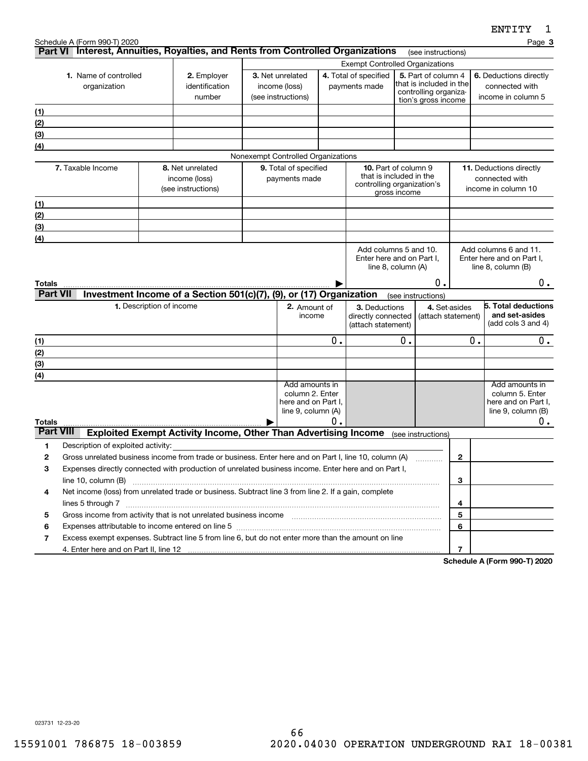Schedule A (Form 990-T) 2020

## Part VI Interest, Annuities, Royalties, and Rents from Controlled Organizations (see instructions)

| 1. Name of controlled organization | 2. Employer identification number | Exempt Controlled Organizations | | | |
|---|---|---|---|---|---|
| | | 3. Net unrelated income (loss) (see instructions) | 4. Total of specified payments made | 5. Part of column 4 that is included in the controlling organization's gross income | 6. Deductions directly connected with income in column 5 |
| (1) | | | | | |
| (2) | | | | | |
| (3) | | | | | |
| (4) | | | | | |

Nonexempt Controlled Organizations

| 7. Taxable Income | 8. Net unrelated income (loss) (see instructions) | 9. Total of specified payments made | 10. Part of column 9 that is included in the controlling organization's gross income | 11. Deductions directly connected with income in column 10 |
|---|---|---|---|---|
| (1) | | | | |
| (2) | | | | |
| (3) | | | | |
| (4) | | | | |
| | | | Add columns 5 and 10. Enter here and on Part I, line 8, column (A) | Add columns 6 and 11. Enter here and on Part I, line 8, column (B) |
| **Totals** | | ▶ | 0. | 0. |

## Part VII Investment Income of a Section 501(c)(7), (9), or (17) Organization (see instructions)

| 1. Description of income | 2. Amount of income | 3. Deductions directly connected (attach statement) | 4. Set-asides (attach statement) | 5. Total deductions and set-asides (add cols 3 and 4) |
|---|---|---|---|---|
| (1) | 0. | 0. | 0. | 0. |
| (2) | | | | |
| (3) | | | | |
| (4) | | | | |
| | Add amounts in column 2. Enter here and on Part I, line 9, column (A) | | | Add amounts in column 5. Enter here and on Part I, line 9, column (B) |
| **Totals** ▶ | 0. | | | 0. |

## Part VIII Exploited Exempt Activity Income, Other Than Advertising Income (see instructions)

| | | | |
|---|---|---|---|
| 1 | Description of exploited activity: | | |
| 2 | Gross unrelated business income from trade or business. Enter here and on Part I, line 10, column (A) | 2 | |
| 3 | Expenses directly connected with production of unrelated business income. Enter here and on Part I, line 10, column (B) | 3 | |
| 4 | Net income (loss) from unrelated trade or business. Subtract line 3 from line 2. If a gain, complete lines 5 through 7 | 4 | |
| 5 | Gross income from activity that is not unrelated business income | 5 | |
| 6 | Expenses attributable to income entered on line 5 | 6 | |
| 7 | Excess exempt expenses. Subtract line 5 from line 6, but do not enter more than the amount on line 4. Enter here and on Part II, line 12 | 7 | |

Schedule A (Form 990-T) 2020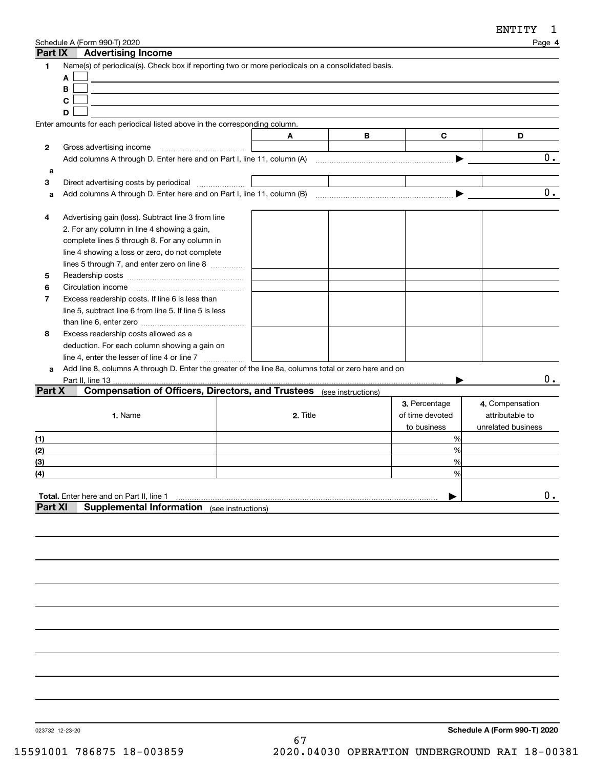ENTITY 1

Schedule A (Form 990-T) 2020

## Part IX Advertising Income

**1** Name(s) of periodical(s). Check box if reporting two or more periodicals on a consolidated basis.

- A ☐
- B ☐
- C ☐
- D ☐

Enter amounts for each periodical listed above in the corresponding column.

| | | A | B | C | D |
|---|---|---|---|---|---|
| 2 | Gross advertising income | | | | |
| | Add columns A through D. Enter here and on Part I, line 11, column (A) | | | ▶ | 0. |
| a | | | | | |
| 3 | Direct advertising costs by periodical | | | | |
| a | Add columns A through D. Enter here and on Part I, line 11, column (B) | | | ▶ | 0. |
| 4 | Advertising gain (loss). Subtract line 3 from line 2. For any column in line 4 showing a gain, complete lines 5 through 8. For any column in line 4 showing a loss or zero, do not complete lines 5 through 7, and enter zero on line 8 | | | | |
| 5 | Readership costs | | | | |
| 6 | Circulation income | | | | |
| 7 | Excess readership costs. If line 6 is less than line 5, subtract line 6 from line 5. If line 5 is less than line 6, enter zero | | | | |
| 8 | Excess readership costs allowed as a deduction. For each column showing a gain on line 4, enter the lesser of line 4 or line 7 | | | | |
| a | Add line 8, columns A through D. Enter the greater of the line 8a, columns total or zero here and on Part II, line 13 | | | ▶ | 0. |

## Part X Compensation of Officers, Directors, and Trustees (see instructions)

| | 1. Name | 2. Title | 3. Percentage of time devoted to business | 4. Compensation attributable to unrelated business |
|---|---|---|---|---|
| (1) | | | % | |
| (2) | | | % | |
| (3) | | | % | |
| (4) | | | % | |
| **Total.** Enter here and on Part II, line 1 | | | ▶ | 0. |

## Part XI Supplemental Information (see instructions)

023732 12-23-20

**Schedule A (Form 990-T) 2020**

15591001 786875 18-003859 2020.04030 OPERATION UNDERGROUND RAI 18-00381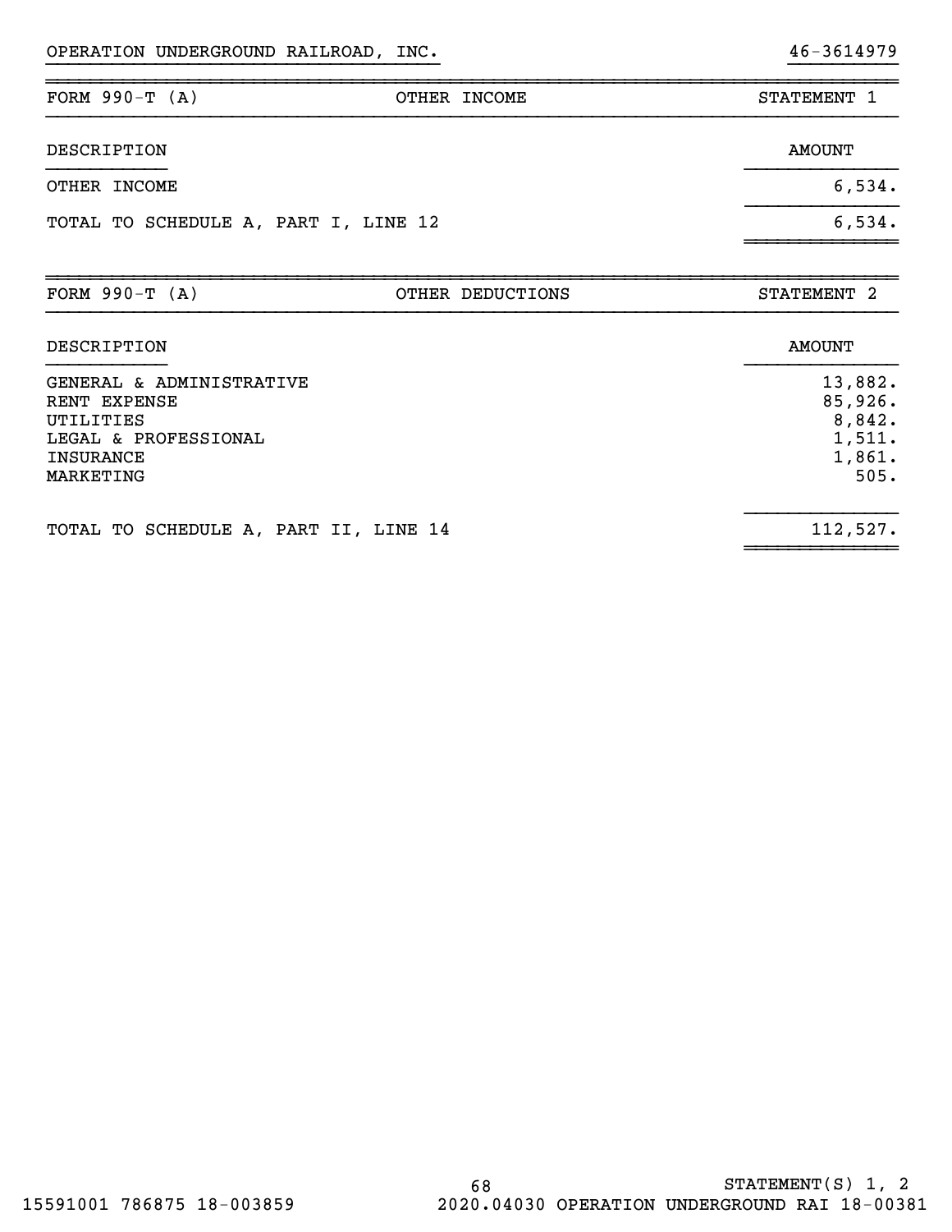OPERATION UNDERGROUND RAILROAD, INC. 46-3614979

| FORM 990-T (A) | OTHER INCOME | STATEMENT 1 |
|---|---|---|

| DESCRIPTION | AMOUNT |
|---|---|
| OTHER INCOME | 6,534. |
| TOTAL TO SCHEDULE A, PART I, LINE 12 | 6,534. |

| FORM 990-T (A) | OTHER DEDUCTIONS | STATEMENT 2 |
|---|---|---|

| DESCRIPTION | AMOUNT |
|---|---|
| GENERAL & ADMINISTRATIVE | 13,882. |
| RENT EXPENSE | 85,926. |
| UTILITIES | 8,842. |
| LEGAL & PROFESSIONAL | 1,511. |
| INSURANCE | 1,861. |
| MARKETING | 505. |
| TOTAL TO SCHEDULE A, PART II, LINE 14 | 112,527. |

STATEMENT(S) 1, 2

15591001 786875 18-003859 2020.04030 OPERATION UNDERGROUND RAI 18-00381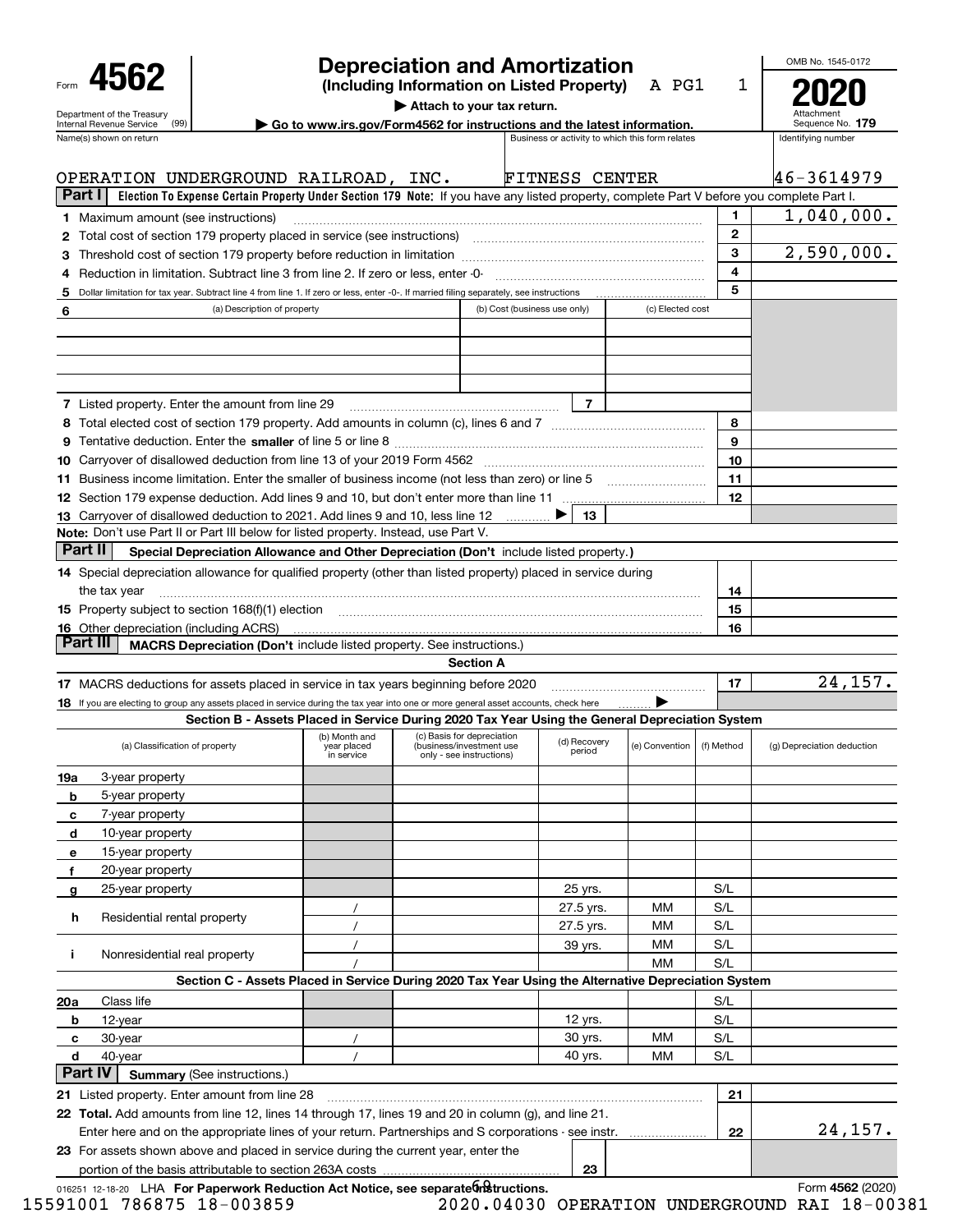Form **4562**

Department of the Treasury
Internal Revenue Service (99)

# Depreciation and Amortization

**(Including Information on Listed Property)** A PG1 1

▶ **Attach to your tax return.**

▶ **Go to www.irs.gov/Form4562 for instructions and the latest information.**

OMB No. 1545-0172

**2020**

Attachment Sequence No. **179**

| Name(s) shown on return | Business or activity to which this form relates | Identifying number |
|---|---|---|
| OPERATION UNDERGROUND RAILROAD, INC. | FITNESS CENTER | 46-3614979 |

**Part I** **Election To Expense Certain Property Under Section 179 Note:** If you have any listed property, complete Part V before you complete Part I.

| | | | |
|---|---|---|---|
| **1** | Maximum amount (see instructions) | 1 | 1,040,000. |
| **2** | Total cost of section 179 property placed in service (see instructions) | 2 | |
| **3** | Threshold cost of section 179 property before reduction in limitation | 3 | 2,590,000. |
| **4** | Reduction in limitation. Subtract line 3 from line 2. If zero or less, enter -0- | 4 | |
| **5** | Dollar limitation for tax year. Subtract line 4 from line 1. If zero or less, enter -0-. If married filing separately, see instructions | 5 | |

| **6** (a) Description of property | (b) Cost (business use only) | (c) Elected cost |
|---|---|---|
| | | |
| | | |
| | | |
| | | |

| | | | |
|---|---|---|---|
| **7** | Listed property. Enter the amount from line 29 | 7 | |
| **8** | Total elected cost of section 179 property. Add amounts in column (c), lines 6 and 7 | 8 | |
| **9** | Tentative deduction. Enter the **smaller** of line 5 or line 8 | 9 | |
| **10** | Carryover of disallowed deduction from line 13 of your 2019 Form 4562 | 10 | |
| **11** | Business income limitation. Enter the smaller of business income (not less than zero) or line 5 | 11 | |
| **12** | Section 179 expense deduction. Add lines 9 and 10, but don't enter more than line 11 | 12 | |
| **13** | Carryover of disallowed deduction to 2021. Add lines 9 and 10, less line 12 ▶ | 13 | |

**Note:** Don't use Part II or Part III below for listed property. Instead, use Part V.

**Part II** **Special Depreciation Allowance and Other Depreciation (Don't** include listed property.**)**

| | | | |
|---|---|---|---|
| **14** | Special depreciation allowance for qualified property (other than listed property) placed in service during the tax year | 14 | |
| **15** | Property subject to section 168(f)(1) election | 15 | |
| **16** | Other depreciation (including ACRS) | 16 | |

**Part III** **MACRS Depreciation (Don't** include listed property. See instructions.)

**Section A**

| | | | |
|---|---|---|---|
| **17** | MACRS deductions for assets placed in service in tax years beginning before 2020 | 17 | 24,157. |
| **18** | If you are electing to group any assets placed in service during the tax year into one or more general asset accounts, check here ▶ | | |

**Section B - Assets Placed in Service During 2020 Tax Year Using the General Depreciation System**

| (a) Classification of property | (b) Month and year placed in service | (c) Basis for depreciation (business/investment use only - see instructions) | (d) Recovery period | (e) Convention | (f) Method | (g) Depreciation deduction |
|---|---|---|---|---|---|---|
| **19a** 3-year property | | | | | | |
| **b** 5-year property | | | | | | |
| **c** 7-year property | | | | | | |
| **d** 10-year property | | | | | | |
| **e** 15-year property | | | | | | |
| **f** 20-year property | | | | | | |
| **g** 25-year property | | | 25 yrs. | | S/L | |
| **h** Residential rental property | / | | 27.5 yrs. | MM | S/L | |
| | / | | 27.5 yrs. | MM | S/L | |
| **i** Nonresidential real property | / | | 39 yrs. | MM | S/L | |
| | / | | | MM | S/L | |

**Section C - Assets Placed in Service During 2020 Tax Year Using the Alternative Depreciation System**

| | | | | | | |
|---|---|---|---|---|---|---|
| **20a** Class life | | | | | S/L | |
| **b** 12-year | | | 12 yrs. | | S/L | |
| **c** 30-year | / | | 30 yrs. | MM | S/L | |
| **d** 40-year | / | | 40 yrs. | MM | S/L | |

**Part IV** **Summary** (See instructions.)

| | | | |
|---|---|---|---|
| **21** | Listed property. Enter amount from line 28 | 21 | |
| **22** | **Total.** Add amounts from line 12, lines 14 through 17, lines 19 and 20 in column (g), and line 21. Enter here and on the appropriate lines of your return. Partnerships and S corporations - see instr. | 22 | 24,157. |
| **23** | For assets shown above and placed in service during the current year, enter the portion of the basis attributable to section 263A costs | 23 | |

016251 12-18-20 LHA **For Paperwork Reduction Act Notice, see separate instructions.** Form **4562** (2020)

15591001 786875 18-003859 2020.04030 OPERATION UNDERGROUND RAI 18-00381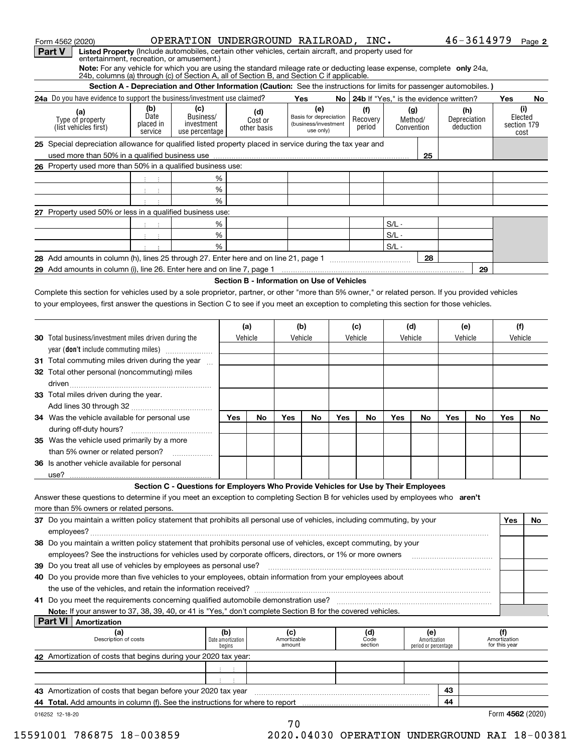Form 4562 (2020) OPERATION UNDERGROUND RAILROAD, INC. 46-3614979 Page 2

## Part V Listed Property (Include automobiles, certain other vehicles, certain aircraft, and property used for entertainment, recreation, or amusement.)

**Note:** For any vehicle for which you are using the standard mileage rate or deducting lease expense, complete **only** 24a, 24b, columns (a) through (c) of Section A, all of Section B, and Section C if applicable.

### Section A - Depreciation and Other Information (Caution: See the instructions for limits for passenger automobiles.)

**24a** Do you have evidence to support the business/investment use claimed? Yes No **24b** If "Yes," is the evidence written? Yes No

| (a) Type of property (list vehicles first) | (b) Date placed in service | (c) Business/ investment use percentage | (d) Cost or other basis | (e) Basis for depreciation (business/investment use only) | (f) Recovery period | (g) Method/ Convention | (h) Depreciation deduction | (i) Elected section 179 cost |
|---|---|---|---|---|---|---|---|---|
| **25** Special depreciation allowance for qualified listed property placed in service during the tax year and used more than 50% in a qualified business use | | | | | | 25 | | |
| **26** Property used more than 50% in a qualified business use: | | | | | | | | |
| | | % | | | | | | |
| | | % | | | | | | |
| | | % | | | | | | |
| **27** Property used 50% or less in a qualified business use: | | | | | | | | |
| | | % | | | | S/L - | | |
| | | % | | | | S/L - | | |
| | | % | | | | S/L - | | |
| **28** Add amounts in column (h), lines 25 through 27. Enter here and on line 21, page 1 | | | | | | 28 | | |
| **29** Add amounts in column (i), line 26. Enter here and on line 7, page 1 | | | | | | | 29 | |

### Section B - Information on Use of Vehicles

Complete this section for vehicles used by a sole proprietor, partner, or other "more than 5% owner," or related person. If you provided vehicles to your employees, first answer the questions in Section C to see if you meet an exception to completing this section for those vehicles.

| | (a) Vehicle | | (b) Vehicle | | (c) Vehicle | | (d) Vehicle | | (e) Vehicle | | (f) Vehicle | |
|---|---|---|---|---|---|---|---|---|---|---|---|---|
| **30** Total business/investment miles driven during the year (**don't** include commuting miles) | | | | | | | | | | | | |
| **31** Total commuting miles driven during the year | | | | | | | | | | | | |
| **32** Total other personal (noncommuting) miles driven | | | | | | | | | | | | |
| **33** Total miles driven during the year. Add lines 30 through 32 | | | | | | | | | | | | |
| | Yes | No | Yes | No | Yes | No | Yes | No | Yes | No | Yes | No |
| **34** Was the vehicle available for personal use during off-duty hours? | | | | | | | | | | | | |
| **35** Was the vehicle used primarily by a more than 5% owner or related person? | | | | | | | | | | | | |
| **36** Is another vehicle available for personal use? | | | | | | | | | | | | |

### Section C - Questions for Employers Who Provide Vehicles for Use by Their Employees

Answer these questions to determine if you meet an exception to completing Section B for vehicles used by employees who **aren't** more than 5% owners or related persons.

| | Yes | No |
|---|---|---|
| **37** Do you maintain a written policy statement that prohibits all personal use of vehicles, including commuting, by your employees? | | |
| **38** Do you maintain a written policy statement that prohibits personal use of vehicles, except commuting, by your employees? See the instructions for vehicles used by corporate officers, directors, or 1% or more owners | | |
| **39** Do you treat all use of vehicles by employees as personal use? | | |
| **40** Do you provide more than five vehicles to your employees, obtain information from your employees about the use of the vehicles, and retain the information received? | | |
| **41** Do you meet the requirements concerning qualified automobile demonstration use? | | |

**Note:** If your answer to 37, 38, 39, 40, or 41 is "Yes," don't complete Section B for the covered vehicles.

## Part VI Amortization

| (a) Description of costs | (b) Date amortization begins | (c) Amortizable amount | (d) Code section | (e) Amortization period or percentage | (f) Amortization for this year |
|---|---|---|---|---|---|
| **42** Amortization of costs that begins during your 2020 tax year: | | | | | |
| | | | | | |
| | | | | | |
| **43** Amortization of costs that began before your 2020 tax year | | | | 43 | |
| **44** **Total.** Add amounts in column (f). See the instructions for where to report | | | | 44 | |

016252 12-18-20 Form **4562** (2020)

15591001 786875 18-003859 2020.04030 OPERATION UNDERGROUND RAI 18-00381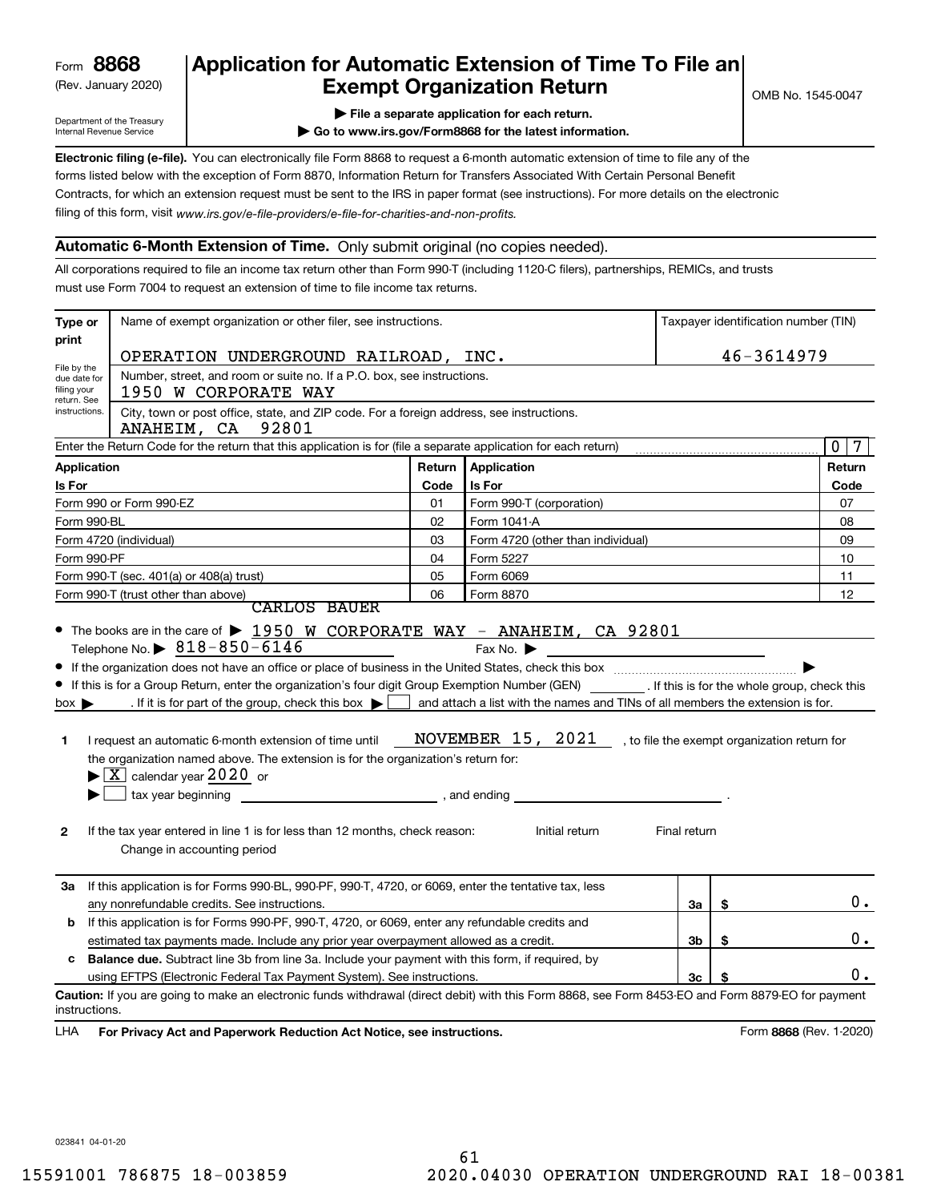Form **8868**
(Rev. January 2020)
Department of the Treasury
Internal Revenue Service

# Application for Automatic Extension of Time To File an Exempt Organization Return

▶ File a separate application for each return.
▶ Go to www.irs.gov/Form8868 for the latest information.

OMB No. 1545-0047

**Electronic filing (e-file).** You can electronically file Form 8868 to request a 6-month automatic extension of time to file any of the forms listed below with the exception of Form 8870, Information Return for Transfers Associated With Certain Personal Benefit Contracts, for which an extension request must be sent to the IRS in paper format (see instructions). For more details on the electronic filing of this form, visit *www.irs.gov/e-file-providers/e-file-for-charities-and-non-profits.*

## Automatic 6-Month Extension of Time. Only submit original (no copies needed).

All corporations required to file an income tax return other than Form 990-T (including 1120-C filers), partnerships, REMICs, and trusts must use Form 7004 to request an extension of time to file income tax returns.

**Type or print**

File by the due date for filing your return. See instructions.

Name of exempt organization or other filer, see instructions.
OPERATION UNDERGROUND RAILROAD, INC.

Taxpayer identification number (TIN)
46-3614979

Number, street, and room or suite no. If a P.O. box, see instructions.
1950 W CORPORATE WAY

City, town or post office, state, and ZIP code. For a foreign address, see instructions.
ANAHEIM, CA 92801

Enter the Return Code for the return that this application is for (file a separate application for each return) ..... 0 7

| Application Is For | Return Code | Application Is For | Return Code |
|---|---|---|---|
| Form 990 or Form 990-EZ | 01 | Form 990-T (corporation) | 07 |
| Form 990-BL | 02 | Form 1041-A | 08 |
| Form 4720 (individual) | 03 | Form 4720 (other than individual) | 09 |
| Form 990-PF | 04 | Form 5227 | 10 |
| Form 990-T (sec. 401(a) or 408(a) trust) | 05 | Form 6069 | 11 |
| Form 990-T (trust other than above) | 06 | Form 8870 | 12 |

- The books are in the care of ▶ CARLOS BAUER 1950 W CORPORATE WAY - ANAHEIM, CA 92801
  Telephone No. ▶ 818-850-6146 Fax No. ▶
- If the organization does not have an office or place of business in the United States, check this box ..... ▶
- If this is for a Group Return, enter the organization's four digit Group Exemption Number (GEN) ______ . If this is for the whole group, check this box ▶ ☐ . If it is for part of the group, check this box ▶ ☐ and attach a list with the names and TINs of all members the extension is for.

**1** I request an automatic 6-month extension of time until NOVEMBER 15, 2021 , to file the exempt organization return for the organization named above. The extension is for the organization's return for:
▶ ☒ calendar year 2020 or
▶ ☐ tax year beginning ______________ , and ending ______________ .

**2** If the tax year entered in line 1 is for less than 12 months, check reason: ☐ Initial return ☐ Final return ☐ Change in accounting period

| | | | |
|---|---|---|---|
| **3a** | If this application is for Forms 990-BL, 990-PF, 990-T, 4720, or 6069, enter the tentative tax, less any nonrefundable credits. See instructions. | 3a | $ 0. |
| **b** | If this application is for Forms 990-PF, 990-T, 4720, or 6069, enter any refundable credits and estimated tax payments made. Include any prior year overpayment allowed as a credit. | 3b | $ 0. |
| **c** | **Balance due.** Subtract line 3b from line 3a. Include your payment with this form, if required, by using EFTPS (Electronic Federal Tax Payment System). See instructions. | 3c | $ 0. |

**Caution:** If you are going to make an electronic funds withdrawal (direct debit) with this Form 8868, see Form 8453-EO and Form 8879-EO for payment instructions.

LHA **For Privacy Act and Paperwork Reduction Act Notice, see instructions.** Form **8868** (Rev. 1-2020)

023841 04-01-20

15591001 786875 18-003859 2020.04030 OPERATION UNDERGROUND RAI 18-00381